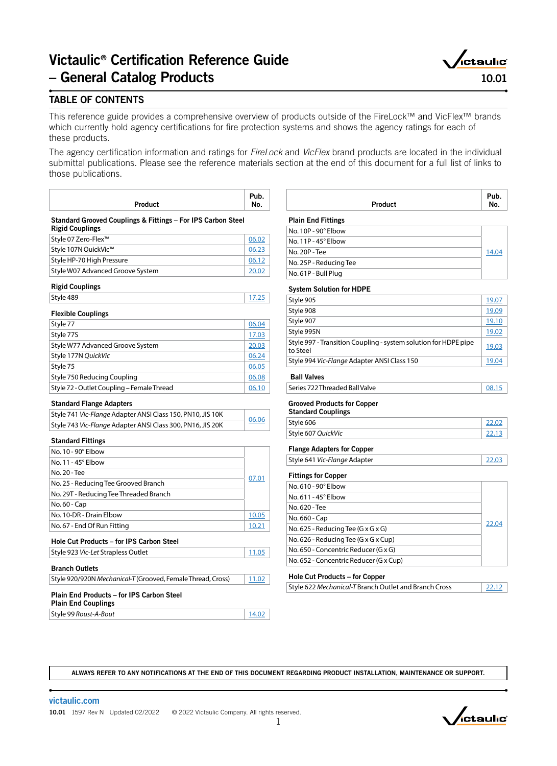# Victaulic® Certification Reference Guide – General Catalog Products

10.01

## TABLE OF CONTENTS

This reference guide provides a comprehensive overview of products outside of the FireLock™ and VicFlex™ brands which currently hold agency certifications for fire protection systems and shows the agency ratings for each of these products.

The agency certification information and ratings for *FireLock* and *VicFlex* brand products are located in the individual submittal publications. Please see the reference materials section at the end of this document for a full list of links to those publications.

| Product | Pub. No. |
|---|---|
| **Standard Grooved Couplings & Fittings – For IPS Carbon Steel** | |
| **Rigid Couplings** | |
| Style 07 Zero-Flex™ | 06.02 |
| Style 107N QuickVic™ | 06.23 |
| Style HP-70 High Pressure | 06.12 |
| Style W07 Advanced Groove System | 20.02 |
| **Rigid Couplings** | |
| Style 489 | 17.25 |
| **Flexible Couplings** | |
| Style 77 | 06.04 |
| Style 77S | 17.03 |
| Style W77 Advanced Groove System | 20.03 |
| Style 177N *QuickVic* | 06.24 |
| Style 75 | 06.05 |
| Style 750 Reducing Coupling | 06.08 |
| Style 72 - Outlet Coupling – Female Thread | 06.10 |
| **Standard Flange Adapters** | |
| Style 741 *Vic-Flange* Adapter ANSI Class 150, PN10, JIS 10K | 06.06 |
| Style 743 *Vic-Flange* Adapter ANSI Class 300, PN16, JIS 20K | 06.06 |
| **Standard Fittings** | |
| No. 10 - 90° Elbow | 07.01 |
| No. 11 - 45° Elbow | 07.01 |
| No. 20 - Tee | 07.01 |
| No. 25 - Reducing Tee Grooved Branch | 07.01 |
| No. 29T - Reducing Tee Threaded Branch | 07.01 |
| No. 60 - Cap | 07.01 |
| No. 10-DR - Drain Elbow | 10.05 |
| No. 67 - End Of Run Fitting | 10.21 |
| **Hole Cut Products – for IPS Carbon Steel** | |
| Style 923 *Vic-Let* Strapless Outlet | 11.05 |
| **Branch Outlets** | |
| Style 920/920N *Mechanical-T* (Grooved, Female Thread, Cross) | 11.02 |
| **Plain End Products – for IPS Carbon Steel** | |
| **Plain End Couplings** | |
| Style 99 *Roust-A-Bout* | 14.02 |

| Product | Pub. No. |
|---|---|
| **Plain End Fittings** | |
| No. 10P - 90° Elbow | 14.04 |
| No. 11P - 45° Elbow | 14.04 |
| No. 20P - Tee | 14.04 |
| No. 25P - Reducing Tee | 14.04 |
| No. 61P - Bull Plug | 14.04 |
| **System Solution for HDPE** | |
| Style 905 | 19.07 |
| Style 908 | 19.09 |
| Style 907 | 19.10 |
| Style 995N | 19.02 |
| Style 997 - Transition Coupling - system solution for HDPE pipe to Steel | 19.03 |
| Style 994 *Vic-Flange* Adapter ANSI Class 150 | 19.04 |
| **Ball Valves** | |
| Series 722 Threaded Ball Valve | 08.15 |
| **Grooved Products for Copper** | |
| **Standard Couplings** | |
| Style 606 | 22.02 |
| Style 607 *QuickVic* | 22.13 |
| **Flange Adapters for Copper** | |
| Style 641 *Vic-Flange* Adapter | 22.03 |
| **Fittings for Copper** | |
| No. 610 - 90° Elbow | 22.04 |
| No. 611 - 45° Elbow | 22.04 |
| No. 620 - Tee | 22.04 |
| No. 660 - Cap | 22.04 |
| No. 625 - Reducing Tee (G x G x G) | 22.04 |
| No. 626 - Reducing Tee (G x G x Cup) | 22.04 |
| No. 650 - Concentric Reducer (G x G) | 22.04 |
| No. 652 - Concentric Reducer (G x Cup) | 22.04 |
| **Hole Cut Products – for Copper** | |
| Style 622 *Mechanical-T* Branch Outlet and Branch Cross | 22.12 |

**ALWAYS REFER TO ANY NOTIFICATIONS AT THE END OF THIS DOCUMENT REGARDING PRODUCT INSTALLATION, MAINTENANCE OR SUPPORT.**

victaulic.com

10.01 1597 Rev N Updated 02/2022 © 2022 Victaulic Company. All rights reserved.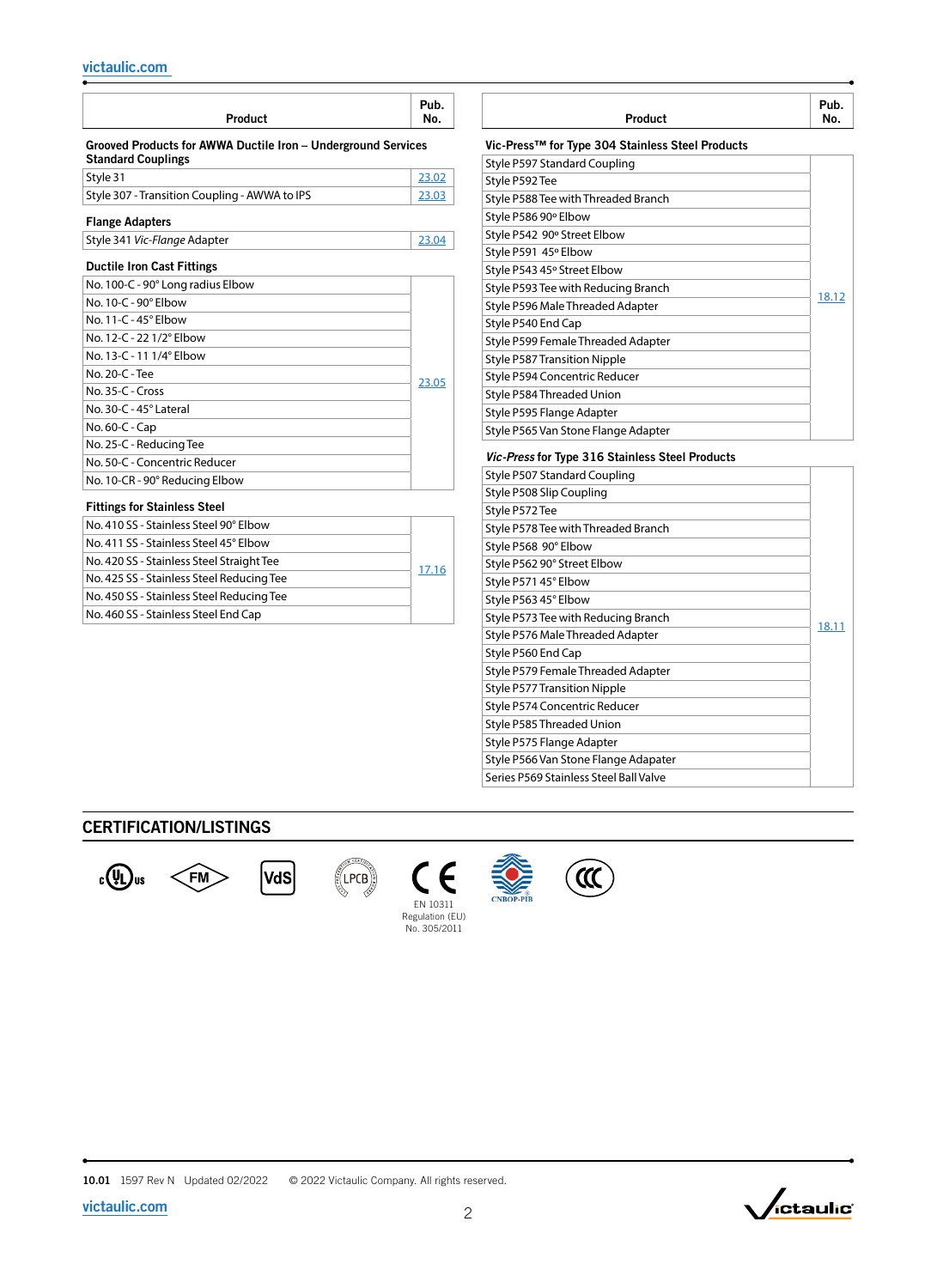| Product | Pub. No. |
|---|---|
| **Grooved Products for AWWA Ductile Iron – Underground Services** | |
| **Standard Couplings** | |
| Style 31 | 23.02 |
| Style 307 - Transition Coupling - AWWA to IPS | 23.03 |
| **Flange Adapters** | |
| Style 341 *Vic-Flange* Adapter | 23.04 |
| **Ductile Iron Cast Fittings** | |
| No. 100-C - 90° Long radius Elbow | 23.05 |
| No. 10-C - 90° Elbow | |
| No. 11-C - 45° Elbow | |
| No. 12-C - 22 1/2° Elbow | |
| No. 13-C - 11 1/4° Elbow | |
| No. 20-C - Tee | |
| No. 35-C - Cross | |
| No. 30-C - 45° Lateral | |
| No. 60-C - Cap | |
| No. 25-C - Reducing Tee | |
| No. 50-C - Concentric Reducer | |
| No. 10-CR - 90° Reducing Elbow | |
| **Fittings for Stainless Steel** | |
| No. 410 SS - Stainless Steel 90° Elbow | 17.16 |
| No. 411 SS - Stainless Steel 45° Elbow | |
| No. 420 SS - Stainless Steel Straight Tee | |
| No. 425 SS - Stainless Steel Reducing Tee | |
| No. 450 SS - Stainless Steel Reducing Tee | |
| No. 460 SS - Stainless Steel End Cap | |

| Product | Pub. No. |
|---|---|
| **Vic-Press™ for Type 304 Stainless Steel Products** | |
| Style P597 Standard Coupling | 18.12 |
| Style P592 Tee | |
| Style P588 Tee with Threaded Branch | |
| Style P586 90º Elbow | |
| Style P542 90º Street Elbow | |
| Style P591 45º Elbow | |
| Style P543 45º Street Elbow | |
| Style P593 Tee with Reducing Branch | |
| Style P596 Male Threaded Adapter | |
| Style P540 End Cap | |
| Style P599 Female Threaded Adapter | |
| Style P587 Transition Nipple | |
| Style P594 Concentric Reducer | |
| Style P584 Threaded Union | |
| Style P595 Flange Adapter | |
| Style P565 Van Stone Flange Adapter | |
| ***Vic-Press* for Type 316 Stainless Steel Products** | |
| Style P507 Standard Coupling | 18.11 |
| Style P508 Slip Coupling | |
| Style P572 Tee | |
| Style P578 Tee with Threaded Branch | |
| Style P568 90° Elbow | |
| Style P562 90° Street Elbow | |
| Style P571 45° Elbow | |
| Style P563 45° Elbow | |
| Style P573 Tee with Reducing Branch | |
| Style P576 Male Threaded Adapter | |
| Style P560 End Cap | |
| Style P579 Female Threaded Adapter | |
| Style P577 Transition Nipple | |
| Style P574 Concentric Reducer | |
| Style P585 Threaded Union | |
| Style P575 Flange Adapter | |
| Style P566 Van Stone Flange Adapater | |
| Series P569 Stainless Steel Ball Valve | |

## CERTIFICATION/LISTINGS

EN 10311
Regulation (EU)
No. 305/2011

10.01 1597 Rev N Updated 02/2022 © 2022 Victaulic Company. All rights reserved.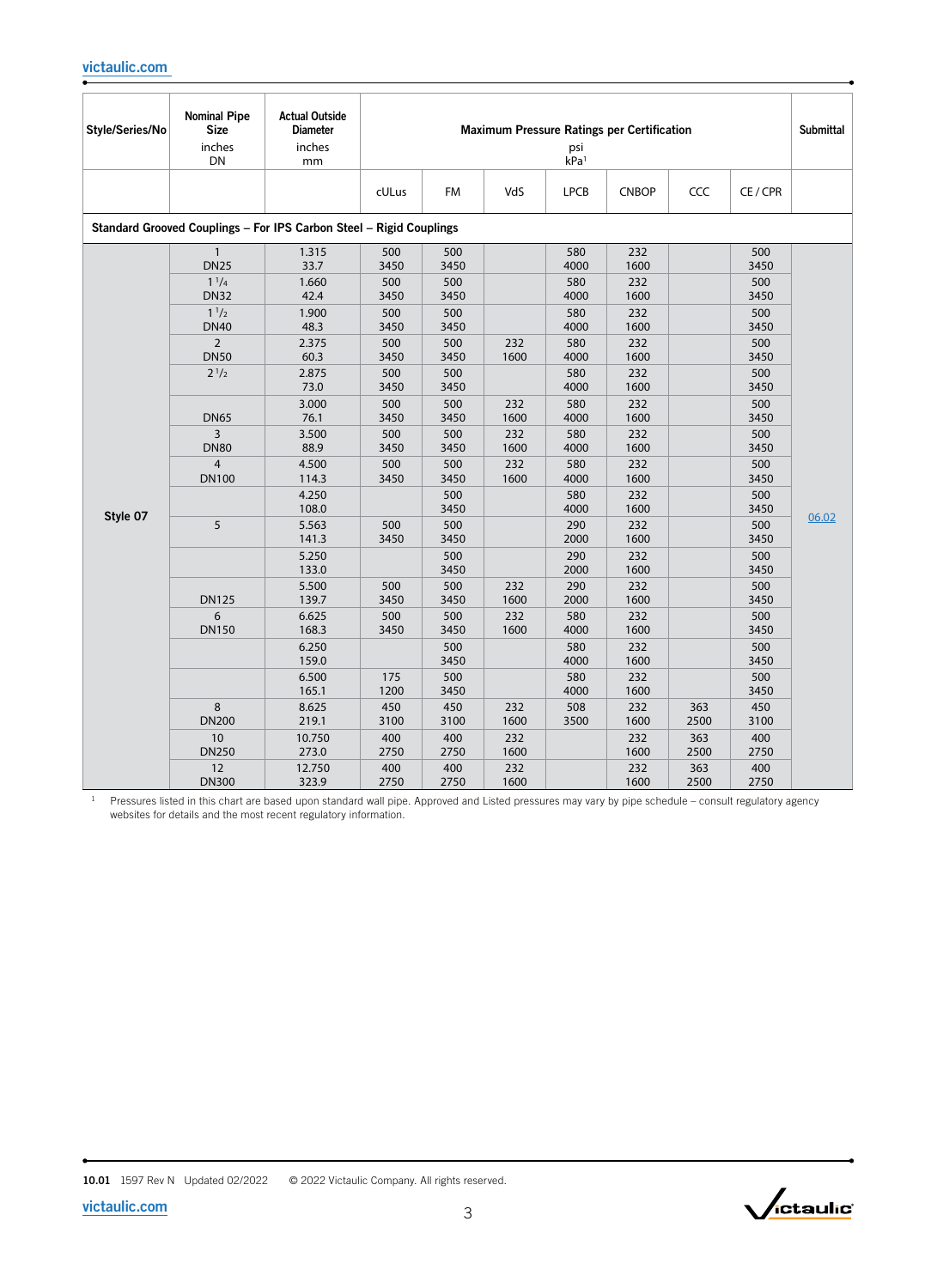| Style/Series/No | Nominal Pipe Size inches DN | Actual Outside Diameter inches mm | Maximum Pressure Ratings per Certification psi kPa[1] | | | | | | | Submittal |
|---|---|---|---|---|---|---|---|---|---|---|
| | | | cULus | FM | VdS | LPCB | CNBOP | CCC | CE / CPR | |
| **Standard Grooved Couplings – For IPS Carbon Steel – Rigid Couplings** | | | | | | | | | | |
| Style 07 | 1 DN25 | 1.315 33.7 | 500 3450 | 500 3450 | | 580 4000 | 232 1600 | | 500 3450 | 06.02 |
| | 1 1/4 DN32 | 1.660 42.4 | 500 3450 | 500 3450 | | 580 4000 | 232 1600 | | 500 3450 | |
| | 1 1/2 DN40 | 1.900 48.3 | 500 3450 | 500 3450 | | 580 4000 | 232 1600 | | 500 3450 | |
| | 2 DN50 | 2.375 60.3 | 500 3450 | 500 3450 | 232 1600 | 580 4000 | 232 1600 | | 500 3450 | |
| | 2 1/2 | 2.875 73.0 | 500 3450 | 500 3450 | | 580 4000 | 232 1600 | | 500 3450 | |
| | DN65 | 3.000 76.1 | 500 3450 | 500 3450 | 232 1600 | 580 4000 | 232 1600 | | 500 3450 | |
| | 3 DN80 | 3.500 88.9 | 500 3450 | 500 3450 | 232 1600 | 580 4000 | 232 1600 | | 500 3450 | |
| | 4 DN100 | 4.500 114.3 | 500 3450 | 500 3450 | 232 1600 | 580 4000 | 232 1600 | | 500 3450 | |
| | | 4.250 108.0 | | 500 3450 | | 580 4000 | 232 1600 | | 500 3450 | |
| | 5 | 5.563 141.3 | 500 3450 | 500 3450 | | 290 2000 | 232 1600 | | 500 3450 | |
| | | 5.250 133.0 | | 500 3450 | | 290 2000 | 232 1600 | | 500 3450 | |
| | DN125 | 5.500 139.7 | 500 3450 | 500 3450 | 232 1600 | 290 2000 | 232 1600 | | 500 3450 | |
| | 6 DN150 | 6.625 168.3 | 500 3450 | 500 3450 | 232 1600 | 580 4000 | 232 1600 | | 500 3450 | |
| | | 6.250 159.0 | | 500 3450 | | 580 4000 | 232 1600 | | 500 3450 | |
| | | 6.500 165.1 | 175 1200 | 500 3450 | | 580 4000 | 232 1600 | | 500 3450 | |
| | 8 DN200 | 8.625 219.1 | 450 3100 | 450 3100 | 232 1600 | 508 3500 | 232 1600 | 363 2500 | 450 3100 | |
| | 10 DN250 | 10.750 273.0 | 400 2750 | 400 2750 | 232 1600 | | 232 1600 | 363 2500 | 400 2750 | |
| | 12 DN300 | 12.750 323.9 | 400 2750 | 400 2750 | 232 1600 | | 232 1600 | 363 2500 | 400 2750 | |

[1] Pressures listed in this chart are based upon standard wall pipe. Approved and Listed pressures may vary by pipe schedule – consult regulatory agency websites for details and the most recent regulatory information.

**10.01** 1597 Rev N Updated 02/2022 © 2022 Victaulic Company. All rights reserved.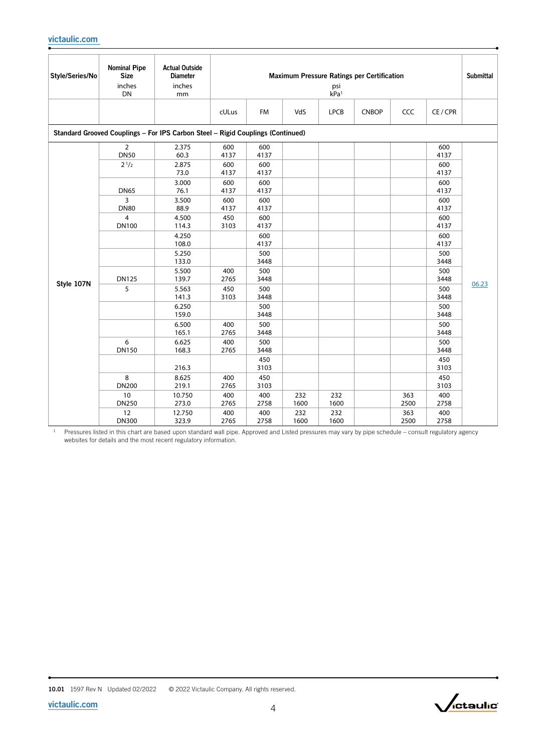| Style/Series/No | Nominal Pipe Size inches DN | Actual Outside Diameter inches mm | Maximum Pressure Ratings per Certification psi kPa[1] | | | | | | | Submittal |
|---|---|---|---|---|---|---|---|---|---|---|
| | | | cULus | FM | VdS | LPCB | CNBOP | CCC | CE / CPR | |
| **Standard Grooved Couplings – For IPS Carbon Steel – Rigid Couplings (Continued)** | | | | | | | | | | |
| Style 107N | 2 DN50 | 2.375 60.3 | 600 4137 | 600 4137 | | | | | 600 4137 | 06.23 |
| | 2 1/2 | 2.875 73.0 | 600 4137 | 600 4137 | | | | | 600 4137 | |
| | DN65 | 3.000 76.1 | 600 4137 | 600 4137 | | | | | 600 4137 | |
| | 3 DN80 | 3.500 88.9 | 600 4137 | 600 4137 | | | | | 600 4137 | |
| | 4 DN100 | 4.500 114.3 | 450 3103 | 600 4137 | | | | | 600 4137 | |
| | | 4.250 108.0 | | 600 4137 | | | | | 600 4137 | |
| | | 5.250 133.0 | | 500 3448 | | | | | 500 3448 | |
| | DN125 | 5.500 139.7 | 400 2765 | 500 3448 | | | | | 500 3448 | |
| | 5 | 5.563 141.3 | 450 3103 | 500 3448 | | | | | 500 3448 | |
| | | 6.250 159.0 | | 500 3448 | | | | | 500 3448 | |
| | | 6.500 165.1 | 400 2765 | 500 3448 | | | | | 500 3448 | |
| | 6 DN150 | 6.625 168.3 | 400 2765 | 500 3448 | | | | | 500 3448 | |
| | | 216.3 | | 450 3103 | | | | | 450 3103 | |
| | 8 DN200 | 8.625 219.1 | 400 2765 | 450 3103 | | | | | 450 3103 | |
| | 10 DN250 | 10.750 273.0 | 400 2765 | 400 2758 | 232 1600 | 232 1600 | | 363 2500 | 400 2758 | |
| | 12 DN300 | 12.750 323.9 | 400 2765 | 400 2758 | 232 1600 | 232 1600 | | 363 2500 | 400 2758 | |

[1] Pressures listed in this chart are based upon standard wall pipe. Approved and Listed pressures may vary by pipe schedule – consult regulatory agency websites for details and the most recent regulatory information.

10.01 1597 Rev N Updated 02/2022 © 2022 Victaulic Company. All rights reserved.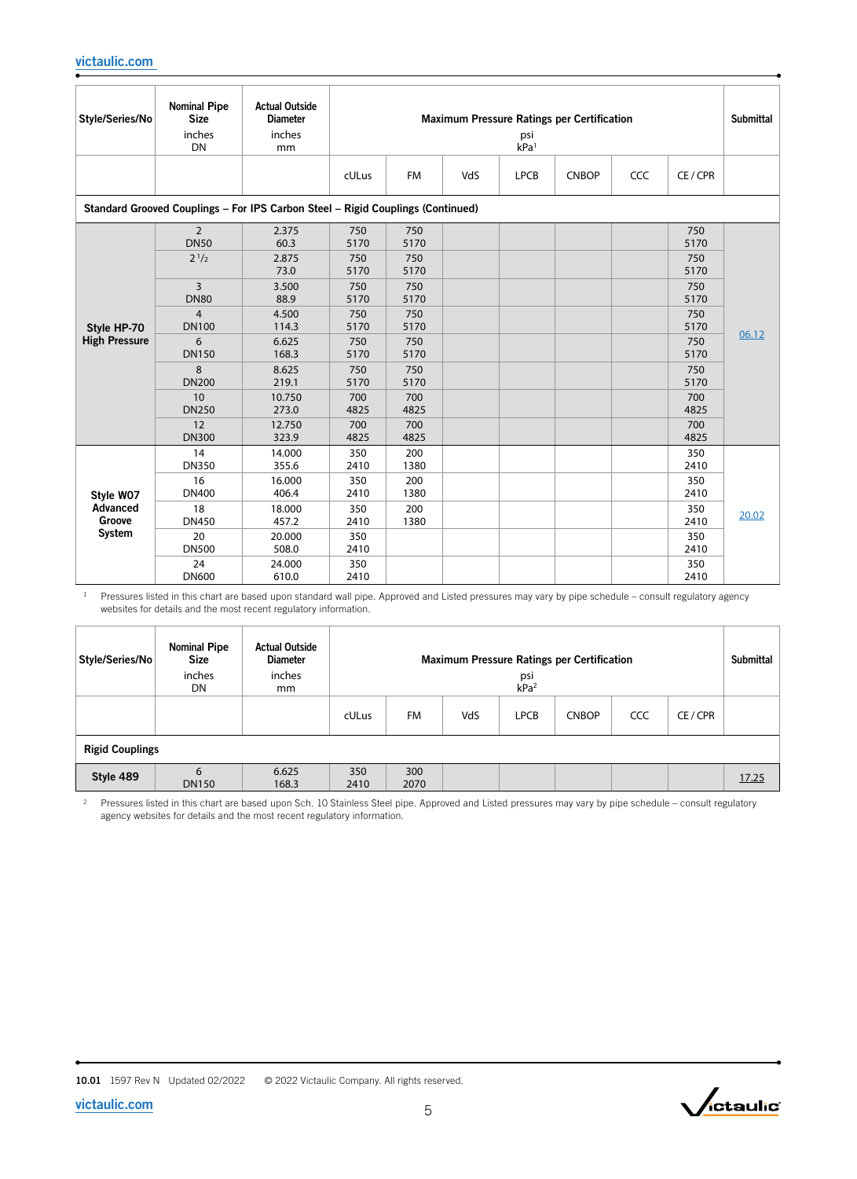| Style/Series/No | Nominal Pipe Size inches DN | Actual Outside Diameter inches mm | Maximum Pressure Ratings per Certification psi kPa[1] | | | | | | | Submittal |
|---|---|---|---|---|---|---|---|---|---|---|
| | | | cULus | FM | VdS | LPCB | CNBOP | CCC | CE / CPR | |
| **Standard Grooved Couplings – For IPS Carbon Steel – Rigid Couplings (Continued)** | | | | | | | | | | |
| **Style HP-70 High Pressure** | 2 DN50 | 2.375 60.3 | 750 5170 | 750 5170 | | | | | 750 5170 | 06.12 |
| | 2 1/2 | 2.875 73.0 | 750 5170 | 750 5170 | | | | | 750 5170 | |
| | 3 DN80 | 3.500 88.9 | 750 5170 | 750 5170 | | | | | 750 5170 | |
| | 4 DN100 | 4.500 114.3 | 750 5170 | 750 5170 | | | | | 750 5170 | |
| | 6 DN150 | 6.625 168.3 | 750 5170 | 750 5170 | | | | | 750 5170 | |
| | 8 DN200 | 8.625 219.1 | 750 5170 | 750 5170 | | | | | 750 5170 | |
| | 10 DN250 | 10.750 273.0 | 700 4825 | 700 4825 | | | | | 700 4825 | |
| | 12 DN300 | 12.750 323.9 | 700 4825 | 700 4825 | | | | | 700 4825 | |
| **Style W07 Advanced Groove System** | 14 DN350 | 14.000 355.6 | 350 2410 | 200 1380 | | | | | 350 2410 | 20.02 |
| | 16 DN400 | 16.000 406.4 | 350 2410 | 200 1380 | | | | | 350 2410 | |
| | 18 DN450 | 18.000 457.2 | 350 2410 | 200 1380 | | | | | 350 2410 | |
| | 20 DN500 | 20.000 508.0 | 350 2410 | | | | | | 350 2410 | |
| | 24 DN600 | 24.000 610.0 | 350 2410 | | | | | | 350 2410 | |

[1] Pressures listed in this chart are based upon standard wall pipe. Approved and Listed pressures may vary by pipe schedule – consult regulatory agency websites for details and the most recent regulatory information.

| Style/Series/No | Nominal Pipe Size inches DN | Actual Outside Diameter inches mm | Maximum Pressure Ratings per Certification psi kPa[2] | | | | | | | Submittal |
|---|---|---|---|---|---|---|---|---|---|---|
| | | | cULus | FM | VdS | LPCB | CNBOP | CCC | CE / CPR | |
| **Rigid Couplings** | | | | | | | | | | |
| **Style 489** | 6 DN150 | 6.625 168.3 | 350 2410 | 300 2070 | | | | | | 17.25 |

[2] Pressures listed in this chart are based upon Sch. 10 Stainless Steel pipe. Approved and Listed pressures may vary by pipe schedule – consult regulatory agency websites for details and the most recent regulatory information.

10.01 1597 Rev N Updated 02/2022 © 2022 Victaulic Company. All rights reserved.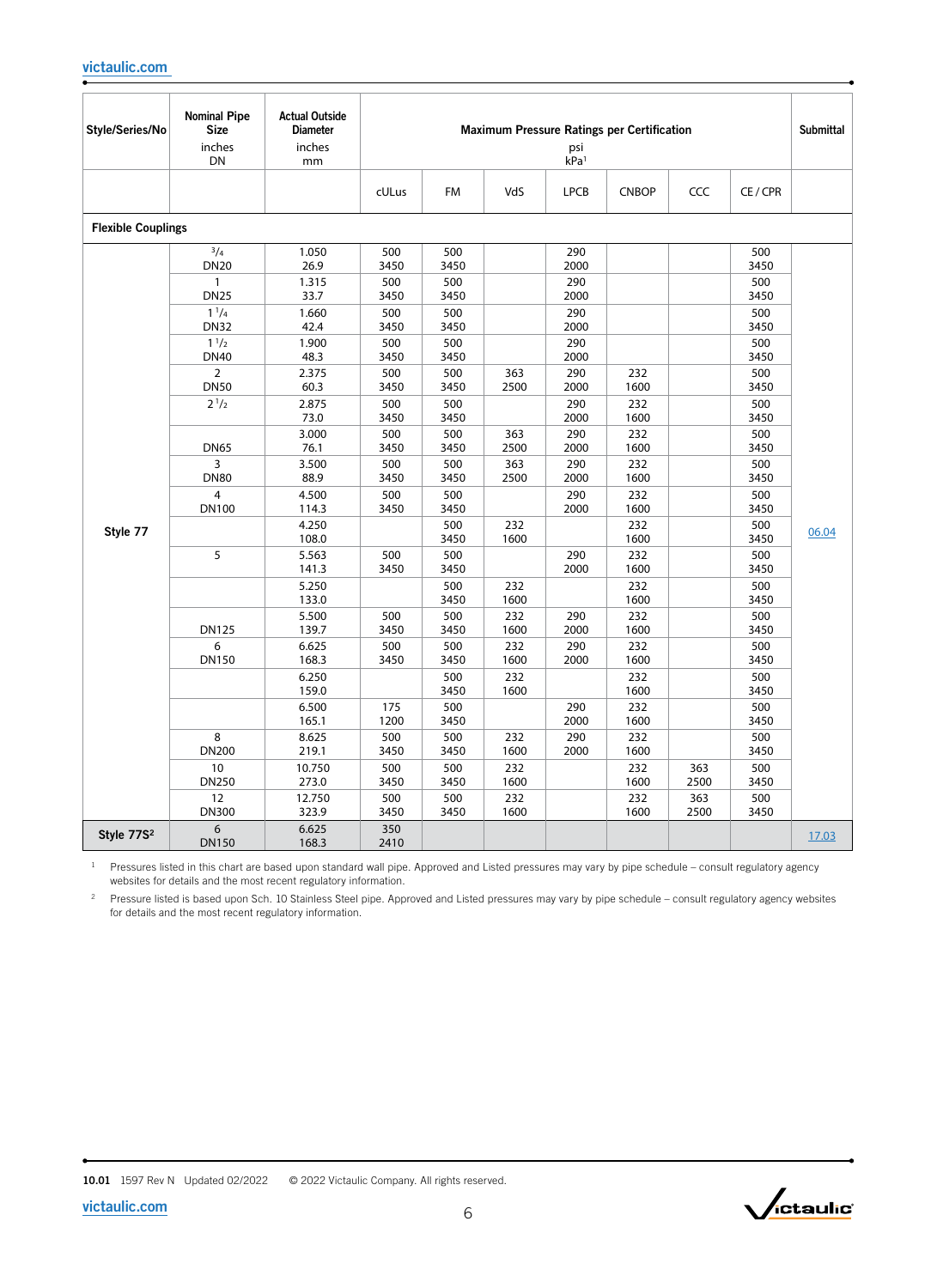| Style/Series/No | Nominal Pipe Size inches DN | Actual Outside Diameter inches mm | Maximum Pressure Ratings per Certification psi kPa[1] | | | | | | | Submittal |
|---|---|---|---|---|---|---|---|---|---|---|
| | | | cULus | FM | VdS | LPCB | CNBOP | CCC | CE / CPR | |
| **Flexible Couplings** | | | | | | | | | | |
| Style 77 | 3/4 DN20 | 1.050 26.9 | 500 3450 | 500 3450 | | 290 2000 | | | 500 3450 | 06.04 |
| | 1 DN25 | 1.315 33.7 | 500 3450 | 500 3450 | | 290 2000 | | | 500 3450 | |
| | 1 1/4 DN32 | 1.660 42.4 | 500 3450 | 500 3450 | | 290 2000 | | | 500 3450 | |
| | 1 1/2 DN40 | 1.900 48.3 | 500 3450 | 500 3450 | | 290 2000 | | | 500 3450 | |
| | 2 DN50 | 2.375 60.3 | 500 3450 | 500 3450 | 363 2500 | 290 2000 | 232 1600 | | 500 3450 | |
| | 2 1/2 | 2.875 73.0 | 500 3450 | 500 3450 | | 290 2000 | 232 1600 | | 500 3450 | |
| | DN65 | 3.000 76.1 | 500 3450 | 500 3450 | 363 2500 | 290 2000 | 232 1600 | | 500 3450 | |
| | 3 DN80 | 3.500 88.9 | 500 3450 | 500 3450 | 363 2500 | 290 2000 | 232 1600 | | 500 3450 | |
| | 4 DN100 | 4.500 114.3 | 500 3450 | 500 3450 | | 290 2000 | 232 1600 | | 500 3450 | |
| | | 4.250 108.0 | | 500 3450 | 232 1600 | | 232 1600 | | 500 3450 | |
| | 5 | 5.563 141.3 | 500 3450 | 500 3450 | | 290 2000 | 232 1600 | | 500 3450 | |
| | | 5.250 133.0 | | 500 3450 | 232 1600 | | 232 1600 | | 500 3450 | |
| | DN125 | 5.500 139.7 | 500 3450 | 500 3450 | 232 1600 | 290 2000 | 232 1600 | | 500 3450 | |
| | 6 DN150 | 6.625 168.3 | 500 3450 | 500 3450 | 232 1600 | 290 2000 | 232 1600 | | 500 3450 | |
| | | 6.250 159.0 | | 500 3450 | 232 1600 | | 232 1600 | | 500 3450 | |
| | | 6.500 165.1 | 175 1200 | 500 3450 | | 290 2000 | 232 1600 | | 500 3450 | |
| | 8 DN200 | 8.625 219.1 | 500 3450 | 500 3450 | 232 1600 | 290 2000 | 232 1600 | | 500 3450 | |
| | 10 DN250 | 10.750 273.0 | 500 3450 | 500 3450 | 232 1600 | | 232 1600 | 363 2500 | 500 3450 | |
| | 12 DN300 | 12.750 323.9 | 500 3450 | 500 3450 | 232 1600 | | 232 1600 | 363 2500 | 500 3450 | |
| Style 77S[2] | 6 DN150 | 6.625 168.3 | 350 2410 | | | | | | | 17.03 |

[1] Pressures listed in this chart are based upon standard wall pipe. Approved and Listed pressures may vary by pipe schedule – consult regulatory agency websites for details and the most recent regulatory information.

[2] Pressure listed is based upon Sch. 10 Stainless Steel pipe. Approved and Listed pressures may vary by pipe schedule – consult regulatory agency websites for details and the most recent regulatory information.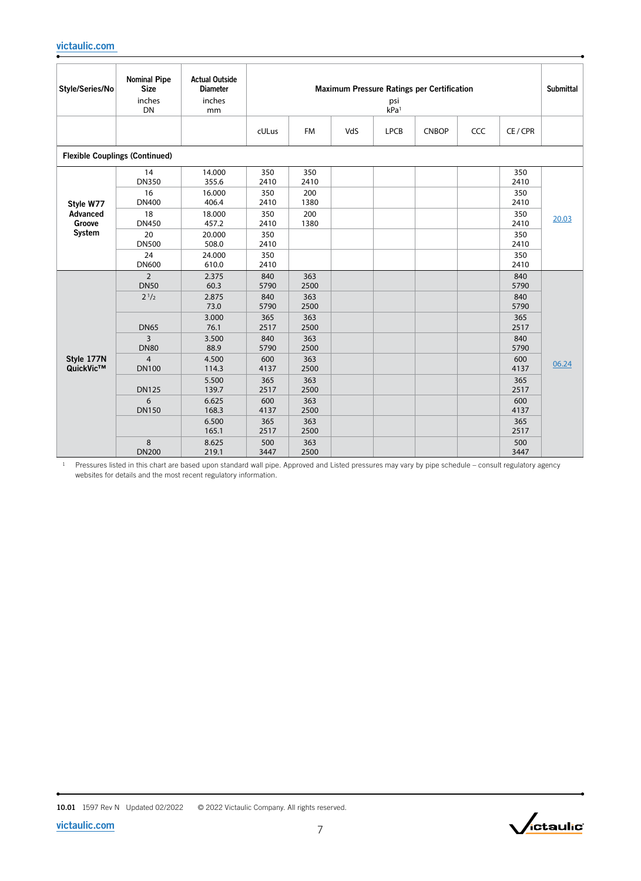| Style/Series/No | Nominal Pipe Size inches DN | Actual Outside Diameter inches mm | Maximum Pressure Ratings per Certification psi kPa[1] | | | | | | | Submittal |
|---|---|---|---|---|---|---|---|---|---|---|
| | | | cULus | FM | VdS | LPCB | CNBOP | CCC | CE / CPR | |
| **Flexible Couplings (Continued)** | | | | | | | | | | |
| **Style W77 Advanced Groove System** | 14 DN350 | 14.000 355.6 | 350 2410 | 350 2410 | | | | | 350 2410 | 20.03 |
| | 16 DN400 | 16.000 406.4 | 350 2410 | 200 1380 | | | | | 350 2410 | |
| | 18 DN450 | 18.000 457.2 | 350 2410 | 200 1380 | | | | | 350 2410 | |
| | 20 DN500 | 20.000 508.0 | 350 2410 | | | | | | 350 2410 | |
| | 24 DN600 | 24.000 610.0 | 350 2410 | | | | | | 350 2410 | |
| **Style 177N QuickVic™** | 2 DN50 | 2.375 60.3 | 840 5790 | 363 2500 | | | | | 840 5790 | 06.24 |
| | 2 1/2 | 2.875 73.0 | 840 5790 | 363 2500 | | | | | 840 5790 | |
| | DN65 | 3.000 76.1 | 365 2517 | 363 2500 | | | | | 365 2517 | |
| | 3 DN80 | 3.500 88.9 | 840 5790 | 363 2500 | | | | | 840 5790 | |
| | 4 DN100 | 4.500 114.3 | 600 4137 | 363 2500 | | | | | 600 4137 | |
| | DN125 | 5.500 139.7 | 365 2517 | 363 2500 | | | | | 365 2517 | |
| | 6 DN150 | 6.625 168.3 | 600 4137 | 363 2500 | | | | | 600 4137 | |
| | | 6.500 165.1 | 365 2517 | 363 2500 | | | | | 365 2517 | |
| | 8 DN200 | 8.625 219.1 | 500 3447 | 363 2500 | | | | | 500 3447 | |

[1] Pressures listed in this chart are based upon standard wall pipe. Approved and Listed pressures may vary by pipe schedule – consult regulatory agency websites for details and the most recent regulatory information.

10.01 1597 Rev N Updated 02/2022 © 2022 Victaulic Company. All rights reserved.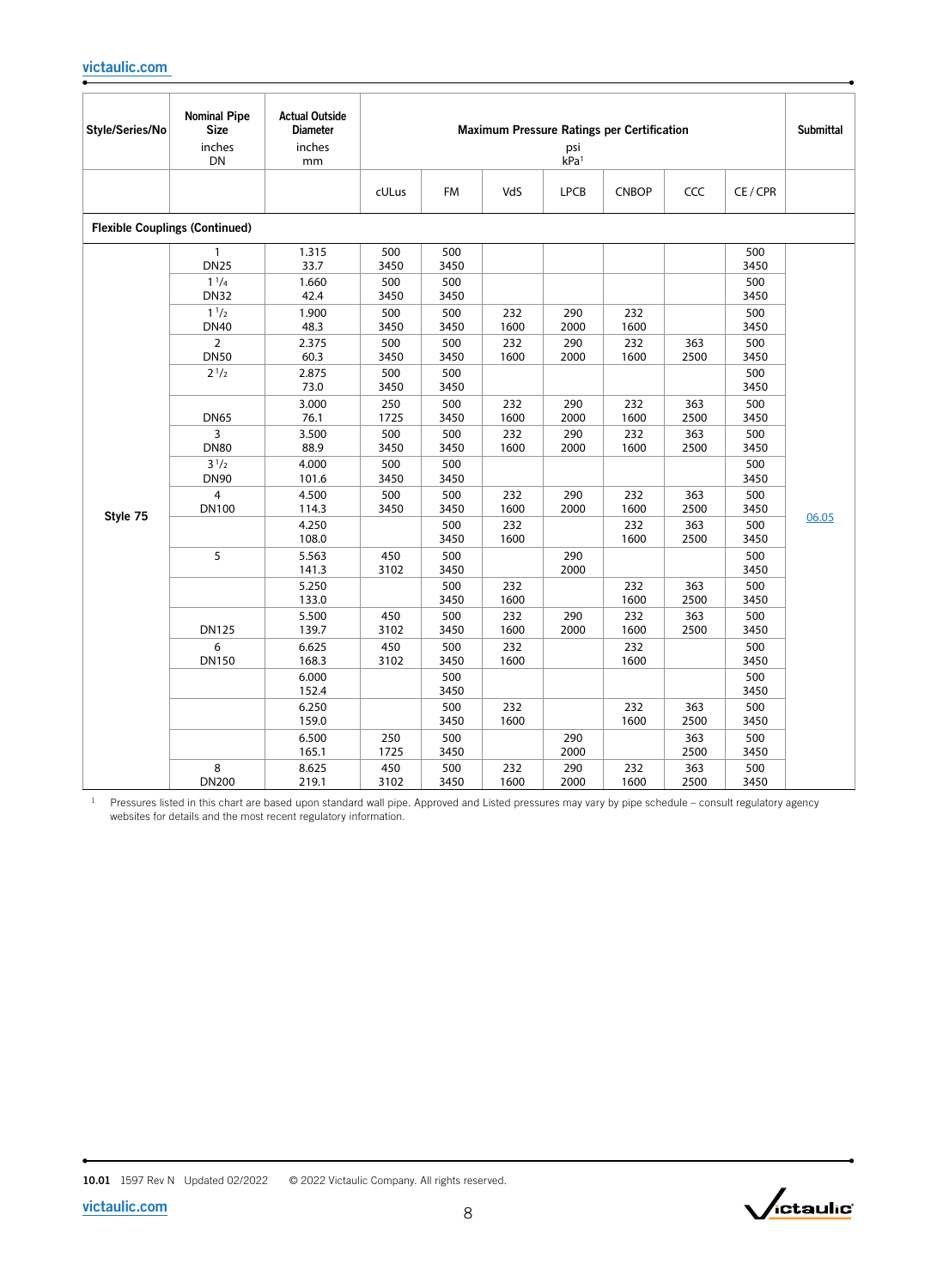| Style/Series/No | Nominal Pipe Size inches DN | Actual Outside Diameter inches mm | Maximum Pressure Ratings per Certification psi kPa[1] | | | | | | | Submittal |
|---|---|---|---|---|---|---|---|---|---|---|
| | | | cULus | FM | VdS | LPCB | CNBOP | CCC | CE / CPR | |
| **Flexible Couplings (Continued)** | | | | | | | | | | |
| Style 75 | 1 DN25 | 1.315 33.7 | 500 3450 | 500 3450 | | | | | 500 3450 | 06.05 |
| | 1 1/4 DN32 | 1.660 42.4 | 500 3450 | 500 3450 | | | | | 500 3450 | |
| | 1 1/2 DN40 | 1.900 48.3 | 500 3450 | 500 3450 | 232 1600 | 290 2000 | 232 1600 | | 500 3450 | |
| | 2 DN50 | 2.375 60.3 | 500 3450 | 500 3450 | 232 1600 | 290 2000 | 232 1600 | 363 2500 | 500 3450 | |
| | 2 1/2 | 2.875 73.0 | 500 3450 | 500 3450 | | | | | 500 3450 | |
| | DN65 | 3.000 76.1 | 250 1725 | 500 3450 | 232 1600 | 290 2000 | 232 1600 | 363 2500 | 500 3450 | |
| | 3 DN80 | 3.500 88.9 | 500 3450 | 500 3450 | 232 1600 | 290 2000 | 232 1600 | 363 2500 | 500 3450 | |
| | 3 1/2 DN90 | 4.000 101.6 | 500 3450 | 500 3450 | | | | | 500 3450 | |
| | 4 DN100 | 4.500 114.3 | 500 3450 | 500 3450 | 232 1600 | 290 2000 | 232 1600 | 363 2500 | 500 3450 | |
| | | 4.250 108.0 | | 500 3450 | 232 1600 | | 232 1600 | 363 2500 | 500 3450 | |
| | 5 | 5.563 141.3 | 450 3102 | 500 3450 | | 290 2000 | | | 500 3450 | |
| | | 5.250 133.0 | | 500 3450 | 232 1600 | | 232 1600 | 363 2500 | 500 3450 | |
| | DN125 | 5.500 139.7 | 450 3102 | 500 3450 | 232 1600 | 290 2000 | 232 1600 | 363 2500 | 500 3450 | |
| | 6 DN150 | 6.625 168.3 | 450 3102 | 500 3450 | 232 1600 | | 232 1600 | | 500 3450 | |
| | | 6.000 152.4 | | 500 3450 | | | | | 500 3450 | |
| | | 6.250 159.0 | | 500 3450 | 232 1600 | | 232 1600 | 363 2500 | 500 3450 | |
| | | 6.500 165.1 | 250 1725 | 500 3450 | | 290 2000 | | 363 2500 | 500 3450 | |
| | 8 DN200 | 8.625 219.1 | 450 3102 | 500 3450 | 232 1600 | 290 2000 | 232 1600 | 363 2500 | 500 3450 | |

[1] Pressures listed in this chart are based upon standard wall pipe. Approved and Listed pressures may vary by pipe schedule – consult regulatory agency websites for details and the most recent regulatory information.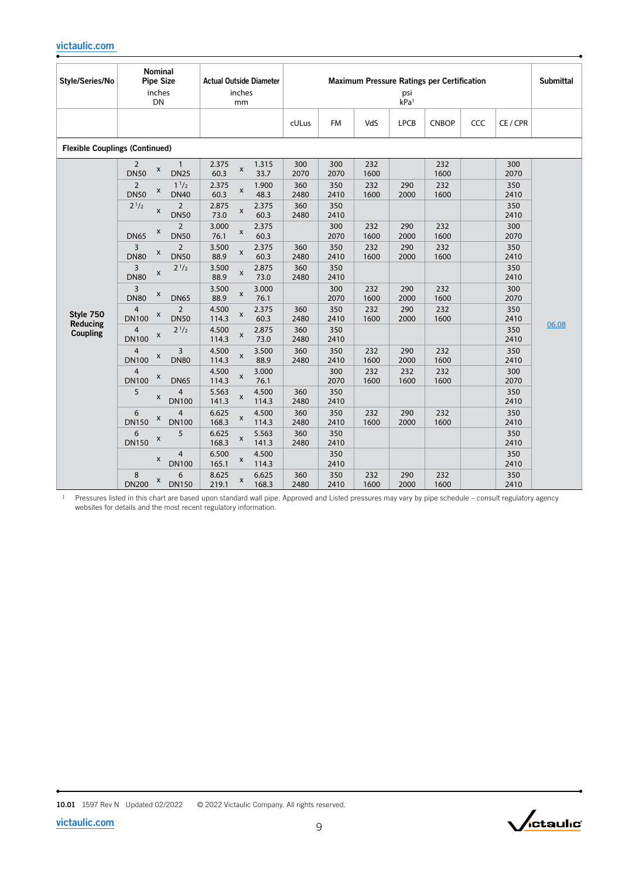| Style/Series/No | Nominal Pipe Size inches DN | Actual Outside Diameter inches mm | Maximum Pressure Ratings per Certification psi kPa[1] | | | | | | | Submittal |
|---|---|---|---|---|---|---|---|---|---|---|
| | | | cULus | FM | VdS | LPCB | CNBOP | CCC | CE / CPR | |
| **Flexible Couplings (Continued)** | | | | | | | | | | |
| **Style 750 Reducing Coupling** | 2 DN50 x 1 DN25 | 2.375 60.3 x 1.315 33.7 | 300 2070 | 300 2070 | 232 1600 | | 232 1600 | | 300 2070 | 06.08 |
| | 2 DN50 x 1 1/2 DN40 | 2.375 60.3 x 1.900 48.3 | 360 2480 | 350 2410 | 232 1600 | 290 2000 | 232 1600 | | 350 2410 | |
| | 2 1/2 x 2 DN50 | 2.875 73.0 x 2.375 60.3 | 360 2480 | 350 2410 | | | | | 350 2410 | |
| | DN65 x 2 DN50 | 3.000 76.1 x 2.375 60.3 | | 300 2070 | 232 1600 | 290 2000 | 232 1600 | | 300 2070 | |
| | 3 DN80 x 2 DN50 | 3.500 88.9 x 2.375 60.3 | 360 2480 | 350 2410 | 232 1600 | 290 2000 | 232 1600 | | 350 2410 | |
| | 3 DN80 x 2 1/2 | 3.500 88.9 x 2.875 73.0 | 360 2480 | 350 2410 | | | | | 350 2410 | |
| | 3 DN80 x DN65 | 3.500 88.9 x 3.000 76.1 | | 300 2070 | 232 1600 | 290 2000 | 232 1600 | | 300 2070 | |
| | 4 DN100 x 2 DN50 | 4.500 114.3 x 2.375 60.3 | 360 2480 | 350 2410 | 232 1600 | 290 2000 | 232 1600 | | 350 2410 | |
| | 4 DN100 x 2 1/2 | 4.500 114.3 x 2.875 73.0 | 360 2480 | 350 2410 | | | | | 350 2410 | |
| | 4 DN100 x 3 DN80 | 4.500 114.3 x 3.500 88.9 | 360 2480 | 350 2410 | 232 1600 | 290 2000 | 232 1600 | | 350 2410 | |
| | 4 DN100 x DN65 | 4.500 114.3 x 3.000 76.1 | | 300 2070 | 232 1600 | 232 1600 | 232 1600 | | 300 2070 | |
| | 5 x 4 DN100 | 5.563 141.3 x 4.500 114.3 | 360 2480 | 350 2410 | | | | | 350 2410 | |
| | 6 DN150 x 4 DN100 | 6.625 168.3 x 4.500 114.3 | 360 2480 | 350 2410 | 232 1600 | 290 2000 | 232 1600 | | 350 2410 | |
| | 6 DN150 x 5 | 6.625 168.3 x 5.563 141.3 | 360 2480 | 350 2410 | | | | | 350 2410 | |
| | x 4 DN100 | 6.500 165.1 x 4.500 114.3 | | 350 2410 | | | | | 350 2410 | |
| | 8 DN200 x 6 DN150 | 8.625 219.1 x 6.625 168.3 | 360 2480 | 350 2410 | 232 1600 | 290 2000 | 232 1600 | | 350 2410 | |

[1] Pressures listed in this chart are based upon standard wall pipe. Approved and Listed pressures may vary by pipe schedule – consult regulatory agency websites for details and the most recent regulatory information.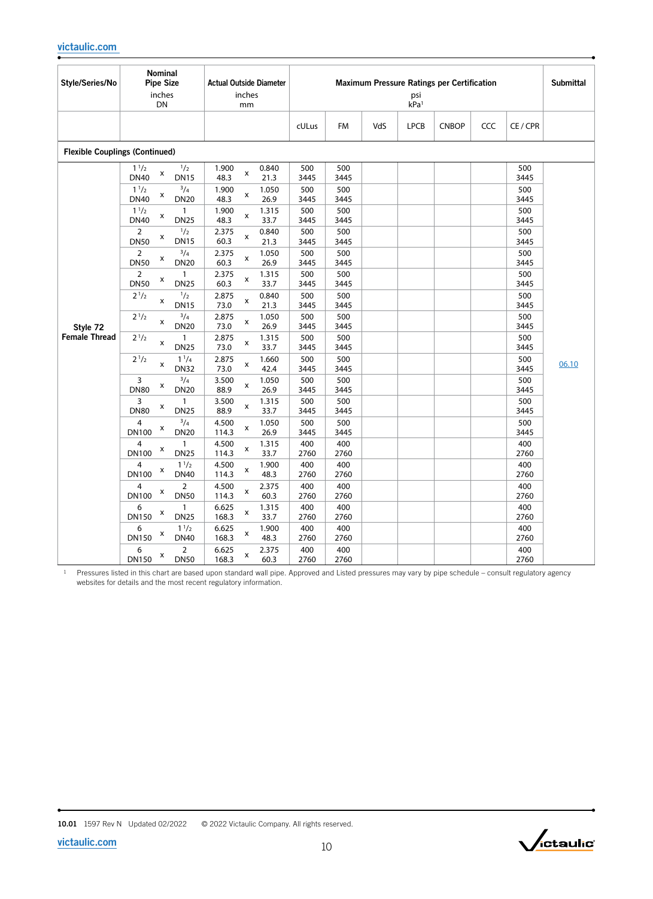| Style/Series/No | Nominal Pipe Size inches DN | Actual Outside Diameter inches mm | Maximum Pressure Ratings per Certification psi kPa[1] | | | | | | | Submittal |
|---|---|---|---|---|---|---|---|---|---|---|
| | | | cULus | FM | VdS | LPCB | CNBOP | CCC | CE / CPR | |
| **Flexible Couplings (Continued)** | | | | | | | | | | |
| **Style 72 Female Thread** | 1 1/2 x 1/2<br>DN40 x DN15 | 1.900 x 0.840<br>48.3 x 21.3 | 500<br>3445 | 500<br>3445 | | | | | 500<br>3445 | 06.10 |
| | 1 1/2 x 3/4<br>DN40 x DN20 | 1.900 x 1.050<br>48.3 x 26.9 | 500<br>3445 | 500<br>3445 | | | | | 500<br>3445 | |
| | 1 1/2 x 1<br>DN40 x DN25 | 1.900 x 1.315<br>48.3 x 33.7 | 500<br>3445 | 500<br>3445 | | | | | 500<br>3445 | |
| | 2 x 1/2<br>DN50 x DN15 | 2.375 x 0.840<br>60.3 x 21.3 | 500<br>3445 | 500<br>3445 | | | | | 500<br>3445 | |
| | 2 x 3/4<br>DN50 x DN20 | 2.375 x 1.050<br>60.3 x 26.9 | 500<br>3445 | 500<br>3445 | | | | | 500<br>3445 | |
| | 2 x 1<br>DN50 x DN25 | 2.375 x 1.315<br>60.3 x 33.7 | 500<br>3445 | 500<br>3445 | | | | | 500<br>3445 | |
| | 2 1/2 x 1/2<br>DN15 | 2.875 x 0.840<br>73.0 x 21.3 | 500<br>3445 | 500<br>3445 | | | | | 500<br>3445 | |
| | 2 1/2 x 3/4<br>DN20 | 2.875 x 1.050<br>73.0 x 26.9 | 500<br>3445 | 500<br>3445 | | | | | 500<br>3445 | |
| | 2 1/2 x 1<br>DN25 | 2.875 x 1.315<br>73.0 x 33.7 | 500<br>3445 | 500<br>3445 | | | | | 500<br>3445 | |
| | 2 1/2 x 1 1/4<br>DN32 | 2.875 x 1.660<br>73.0 x 42.4 | 500<br>3445 | 500<br>3445 | | | | | 500<br>3445 | |
| | 3 x 3/4<br>DN80 x DN20 | 3.500 x 1.050<br>88.9 x 26.9 | 500<br>3445 | 500<br>3445 | | | | | 500<br>3445 | |
| | 3 x 1<br>DN80 x DN25 | 3.500 x 1.315<br>88.9 x 33.7 | 500<br>3445 | 500<br>3445 | | | | | 500<br>3445 | |
| | 4 x 3/4<br>DN100 x DN20 | 4.500 x 1.050<br>114.3 x 26.9 | 500<br>3445 | 500<br>3445 | | | | | 500<br>3445 | |
| | 4 x 1<br>DN100 x DN25 | 4.500 x 1.315<br>114.3 x 33.7 | 400<br>2760 | 400<br>2760 | | | | | 400<br>2760 | |
| | 4 x 1 1/2<br>DN100 x DN40 | 4.500 x 1.900<br>114.3 x 48.3 | 400<br>2760 | 400<br>2760 | | | | | 400<br>2760 | |
| | 4 x 2<br>DN100 x DN50 | 4.500 x 2.375<br>114.3 x 60.3 | 400<br>2760 | 400<br>2760 | | | | | 400<br>2760 | |
| | 6 x 1<br>DN150 x DN25 | 6.625 x 1.315<br>168.3 x 33.7 | 400<br>2760 | 400<br>2760 | | | | | 400<br>2760 | |
| | 6 x 1 1/2<br>DN150 x DN40 | 6.625 x 1.900<br>168.3 x 48.3 | 400<br>2760 | 400<br>2760 | | | | | 400<br>2760 | |
| | 6 x 2<br>DN150 x DN50 | 6.625 x 2.375<br>168.3 x 60.3 | 400<br>2760 | 400<br>2760 | | | | | 400<br>2760 | |

[1] Pressures listed in this chart are based upon standard wall pipe. Approved and Listed pressures may vary by pipe schedule – consult regulatory agency websites for details and the most recent regulatory information.

10.01 1597 Rev N Updated 02/2022 © 2022 Victaulic Company. All rights reserved.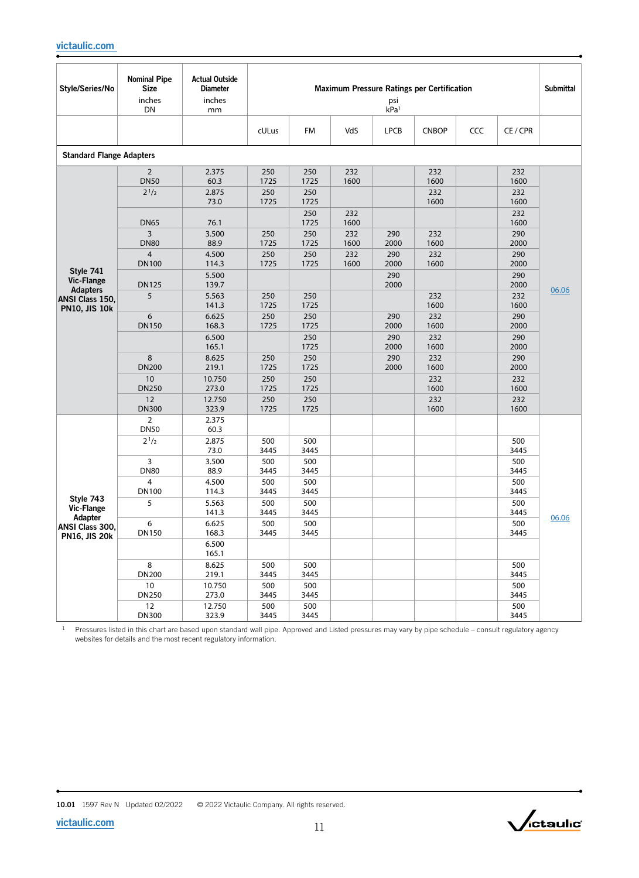| Style/Series/No | Nominal Pipe Size inches DN | Actual Outside Diameter inches mm | Maximum Pressure Ratings per Certification psi kPa[1] | | | | | | | Submittal |
|---|---|---|---|---|---|---|---|---|---|---|
| | | | cULus | FM | VdS | LPCB | CNBOP | CCC | CE / CPR | |
| **Standard Flange Adapters** | | | | | | | | | | |
| **Style 741 Vic-Flange Adapters ANSI Class 150, PN10, JIS 10k** | 2 DN50 | 2.375 60.3 | 250 1725 | 250 1725 | 232 1600 | | 232 1600 | | 232 1600 | 06.06 |
| | 2 1/2 | 2.875 73.0 | 250 1725 | 250 1725 | | | 232 1600 | | 232 1600 | |
| | DN65 | 76.1 | | 250 1725 | 232 1600 | | | | 232 1600 | |
| | 3 DN80 | 3.500 88.9 | 250 1725 | 250 1725 | 232 1600 | 290 2000 | 232 1600 | | 290 2000 | |
| | 4 DN100 | 4.500 114.3 | 250 1725 | 250 1725 | 232 1600 | 290 2000 | 232 1600 | | 290 2000 | |
| | DN125 | 5.500 139.7 | | | | 290 2000 | | | 290 2000 | |
| | 5 | 5.563 141.3 | 250 1725 | 250 1725 | | | 232 1600 | | 232 1600 | |
| | 6 DN150 | 6.625 168.3 | 250 1725 | 250 1725 | | 290 2000 | 232 1600 | | 290 2000 | |
| | | 6.500 165.1 | | 250 1725 | | 290 2000 | 232 1600 | | 290 2000 | |
| | 8 DN200 | 8.625 219.1 | 250 1725 | 250 1725 | | 290 2000 | 232 1600 | | 290 2000 | |
| | 10 DN250 | 10.750 273.0 | 250 1725 | 250 1725 | | | 232 1600 | | 232 1600 | |
| | 12 DN300 | 12.750 323.9 | 250 1725 | 250 1725 | | | 232 1600 | | 232 1600 | |
| **Style 743 Vic-Flange Adapter ANSI Class 300, PN16, JIS 20k** | 2 DN50 | 2.375 60.3 | | | | | | | | 06.06 |
| | 2 1/2 | 2.875 73.0 | 500 3445 | 500 3445 | | | | | 500 3445 | |
| | 3 DN80 | 3.500 88.9 | 500 3445 | 500 3445 | | | | | 500 3445 | |
| | 4 DN100 | 4.500 114.3 | 500 3445 | 500 3445 | | | | | 500 3445 | |
| | 5 | 5.563 141.3 | 500 3445 | 500 3445 | | | | | 500 3445 | |
| | 6 DN150 | 6.625 168.3 | 500 3445 | 500 3445 | | | | | 500 3445 | |
| | | 6.500 165.1 | | | | | | | | |
| | 8 DN200 | 8.625 219.1 | 500 3445 | 500 3445 | | | | | 500 3445 | |
| | 10 DN250 | 10.750 273.0 | 500 3445 | 500 3445 | | | | | 500 3445 | |
| | 12 DN300 | 12.750 323.9 | 500 3445 | 500 3445 | | | | | 500 3445 | |

[1] Pressures listed in this chart are based upon standard wall pipe. Approved and Listed pressures may vary by pipe schedule – consult regulatory agency websites for details and the most recent regulatory information.

10.01 1597 Rev N Updated 02/2022 © 2022 Victaulic Company. All rights reserved.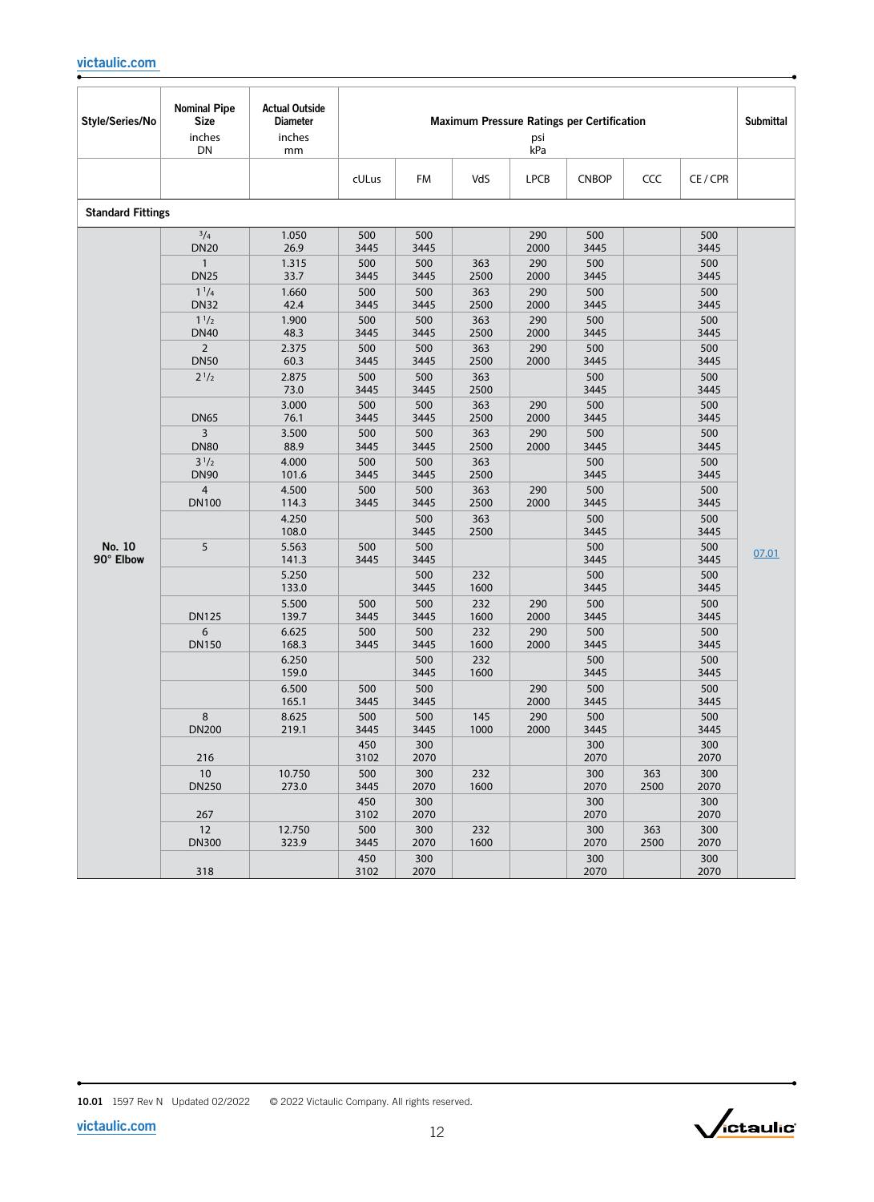| Style/Series/No | Nominal Pipe Size inches DN | Actual Outside Diameter inches mm | Maximum Pressure Ratings per Certification psi kPa | | | | | | | Submittal |
|---|---|---|---|---|---|---|---|---|---|---|
| | | | cULus | FM | VdS | LPCB | CNBOP | CCC | CE / CPR | |
| **Standard Fittings** | | | | | | | | | | |
| **No. 10 90° Elbow** | 3/4 DN20 | 1.050 26.9 | 500 3445 | 500 3445 | | 290 2000 | 500 3445 | | 500 3445 | 07.01 |
| | 1 DN25 | 1.315 33.7 | 500 3445 | 500 3445 | 363 2500 | 290 2000 | 500 3445 | | 500 3445 | |
| | 1 1/4 DN32 | 1.660 42.4 | 500 3445 | 500 3445 | 363 2500 | 290 2000 | 500 3445 | | 500 3445 | |
| | 1 1/2 DN40 | 1.900 48.3 | 500 3445 | 500 3445 | 363 2500 | 290 2000 | 500 3445 | | 500 3445 | |
| | 2 DN50 | 2.375 60.3 | 500 3445 | 500 3445 | 363 2500 | 290 2000 | 500 3445 | | 500 3445 | |
| | 2 1/2 | 2.875 73.0 | 500 3445 | 500 3445 | 363 2500 | | 500 3445 | | 500 3445 | |
| | DN65 | 3.000 76.1 | 500 3445 | 500 3445 | 363 2500 | 290 2000 | 500 3445 | | 500 3445 | |
| | 3 DN80 | 3.500 88.9 | 500 3445 | 500 3445 | 363 2500 | 290 2000 | 500 3445 | | 500 3445 | |
| | 3 1/2 DN90 | 4.000 101.6 | 500 3445 | 500 3445 | 363 2500 | | 500 3445 | | 500 3445 | |
| | 4 DN100 | 4.500 114.3 | 500 3445 | 500 3445 | 363 2500 | 290 2000 | 500 3445 | | 500 3445 | |
| | | 4.250 108.0 | | 500 3445 | 363 2500 | | 500 3445 | | 500 3445 | |
| | 5 | 5.563 141.3 | 500 3445 | 500 3445 | | | 500 3445 | | 500 3445 | |
| | | 5.250 133.0 | | 500 3445 | 232 1600 | | 500 3445 | | 500 3445 | |
| | DN125 | 5.500 139.7 | 500 3445 | 500 3445 | 232 1600 | 290 2000 | 500 3445 | | 500 3445 | |
| | 6 DN150 | 6.625 168.3 | 500 3445 | 500 3445 | 232 1600 | 290 2000 | 500 3445 | | 500 3445 | |
| | | 6.250 159.0 | | 500 3445 | 232 1600 | | 500 3445 | | 500 3445 | |
| | | 6.500 165.1 | 500 3445 | 500 3445 | | 290 2000 | 500 3445 | | 500 3445 | |
| | 8 DN200 | 8.625 219.1 | 500 3445 | 500 3445 | 145 1000 | 290 2000 | 500 3445 | | 500 3445 | |
| | 216 | | 450 3102 | 300 2070 | | | 300 2070 | | 300 2070 | |
| | 10 DN250 | 10.750 273.0 | 500 3445 | 300 2070 | 232 1600 | | 300 2070 | 363 2500 | 300 2070 | |
| | 267 | | 450 3102 | 300 2070 | | | 300 2070 | | 300 2070 | |
| | 12 DN300 | 12.750 323.9 | 500 3445 | 300 2070 | 232 1600 | | 300 2070 | 363 2500 | 300 2070 | |
| | 318 | | 450 3102 | 300 2070 | | | 300 2070 | | 300 2070 | |

**10.01** 1597 Rev N Updated 02/2022 © 2022 Victaulic Company. All rights reserved.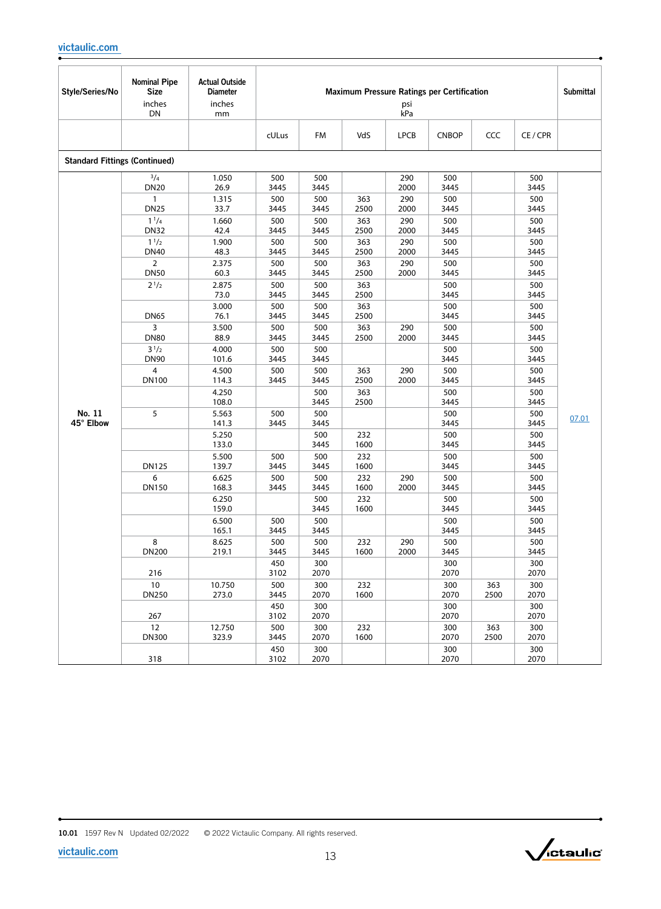| Style/Series/No | Nominal Pipe Size inches DN | Actual Outside Diameter inches mm | Maximum Pressure Ratings per Certification psi kPa | | | | | | | Submittal |
|---|---|---|---|---|---|---|---|---|---|---|
| | | | cULus | FM | VdS | LPCB | CNBOP | CCC | CE / CPR | |
| **Standard Fittings (Continued)** | | | | | | | | | | |
| **No. 11 45° Elbow** | 3/4 DN20 | 1.050 26.9 | 500 3445 | 500 3445 | | 290 2000 | 500 3445 | | 500 3445 | 07.01 |
| | 1 DN25 | 1.315 33.7 | 500 3445 | 500 3445 | 363 2500 | 290 2000 | 500 3445 | | 500 3445 | |
| | 1 1/4 DN32 | 1.660 42.4 | 500 3445 | 500 3445 | 363 2500 | 290 2000 | 500 3445 | | 500 3445 | |
| | 1 1/2 DN40 | 1.900 48.3 | 500 3445 | 500 3445 | 363 2500 | 290 2000 | 500 3445 | | 500 3445 | |
| | 2 DN50 | 2.375 60.3 | 500 3445 | 500 3445 | 363 2500 | 290 2000 | 500 3445 | | 500 3445 | |
| | 2 1/2 | 2.875 73.0 | 500 3445 | 500 3445 | 363 2500 | | 500 3445 | | 500 3445 | |
| | DN65 | 3.000 76.1 | 500 3445 | 500 3445 | 363 2500 | | 500 3445 | | 500 3445 | |
| | 3 DN80 | 3.500 88.9 | 500 3445 | 500 3445 | 363 2500 | 290 2000 | 500 3445 | | 500 3445 | |
| | 3 1/2 DN90 | 4.000 101.6 | 500 3445 | 500 3445 | | | 500 3445 | | 500 3445 | |
| | 4 DN100 | 4.500 114.3 | 500 3445 | 500 3445 | 363 2500 | 290 2000 | 500 3445 | | 500 3445 | |
| | | 4.250 108.0 | | 500 3445 | 363 2500 | | 500 3445 | | 500 3445 | |
| | 5 | 5.563 141.3 | 500 3445 | 500 3445 | | | 500 3445 | | 500 3445 | |
| | | 5.250 133.0 | | 500 3445 | 232 1600 | | 500 3445 | | 500 3445 | |
| | DN125 | 5.500 139.7 | 500 3445 | 500 3445 | 232 1600 | | 500 3445 | | 500 3445 | |
| | 6 DN150 | 6.625 168.3 | 500 3445 | 500 3445 | 232 1600 | 290 2000 | 500 3445 | | 500 3445 | |
| | | 6.250 159.0 | | 500 3445 | 232 1600 | | 500 3445 | | 500 3445 | |
| | | 6.500 165.1 | 500 3445 | 500 3445 | | | 500 3445 | | 500 3445 | |
| | 8 DN200 | 8.625 219.1 | 500 3445 | 500 3445 | 232 1600 | 290 2000 | 500 3445 | | 500 3445 | |
| | 216 | | 450 3102 | 300 2070 | | | 300 2070 | | 300 2070 | |
| | 10 DN250 | 10.750 273.0 | 500 3445 | 300 2070 | 232 1600 | | 300 2070 | 363 2500 | 300 2070 | |
| | 267 | | 450 3102 | 300 2070 | | | 300 2070 | | 300 2070 | |
| | 12 DN300 | 12.750 323.9 | 500 3445 | 300 2070 | 232 1600 | | 300 2070 | 363 2500 | 300 2070 | |
| | 318 | | 450 3102 | 300 2070 | | | 300 2070 | | 300 2070 | |

**10.01** 1597 Rev N Updated 02/2022 © 2022 Victaulic Company. All rights reserved.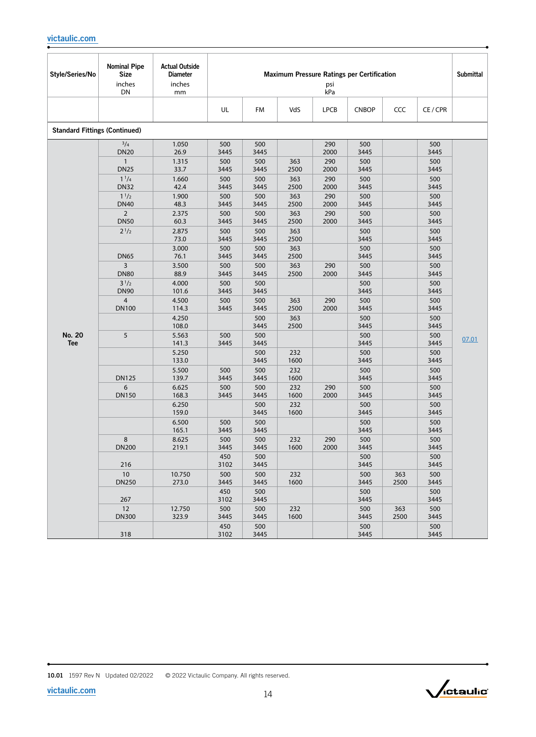| Style/Series/No | Nominal Pipe Size inches DN | Actual Outside Diameter inches mm | Maximum Pressure Ratings per Certification psi kPa | | | | | | | Submittal |
|---|---|---|---|---|---|---|---|---|---|---|
| | | | UL | FM | VdS | LPCB | CNBOP | CCC | CE / CPR | |
| **Standard Fittings (Continued)** | | | | | | | | | | |
| **No. 20 Tee** | 3/4 DN20 | 1.050 26.9 | 500 3445 | 500 3445 | | 290 2000 | 500 3445 | | 500 3445 | 07.01 |
| | 1 DN25 | 1.315 33.7 | 500 3445 | 500 3445 | 363 2500 | 290 2000 | 500 3445 | | 500 3445 | |
| | 1 1/4 DN32 | 1.660 42.4 | 500 3445 | 500 3445 | 363 2500 | 290 2000 | 500 3445 | | 500 3445 | |
| | 1 1/2 DN40 | 1.900 48.3 | 500 3445 | 500 3445 | 363 2500 | 290 2000 | 500 3445 | | 500 3445 | |
| | 2 DN50 | 2.375 60.3 | 500 3445 | 500 3445 | 363 2500 | 290 2000 | 500 3445 | | 500 3445 | |
| | 2 1/2 | 2.875 73.0 | 500 3445 | 500 3445 | 363 2500 | | 500 3445 | | 500 3445 | |
| | DN65 | 3.000 76.1 | 500 3445 | 500 3445 | 363 2500 | | 500 3445 | | 500 3445 | |
| | 3 DN80 | 3.500 88.9 | 500 3445 | 500 3445 | 363 2500 | 290 2000 | 500 3445 | | 500 3445 | |
| | 3 1/2 DN90 | 4.000 101.6 | 500 3445 | 500 3445 | | | 500 3445 | | 500 3445 | |
| | 4 DN100 | 4.500 114.3 | 500 3445 | 500 3445 | 363 2500 | 290 2000 | 500 3445 | | 500 3445 | |
| | | 4.250 108.0 | | 500 3445 | 363 2500 | | 500 3445 | | 500 3445 | |
| | 5 | 5.563 141.3 | 500 3445 | 500 3445 | | | 500 3445 | | 500 3445 | |
| | | 5.250 133.0 | | 500 3445 | 232 1600 | | 500 3445 | | 500 3445 | |
| | DN125 | 5.500 139.7 | 500 3445 | 500 3445 | 232 1600 | | 500 3445 | | 500 3445 | |
| | 6 DN150 | 6.625 168.3 | 500 3445 | 500 3445 | 232 1600 | 290 2000 | 500 3445 | | 500 3445 | |
| | | 6.250 159.0 | | 500 3445 | 232 1600 | | 500 3445 | | 500 3445 | |
| | | 6.500 165.1 | 500 3445 | 500 3445 | | | 500 3445 | | 500 3445 | |
| | 8 DN200 | 8.625 219.1 | 500 3445 | 500 3445 | 232 1600 | 290 2000 | 500 3445 | | 500 3445 | |
| | 216 | | 450 3102 | 500 3445 | | | 500 3445 | | 500 3445 | |
| | 10 DN250 | 10.750 273.0 | 500 3445 | 500 3445 | 232 1600 | | 500 3445 | 363 2500 | 500 3445 | |
| | 267 | | 450 3102 | 500 3445 | | | 500 3445 | | 500 3445 | |
| | 12 DN300 | 12.750 323.9 | 500 3445 | 500 3445 | 232 1600 | | 500 3445 | 363 2500 | 500 3445 | |
| | 318 | | 450 3102 | 500 3445 | | | 500 3445 | | 500 3445 | |

**10.01** 1597 Rev N Updated 02/2022 © 2022 Victaulic Company. All rights reserved.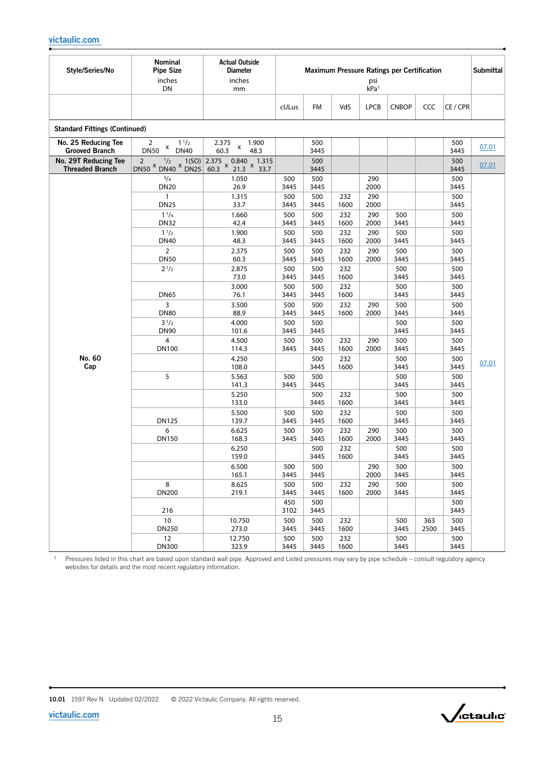| Style/Series/No | Nominal Pipe Size inches DN | Actual Outside Diameter inches mm | Maximum Pressure Ratings per Certification psi kPa[1] | | | | | | | Submittal |
|---|---|---|---|---|---|---|---|---|---|---|
| | | | cULus | FM | VdS | LPCB | CNBOP | CCC | CE / CPR | |
| **Standard Fittings (Continued)** | | | | | | | | | | |
| **No. 25 Reducing Tee Grooved Branch** | 2 x 1 1/2 DN50 x DN40 | 2.375 x 1.900 60.3 x 48.3 | | 500 3445 | | | | | 500 3445 | 07.01 |
| **No. 29T Reducing Tee Threaded Branch** | 2 x 1/2 x 1(SO) DN50 x DN40 x DN25 | 2.375 x 0.840 x 1.315 60.3 x 21.3 x 33.7 | | 500 3445 | | | | | 500 3445 | 07.01 |
| **No. 60 Cap** | 3/4 DN20 | 1.050 26.9 | 500 3445 | 500 3445 | | 290 2000 | | | 500 3445 | 07.01 |
| | 1 DN25 | 1.315 33.7 | 500 3445 | 500 3445 | 232 1600 | 290 2000 | | | 500 3445 | |
| | 1 1/4 DN32 | 1.660 42.4 | 500 3445 | 500 3445 | 232 1600 | 290 2000 | 500 3445 | | 500 3445 | |
| | 1 1/2 DN40 | 1.900 48.3 | 500 3445 | 500 3445 | 232 1600 | 290 2000 | 500 3445 | | 500 3445 | |
| | 2 DN50 | 2.375 60.3 | 500 3445 | 500 3445 | 232 1600 | 290 2000 | 500 3445 | | 500 3445 | |
| | 2 1/2 | 2.875 73.0 | 500 3445 | 500 3445 | 232 1600 | | 500 3445 | | 500 3445 | |
| | DN65 | 3.000 76.1 | 500 3445 | 500 3445 | 232 1600 | | 500 3445 | | 500 3445 | |
| | 3 DN80 | 3.500 88.9 | 500 3445 | 500 3445 | 232 1600 | 290 2000 | 500 3445 | | 500 3445 | |
| | 3 1/2 DN90 | 4.000 101.6 | 500 3445 | 500 3445 | | | 500 3445 | | 500 3445 | |
| | 4 DN100 | 4.500 114.3 | 500 3445 | 500 3445 | 232 1600 | 290 2000 | 500 3445 | | 500 3445 | |
| | | 4.250 108.0 | | 500 3445 | 232 1600 | | 500 3445 | | 500 3445 | |
| | 5 | 5.563 141.3 | 500 3445 | 500 3445 | | | 500 3445 | | 500 3445 | |
| | | 5.250 133.0 | | 500 3445 | 232 1600 | | 500 3445 | | 500 3445 | |
| | DN125 | 5.500 139.7 | 500 3445 | 500 3445 | 232 1600 | | 500 3445 | | 500 3445 | |
| | 6 DN150 | 6.625 168.3 | 500 3445 | 500 3445 | 232 1600 | 290 2000 | 500 3445 | | 500 3445 | |
| | | 6.250 159.0 | | 500 3445 | 232 1600 | | 500 3445 | | 500 3445 | |
| | | 6.500 165.1 | 500 3445 | 500 3445 | | 290 2000 | 500 3445 | | 500 3445 | |
| | 8 DN200 | 8.625 219.1 | 500 3445 | 500 3445 | 232 1600 | 290 2000 | 500 3445 | | 500 3445 | |
| | 216 | | 450 3102 | 500 3445 | | | | | 500 3445 | |
| | 10 DN250 | 10.750 273.0 | 500 3445 | 500 3445 | 232 1600 | | 500 3445 | 363 2500 | 500 3445 | |
| | 12 DN300 | 12.750 323.9 | 500 3445 | 500 3445 | 232 1600 | | 500 3445 | | 500 3445 | |

[1] Pressures listed in this chart are based upon standard wall pipe. Approved and Listed pressures may vary by pipe schedule – consult regulatory agency websites for details and the most recent regulatory information.

10.01 1597 Rev N Updated 02/2022 © 2022 Victaulic Company. All rights reserved.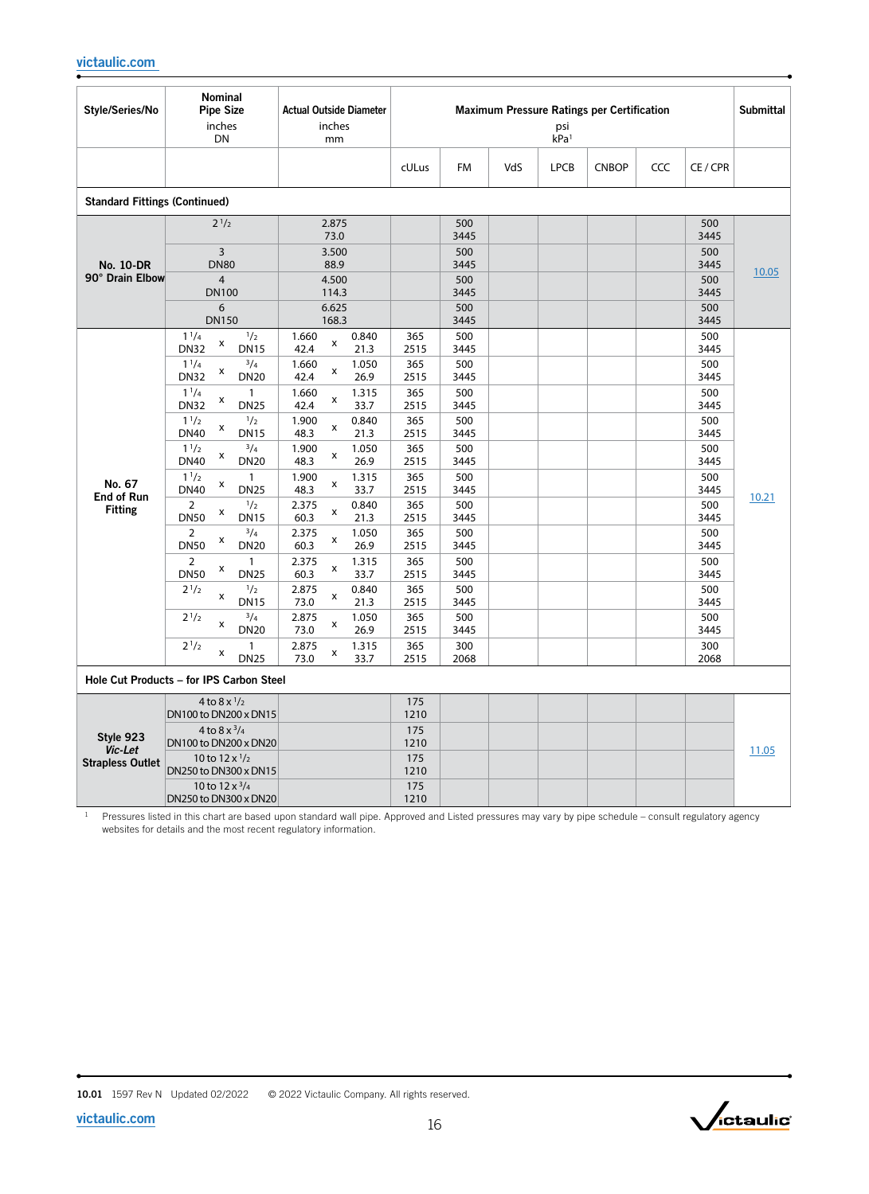| Style/Series/No | Nominal Pipe Size inches DN | Actual Outside Diameter inches mm | Maximum Pressure Ratings per Certification psi kPa[1] | | | | | | | Submittal |
|---|---|---|---|---|---|---|---|---|---|---|
| | | | cULus | FM | VdS | LPCB | CNBOP | CCC | CE / CPR | |
| **Standard Fittings (Continued)** | | | | | | | | | | |
| **No. 10-DR 90° Drain Elbow** | 2 1/2 | 2.875 73.0 | | 500 3445 | | | | | 500 3445 | 10.05 |
| | 3 DN80 | 3.500 88.9 | | 500 3445 | | | | | 500 3445 | |
| | 4 DN100 | 4.500 114.3 | | 500 3445 | | | | | 500 3445 | |
| | 6 DN150 | 6.625 168.3 | | 500 3445 | | | | | 500 3445 | |
| **No. 67 End of Run Fitting** | 1 1/4 x 1/2 DN32 x DN15 | 1.660 x 0.840 42.4 x 21.3 | 365 2515 | 500 3445 | | | | | 500 3445 | 10.21 |
| | 1 1/4 x 3/4 DN32 x DN20 | 1.660 x 1.050 42.4 x 26.9 | 365 2515 | 500 3445 | | | | | 500 3445 | |
| | 1 1/4 x 1 DN32 x DN25 | 1.660 x 1.315 42.4 x 33.7 | 365 2515 | 500 3445 | | | | | 500 3445 | |
| | 1 1/2 x 1/2 DN40 x DN15 | 1.900 x 0.840 48.3 x 21.3 | 365 2515 | 500 3445 | | | | | 500 3445 | |
| | 1 1/2 x 3/4 DN40 x DN20 | 1.900 x 1.050 48.3 x 26.9 | 365 2515 | 500 3445 | | | | | 500 3445 | |
| | 1 1/2 x 1 DN40 x DN25 | 1.900 x 1.315 48.3 x 33.7 | 365 2515 | 500 3445 | | | | | 500 3445 | |
| | 2 x 1/2 DN50 x DN15 | 2.375 x 0.840 60.3 x 21.3 | 365 2515 | 500 3445 | | | | | 500 3445 | |
| | 2 x 3/4 DN50 x DN20 | 2.375 x 1.050 60.3 x 26.9 | 365 2515 | 500 3445 | | | | | 500 3445 | |
| | 2 x 1 DN50 x DN25 | 2.375 x 1.315 60.3 x 33.7 | 365 2515 | 500 3445 | | | | | 500 3445 | |
| | 2 1/2 x 1/2 DN15 | 2.875 x 0.840 73.0 x 21.3 | 365 2515 | 500 3445 | | | | | 500 3445 | |
| | 2 1/2 x 3/4 DN20 | 2.875 x 1.050 73.0 x 26.9 | 365 2515 | 500 3445 | | | | | 500 3445 | |
| | 2 1/2 x 1 DN25 | 2.875 x 1.315 73.0 x 33.7 | 365 2515 | 300 2068 | | | | | 300 2068 | |
| **Hole Cut Products – for IPS Carbon Steel** | | | | | | | | | | |
| **Style 923 *Vic-Let* Strapless Outlet** | 4 to 8 x 1/2 DN100 to DN200 x DN15 | | 175 1210 | | | | | | | 11.05 |
| | 4 to 8 x 3/4 DN100 to DN200 x DN20 | | 175 1210 | | | | | | | |
| | 10 to 12 x 1/2 DN250 to DN300 x DN15 | | 175 1210 | | | | | | | |
| | 10 to 12 x 3/4 DN250 to DN300 x DN20 | | 175 1210 | | | | | | | |

[1] Pressures listed in this chart are based upon standard wall pipe. Approved and Listed pressures may vary by pipe schedule – consult regulatory agency websites for details and the most recent regulatory information.

10.01 1597 Rev N Updated 02/2022 © 2022 Victaulic Company. All rights reserved.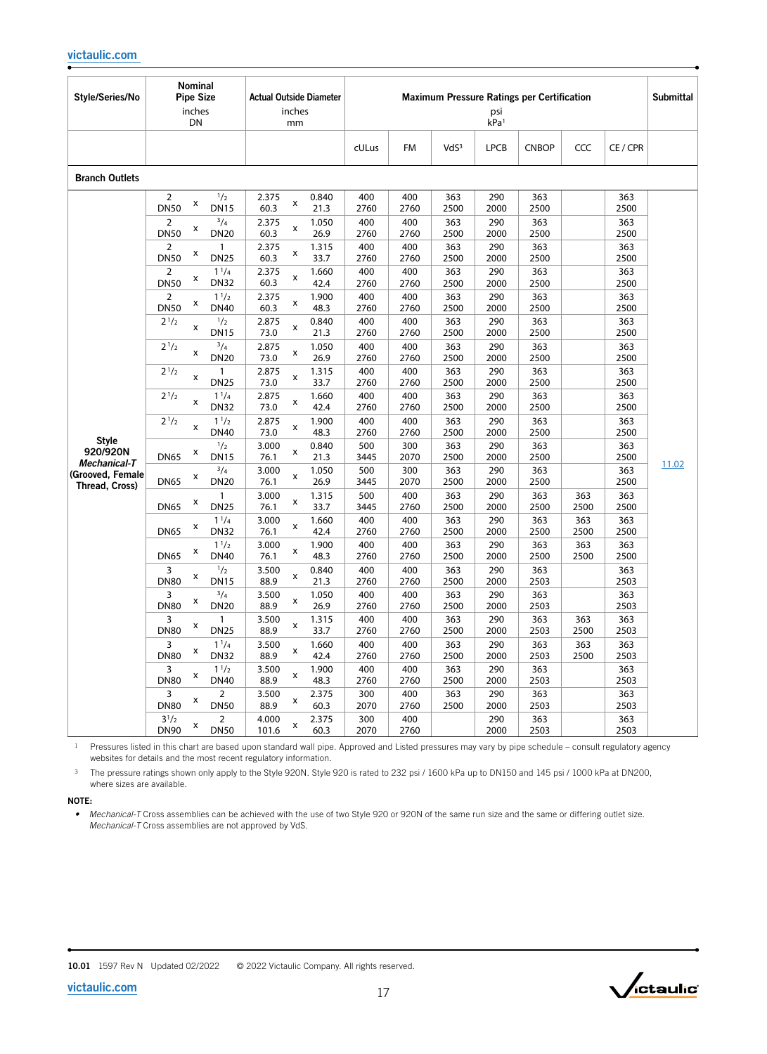| Style/Series/No | Nominal Pipe Size inches DN | Actual Outside Diameter inches mm | Maximum Pressure Ratings per Certification psi kPa[1] | | | | | | | Submittal |
|---|---|---|---|---|---|---|---|---|---|---|
| | | | cULus | FM | VdS[3] | LPCB | CNBOP | CCC | CE / CPR | |
| **Branch Outlets** | | | | | | | | | | |
| **Style 920/920N** ***Mechanical-T*** **(Grooved, Female Thread, Cross)** | 2 x 1/2<br>DN50 x DN15 | 2.375 x 0.840<br>60.3 x 21.3 | 400<br>2760 | 400<br>2760 | 363<br>2500 | 290<br>2000 | 363<br>2500 | | 363<br>2500 | 11.02 |
| | 2 x 3/4<br>DN50 x DN20 | 2.375 x 1.050<br>60.3 x 26.9 | 400<br>2760 | 400<br>2760 | 363<br>2500 | 290<br>2000 | 363<br>2500 | | 363<br>2500 | |
| | 2 x 1<br>DN50 x DN25 | 2.375 x 1.315<br>60.3 x 33.7 | 400<br>2760 | 400<br>2760 | 363<br>2500 | 290<br>2000 | 363<br>2500 | | 363<br>2500 | |
| | 2 x 1 1/4<br>DN50 x DN32 | 2.375 x 1.660<br>60.3 x 42.4 | 400<br>2760 | 400<br>2760 | 363<br>2500 | 290<br>2000 | 363<br>2500 | | 363<br>2500 | |
| | 2 x 1 1/2<br>DN50 x DN40 | 2.375 x 1.900<br>60.3 x 48.3 | 400<br>2760 | 400<br>2760 | 363<br>2500 | 290<br>2000 | 363<br>2500 | | 363<br>2500 | |
| | 2 1/2 x 1/2<br>DN15 | 2.875 x 0.840<br>73.0 x 21.3 | 400<br>2760 | 400<br>2760 | 363<br>2500 | 290<br>2000 | 363<br>2500 | | 363<br>2500 | |
| | 2 1/2 x 3/4<br>DN20 | 2.875 x 1.050<br>73.0 x 26.9 | 400<br>2760 | 400<br>2760 | 363<br>2500 | 290<br>2000 | 363<br>2500 | | 363<br>2500 | |
| | 2 1/2 x 1<br>DN25 | 2.875 x 1.315<br>73.0 x 33.7 | 400<br>2760 | 400<br>2760 | 363<br>2500 | 290<br>2000 | 363<br>2500 | | 363<br>2500 | |
| | 2 1/2 x 1 1/4<br>DN32 | 2.875 x 1.660<br>73.0 x 42.4 | 400<br>2760 | 400<br>2760 | 363<br>2500 | 290<br>2000 | 363<br>2500 | | 363<br>2500 | |
| | 2 1/2 x 1 1/2<br>DN40 | 2.875 x 1.900<br>73.0 x 48.3 | 400<br>2760 | 400<br>2760 | 363<br>2500 | 290<br>2000 | 363<br>2500 | | 363<br>2500 | |
| | 1/2<br>DN65 x DN15 | 3.000 x 0.840<br>76.1 x 21.3 | 500<br>3445 | 300<br>2070 | 363<br>2500 | 290<br>2000 | 363<br>2500 | | 363<br>2500 | |
| | 3/4<br>DN65 x DN20 | 3.000 x 1.050<br>76.1 x 26.9 | 500<br>3445 | 300<br>2070 | 363<br>2500 | 290<br>2000 | 363<br>2500 | | 363<br>2500 | |
| | 1<br>DN65 x DN25 | 3.000 x 1.315<br>76.1 x 33.7 | 500<br>3445 | 400<br>2760 | 363<br>2500 | 290<br>2000 | 363<br>2500 | 363<br>2500 | 363<br>2500 | |
| | 1 1/4<br>DN65 x DN32 | 3.000 x 1.660<br>76.1 x 42.4 | 400<br>2760 | 400<br>2760 | 363<br>2500 | 290<br>2000 | 363<br>2500 | 363<br>2500 | 363<br>2500 | |
| | 1 1/2<br>DN65 x DN40 | 3.000 x 1.900<br>76.1 x 48.3 | 400<br>2760 | 400<br>2760 | 363<br>2500 | 290<br>2000 | 363<br>2500 | 363<br>2500 | 363<br>2500 | |
| | 3 x 1/2<br>DN80 x DN15 | 3.500 x 0.840<br>88.9 x 21.3 | 400<br>2760 | 400<br>2760 | 363<br>2500 | 290<br>2000 | 363<br>2503 | | 363<br>2503 | |
| | 3 x 3/4<br>DN80 x DN20 | 3.500 x 1.050<br>88.9 x 26.9 | 400<br>2760 | 400<br>2760 | 363<br>2500 | 290<br>2000 | 363<br>2503 | | 363<br>2503 | |
| | 3 x 1<br>DN80 x DN25 | 3.500 x 1.315<br>88.9 x 33.7 | 400<br>2760 | 400<br>2760 | 363<br>2500 | 290<br>2000 | 363<br>2503 | 363<br>2500 | 363<br>2503 | |
| | 3 x 1 1/4<br>DN80 x DN32 | 3.500 x 1.660<br>88.9 x 42.4 | 400<br>2760 | 400<br>2760 | 363<br>2500 | 290<br>2000 | 363<br>2503 | 363<br>2500 | 363<br>2503 | |
| | 3 x 1 1/2<br>DN80 x DN40 | 3.500 x 1.900<br>88.9 x 48.3 | 400<br>2760 | 400<br>2760 | 363<br>2500 | 290<br>2000 | 363<br>2503 | | 363<br>2503 | |
| | 3 x 2<br>DN80 x DN50 | 3.500 x 2.375<br>88.9 x 60.3 | 300<br>2070 | 400<br>2760 | 363<br>2500 | 290<br>2000 | 363<br>2503 | | 363<br>2503 | |
| | 3 1/2 x 2<br>DN90 x DN50 | 4.000 x 2.375<br>101.6 x 60.3 | 300<br>2070 | 400<br>2760 | | 290<br>2000 | 363<br>2503 | | 363<br>2503 | |

[1] Pressures listed in this chart are based upon standard wall pipe. Approved and Listed pressures may vary by pipe schedule – consult regulatory agency websites for details and the most recent regulatory information.

[3] The pressure ratings shown only apply to the Style 920N. Style 920 is rated to 232 psi / 1600 kPa up to DN150 and 145 psi / 1000 kPa at DN200, where sizes are available.

**NOTE:**

- *Mechanical-T* Cross assemblies can be achieved with the use of two Style 920 or 920N of the same run size and the same or differing outlet size. *Mechanical-T* Cross assemblies are not approved by VdS.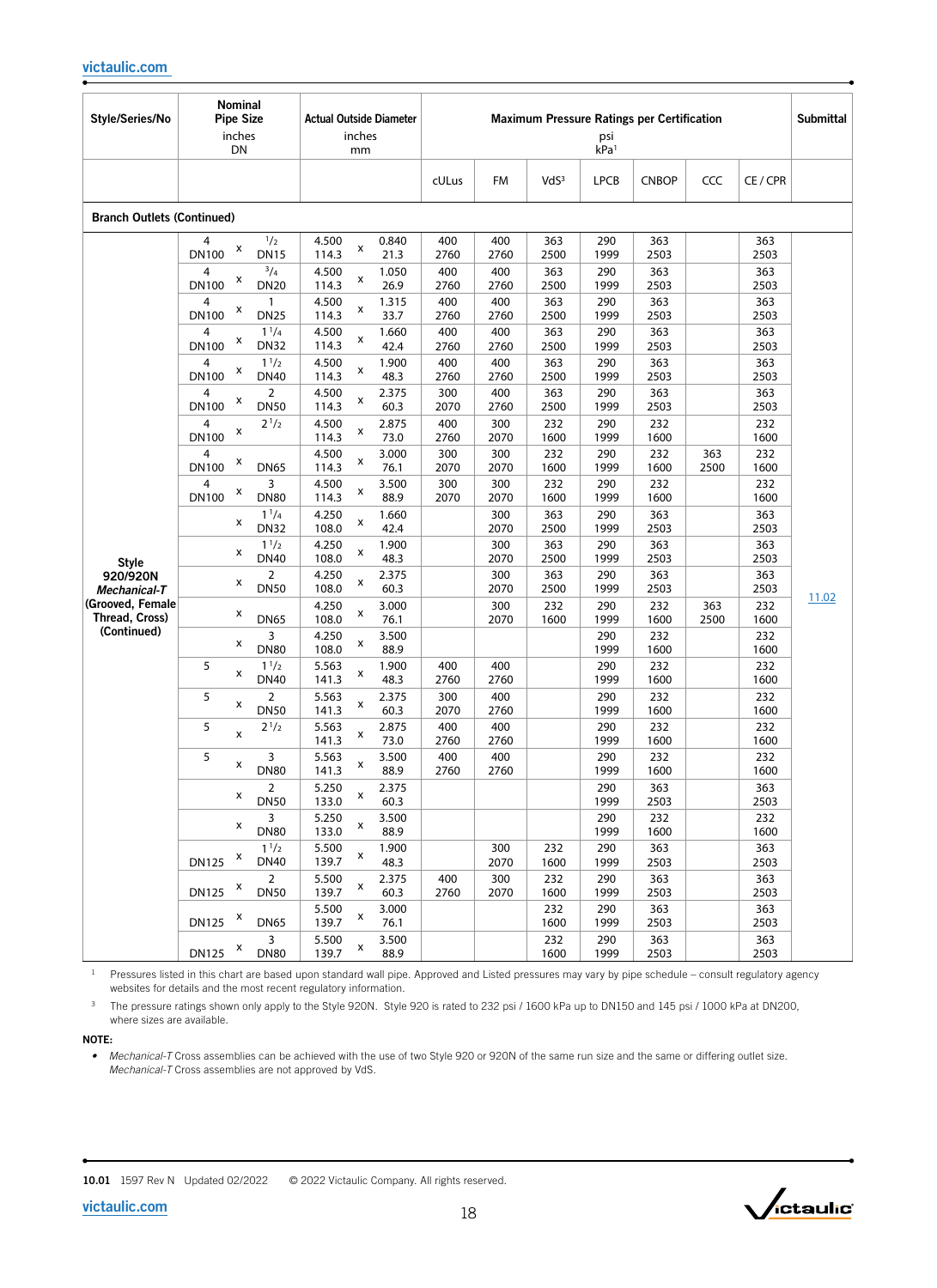| Style/Series/No | Nominal Pipe Size inches DN | Actual Outside Diameter inches mm | Maximum Pressure Ratings per Certification psi kPa[1] | | | | | | | Submittal |
|---|---|---|---|---|---|---|---|---|---|---|
| | | | cULus | FM | VdS[3] | LPCB | CNBOP | CCC | CE / CPR | |
| **Branch Outlets (Continued)** | | | | | | | | | | |
| **Style 920/920N *Mechanical-T* (Grooved, Female Thread, Cross) (Continued)** | 4 x 1/2<br>DN100 x DN15 | 4.500 x 0.840<br>114.3 x 21.3 | 400<br>2760 | 400<br>2760 | 363<br>2500 | 290<br>1999 | 363<br>2503 | | 363<br>2503 | 11.02 |
| | 4 x 3/4<br>DN100 x DN20 | 4.500 x 1.050<br>114.3 x 26.9 | 400<br>2760 | 400<br>2760 | 363<br>2500 | 290<br>1999 | 363<br>2503 | | 363<br>2503 | |
| | 4 x 1<br>DN100 x DN25 | 4.500 x 1.315<br>114.3 x 33.7 | 400<br>2760 | 400<br>2760 | 363<br>2500 | 290<br>1999 | 363<br>2503 | | 363<br>2503 | |
| | 4 x 1 1/4<br>DN100 x DN32 | 4.500 x 1.660<br>114.3 x 42.4 | 400<br>2760 | 400<br>2760 | 363<br>2500 | 290<br>1999 | 363<br>2503 | | 363<br>2503 | |
| | 4 x 1 1/2<br>DN100 x DN40 | 4.500 x 1.900<br>114.3 x 48.3 | 400<br>2760 | 400<br>2760 | 363<br>2500 | 290<br>1999 | 363<br>2503 | | 363<br>2503 | |
| | 4 x 2<br>DN100 x DN50 | 4.500 x 2.375<br>114.3 x 60.3 | 300<br>2070 | 400<br>2760 | 363<br>2500 | 290<br>1999 | 363<br>2503 | | 363<br>2503 | |
| | 4 x 2 1/2<br>DN100 | 4.500 x 2.875<br>114.3 x 73.0 | 400<br>2760 | 300<br>2070 | 232<br>1600 | 290<br>1999 | 232<br>1600 | | 232<br>1600 | |
| | 4<br>DN100 x DN65 | 4.500 x 3.000<br>114.3 x 76.1 | 300<br>2070 | 300<br>2070 | 232<br>1600 | 290<br>1999 | 232<br>1600 | 363<br>2500 | 232<br>1600 | |
| | 4 x 3<br>DN100 x DN80 | 4.500 x 3.500<br>114.3 x 88.9 | 300<br>2070 | 300<br>2070 | 232<br>1600 | 290<br>1999 | 232<br>1600 | | 232<br>1600 | |
| | x 1 1/4<br>DN32 | 4.250 x 1.660<br>108.0 x 42.4 | | 300<br>2070 | 363<br>2500 | 290<br>1999 | 363<br>2503 | | 363<br>2503 | |
| | x 1 1/2<br>DN40 | 4.250 x 1.900<br>108.0 x 48.3 | | 300<br>2070 | 363<br>2500 | 290<br>1999 | 363<br>2503 | | 363<br>2503 | |
| | x 2<br>DN50 | 4.250 x 2.375<br>108.0 x 60.3 | | 300<br>2070 | 363<br>2500 | 290<br>1999 | 363<br>2503 | | 363<br>2503 | |
| | x DN65 | 4.250 x 3.000<br>108.0 x 76.1 | | 300<br>2070 | 232<br>1600 | 290<br>1999 | 232<br>1600 | 363<br>2500 | 232<br>1600 | |
| | x 3<br>DN80 | 4.250 x 3.500<br>108.0 x 88.9 | | | | 290<br>1999 | 232<br>1600 | | 232<br>1600 | |
| | 5 x 1 1/2<br>DN40 | 5.563 x 1.900<br>141.3 x 48.3 | 400<br>2760 | 400<br>2760 | | 290<br>1999 | 232<br>1600 | | 232<br>1600 | |
| | 5 x 2<br>DN50 | 5.563 x 2.375<br>141.3 x 60.3 | 300<br>2070 | 400<br>2760 | | 290<br>1999 | 232<br>1600 | | 232<br>1600 | |
| | 5 x 2 1/2 | 5.563 x 2.875<br>141.3 x 73.0 | 400<br>2760 | 400<br>2760 | | 290<br>1999 | 232<br>1600 | | 232<br>1600 | |
| | 5 x 3<br>DN80 | 5.563 x 3.500<br>141.3 x 88.9 | 400<br>2760 | 400<br>2760 | | 290<br>1999 | 232<br>1600 | | 232<br>1600 | |
| | x 2<br>DN50 | 5.250 x 2.375<br>133.0 x 60.3 | | | | 290<br>1999 | 363<br>2503 | | 363<br>2503 | |
| | x 3<br>DN80 | 5.250 x 3.500<br>133.0 x 88.9 | | | | 290<br>1999 | 232<br>1600 | | 232<br>1600 | |
| | x 1 1/2<br>DN125 x DN40 | 5.500 x 1.900<br>139.7 x 48.3 | | 300<br>2070 | 232<br>1600 | 290<br>1999 | 363<br>2503 | | 363<br>2503 | |
| | x 2<br>DN125 x DN50 | 5.500 x 2.375<br>139.7 x 60.3 | 400<br>2760 | 300<br>2070 | 232<br>1600 | 290<br>1999 | 363<br>2503 | | 363<br>2503 | |
| | DN125 x DN65 | 5.500 x 3.000<br>139.7 x 76.1 | | | 232<br>1600 | 290<br>1999 | 363<br>2503 | | 363<br>2503 | |
| | x 3<br>DN125 x DN80 | 5.500 x 3.500<br>139.7 x 88.9 | | | 232<br>1600 | 290<br>1999 | 363<br>2503 | | 363<br>2503 | |

[1] Pressures listed in this chart are based upon standard wall pipe. Approved and Listed pressures may vary by pipe schedule – consult regulatory agency websites for details and the most recent regulatory information.

[3] The pressure ratings shown only apply to the Style 920N. Style 920 is rated to 232 psi / 1600 kPa up to DN150 and 145 psi / 1000 kPa at DN200, where sizes are available.

**NOTE:**

- *Mechanical-T* Cross assemblies can be achieved with the use of two Style 920 or 920N of the same run size and the same or differing outlet size. *Mechanical-T* Cross assemblies are not approved by VdS.

10.01 1597 Rev N Updated 02/2022 © 2022 Victaulic Company. All rights reserved.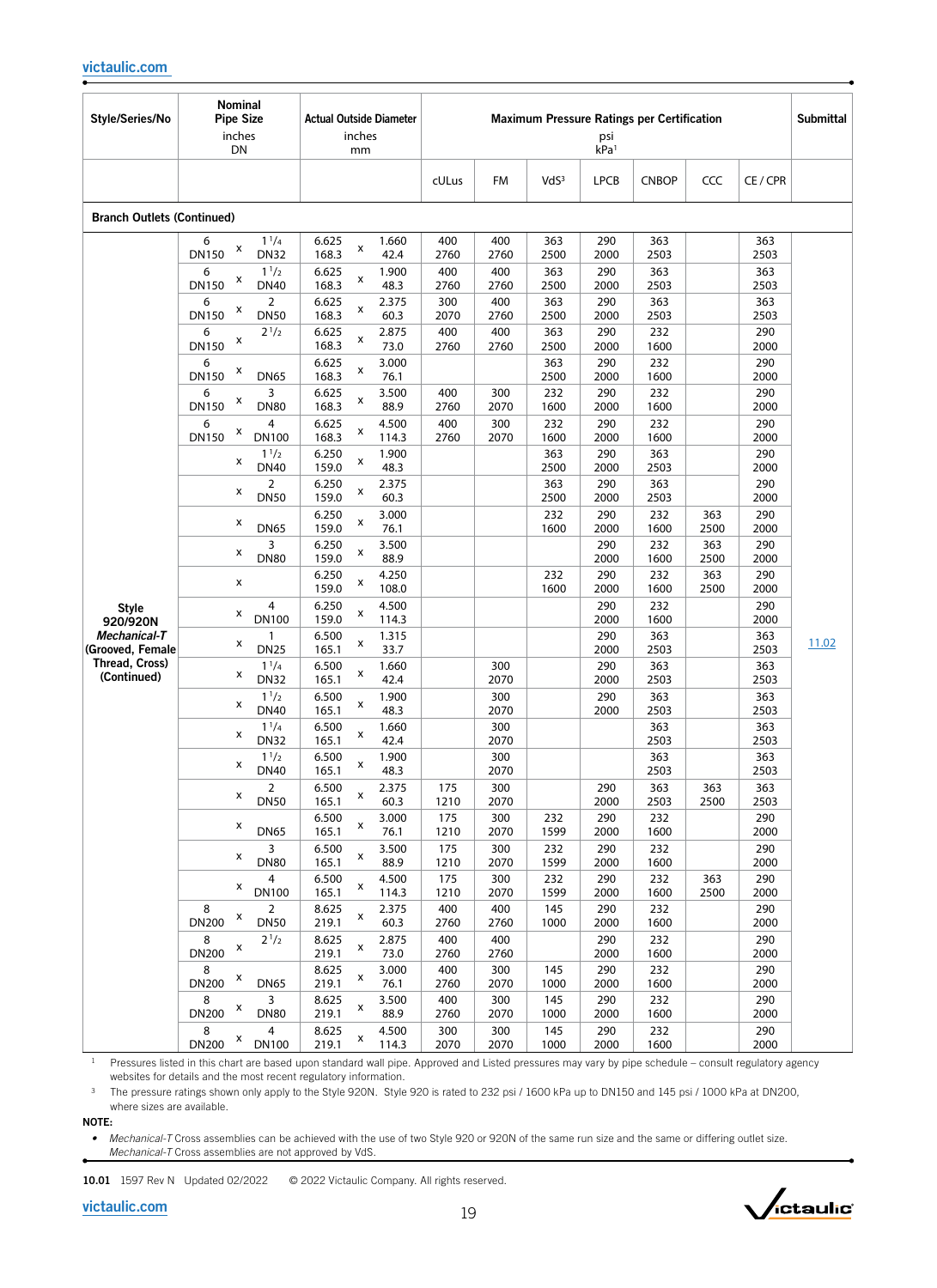| Style/Series/No | Nominal Pipe Size inches DN | Actual Outside Diameter inches mm | Maximum Pressure Ratings per Certification psi kPa[1] | | | | | | | Submittal |
|---|---|---|---|---|---|---|---|---|---|---|
| | | | cULus | FM | VdS[3] | LPCB | CNBOP | CCC | CE / CPR | |
| **Branch Outlets (Continued)** | | | | | | | | | | |
| **Style 920/920N** ***Mechanical-T*** **(Grooved, Female Thread, Cross) (Continued)** | 6 x 1 1/4 DN150 x DN32 | 6.625 x 1.660 168.3 x 42.4 | 400 2760 | 400 2760 | 363 2500 | 290 2000 | 363 2503 | | 363 2503 | 11.02 |
| | 6 x 1 1/2 DN150 x DN40 | 6.625 x 1.900 168.3 x 48.3 | 400 2760 | 400 2760 | 363 2500 | 290 2000 | 363 2503 | | 363 2503 | |
| | 6 x 2 DN150 x DN50 | 6.625 x 2.375 168.3 x 60.3 | 300 2070 | 400 2760 | 363 2500 | 290 2000 | 363 2503 | | 363 2503 | |
| | 6 x 2 1/2 DN150 x | 6.625 x 2.875 168.3 x 73.0 | 400 2760 | 400 2760 | 363 2500 | 290 2000 | 232 1600 | | 290 2000 | |
| | 6 x DN150 x DN65 | 6.625 x 3.000 168.3 x 76.1 | | | 363 2500 | 290 2000 | 232 1600 | | 290 2000 | |
| | 6 x 3 DN150 x DN80 | 6.625 x 3.500 168.3 x 88.9 | 400 2760 | 300 2070 | 232 1600 | 290 2000 | 232 1600 | | 290 2000 | |
| | 6 x 4 DN150 x DN100 | 6.625 x 4.500 168.3 x 114.3 | 400 2760 | 300 2070 | 232 1600 | 290 2000 | 232 1600 | | 290 2000 | |
| | x 1 1/2 x DN40 | 6.250 x 1.900 159.0 x 48.3 | | | 363 2500 | 290 2000 | 363 2503 | | 290 2000 | |
| | x 2 x DN50 | 6.250 x 2.375 159.0 x 60.3 | | | 363 2500 | 290 2000 | 363 2503 | | 290 2000 | |
| | x DN65 | 6.250 x 3.000 159.0 x 76.1 | | | 232 1600 | 290 2000 | 232 1600 | 363 2500 | 290 2000 | |
| | x 3 x DN80 | 6.250 x 3.500 159.0 x 88.9 | | | | 290 2000 | 232 1600 | 363 2500 | 290 2000 | |
| | x | 6.250 x 4.250 159.0 x 108.0 | | | 232 1600 | 290 2000 | 232 1600 | 363 2500 | 290 2000 | |
| | x 4 x DN100 | 6.250 x 4.500 159.0 x 114.3 | | | | 290 2000 | 232 1600 | | 290 2000 | |
| | x 1 x DN25 | 6.500 x 1.315 165.1 x 33.7 | | | | 290 2000 | 363 2503 | | 363 2503 | |
| | x 1 1/4 x DN32 | 6.500 x 1.660 165.1 x 42.4 | | 300 2070 | | 290 2000 | 363 2503 | | 363 2503 | |
| | x 1 1/2 x DN40 | 6.500 x 1.900 165.1 x 48.3 | | 300 2070 | | 290 2000 | 363 2503 | | 363 2503 | |
| | x 1 1/4 x DN32 | 6.500 x 1.660 165.1 x 42.4 | | 300 2070 | | | 363 2503 | | 363 2503 | |
| | x 1 1/2 x DN40 | 6.500 x 1.900 165.1 x 48.3 | | 300 2070 | | | 363 2503 | | 363 2503 | |
| | x 2 x DN50 | 6.500 x 2.375 165.1 x 60.3 | 175 1210 | 300 2070 | | 290 2000 | 363 2503 | 363 2500 | 363 2503 | |
| | x DN65 | 6.500 x 3.000 165.1 x 76.1 | 175 1210 | 300 2070 | 232 1599 | 290 2000 | 232 1600 | | 290 2000 | |
| | x 3 x DN80 | 6.500 x 3.500 165.1 x 88.9 | 175 1210 | 300 2070 | 232 1599 | 290 2000 | 232 1600 | | 290 2000 | |
| | x 4 x DN100 | 6.500 x 4.500 165.1 x 114.3 | 175 1210 | 300 2070 | 232 1599 | 290 2000 | 232 1600 | 363 2500 | 290 2000 | |
| | 8 x 2 DN200 x DN50 | 8.625 x 2.375 219.1 x 60.3 | 400 2760 | 400 2760 | 145 1000 | 290 2000 | 232 1600 | | 290 2000 | |
| | 8 x 2 1/2 DN200 x | 8.625 x 2.875 219.1 x 73.0 | 400 2760 | 400 2760 | | 290 2000 | 232 1600 | | 290 2000 | |
| | 8 x DN200 x DN65 | 8.625 x 3.000 219.1 x 76.1 | 400 2760 | 300 2070 | 145 1000 | 290 2000 | 232 1600 | | 290 2000 | |
| | 8 x 3 DN200 x DN80 | 8.625 x 3.500 219.1 x 88.9 | 400 2760 | 300 2070 | 145 1000 | 290 2000 | 232 1600 | | 290 2000 | |
| | 8 x 4 DN200 x DN100 | 8.625 x 4.500 219.1 x 114.3 | 300 2070 | 300 2070 | 145 1000 | 290 2000 | 232 1600 | | 290 2000 | |

[1] Pressures listed in this chart are based upon standard wall pipe. Approved and Listed pressures may vary by pipe schedule – consult regulatory agency websites for details and the most recent regulatory information.

[3] The pressure ratings shown only apply to the Style 920N. Style 920 is rated to 232 psi / 1600 kPa up to DN150 and 145 psi / 1000 kPa at DN200, where sizes are available.

**NOTE:**

- *Mechanical-T* Cross assemblies can be achieved with the use of two Style 920 or 920N of the same run size and the same or differing outlet size. *Mechanical-T* Cross assemblies are not approved by VdS.

**10.01** 1597 Rev N Updated 02/2022 © 2022 Victaulic Company. All rights reserved.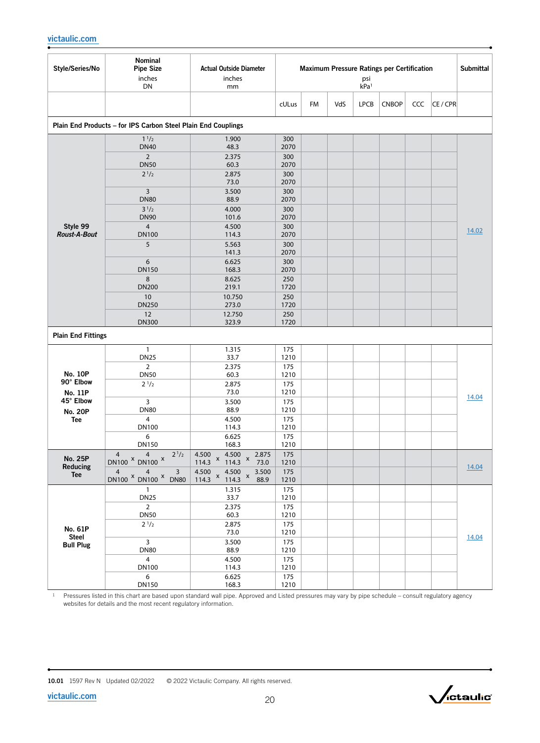| Style/Series/No | Nominal Pipe Size inches DN | Actual Outside Diameter inches mm | Maximum Pressure Ratings per Certification psi kPa[1] | | | | | | | Submittal |
|---|---|---|---|---|---|---|---|---|---|---|
| | | | cULus | FM | VdS | LPCB | CNBOP | CCC | CE / CPR | |
| **Plain End Products – for IPS Carbon Steel Plain End Couplings** | | | | | | | | | | |
| **Style 99** ***Roust-A-Bout*** | 1 1/2 DN40 | 1.900 48.3 | 300 2070 | | | | | | | 14.02 |
| | 2 DN50 | 2.375 60.3 | 300 2070 | | | | | | | |
| | 2 1/2 | 2.875 73.0 | 300 2070 | | | | | | | |
| | 3 DN80 | 3.500 88.9 | 300 2070 | | | | | | | |
| | 3 1/2 DN90 | 4.000 101.6 | 300 2070 | | | | | | | |
| | 4 DN100 | 4.500 114.3 | 300 2070 | | | | | | | |
| | 5 | 5.563 141.3 | 300 2070 | | | | | | | |
| | 6 DN150 | 6.625 168.3 | 300 2070 | | | | | | | |
| | 8 DN200 | 8.625 219.1 | 250 1720 | | | | | | | |
| | 10 DN250 | 10.750 273.0 | 250 1720 | | | | | | | |
| | 12 DN300 | 12.750 323.9 | 250 1720 | | | | | | | |
| **Plain End Fittings** | | | | | | | | | | |
| **No. 10P 90° Elbow No. 11P 45° Elbow No. 20P Tee** | 1 DN25 | 1.315 33.7 | 175 1210 | | | | | | | 14.04 |
| | 2 DN50 | 2.375 60.3 | 175 1210 | | | | | | | |
| | 2 1/2 | 2.875 73.0 | 175 1210 | | | | | | | |
| | 3 DN80 | 3.500 88.9 | 175 1210 | | | | | | | |
| | 4 DN100 | 4.500 114.3 | 175 1210 | | | | | | | |
| | 6 DN150 | 6.625 168.3 | 175 1210 | | | | | | | |
| **No. 25P Reducing Tee** | 4 x 4 x 2 1/2 DN100 x DN100 | 4.500 x 4.500 x 2.875 114.3 x 114.3 x 73.0 | 175 1210 | | | | | | | 14.04 |
| | 4 x 4 x 3 DN100 x DN100 x DN80 | 4.500 x 4.500 x 3.500 114.3 x 114.3 x 88.9 | 175 1210 | | | | | | | |
| **No. 61P Steel Bull Plug** | 1 DN25 | 1.315 33.7 | 175 1210 | | | | | | | 14.04 |
| | 2 DN50 | 2.375 60.3 | 175 1210 | | | | | | | |
| | 2 1/2 | 2.875 73.0 | 175 1210 | | | | | | | |
| | 3 DN80 | 3.500 88.9 | 175 1210 | | | | | | | |
| | 4 DN100 | 4.500 114.3 | 175 1210 | | | | | | | |
| | 6 DN150 | 6.625 168.3 | 175 1210 | | | | | | | |

[1] Pressures listed in this chart are based upon standard wall pipe. Approved and Listed pressures may vary by pipe schedule – consult regulatory agency websites for details and the most recent regulatory information.

10.01 1597 Rev N Updated 02/2022 © 2022 Victaulic Company. All rights reserved.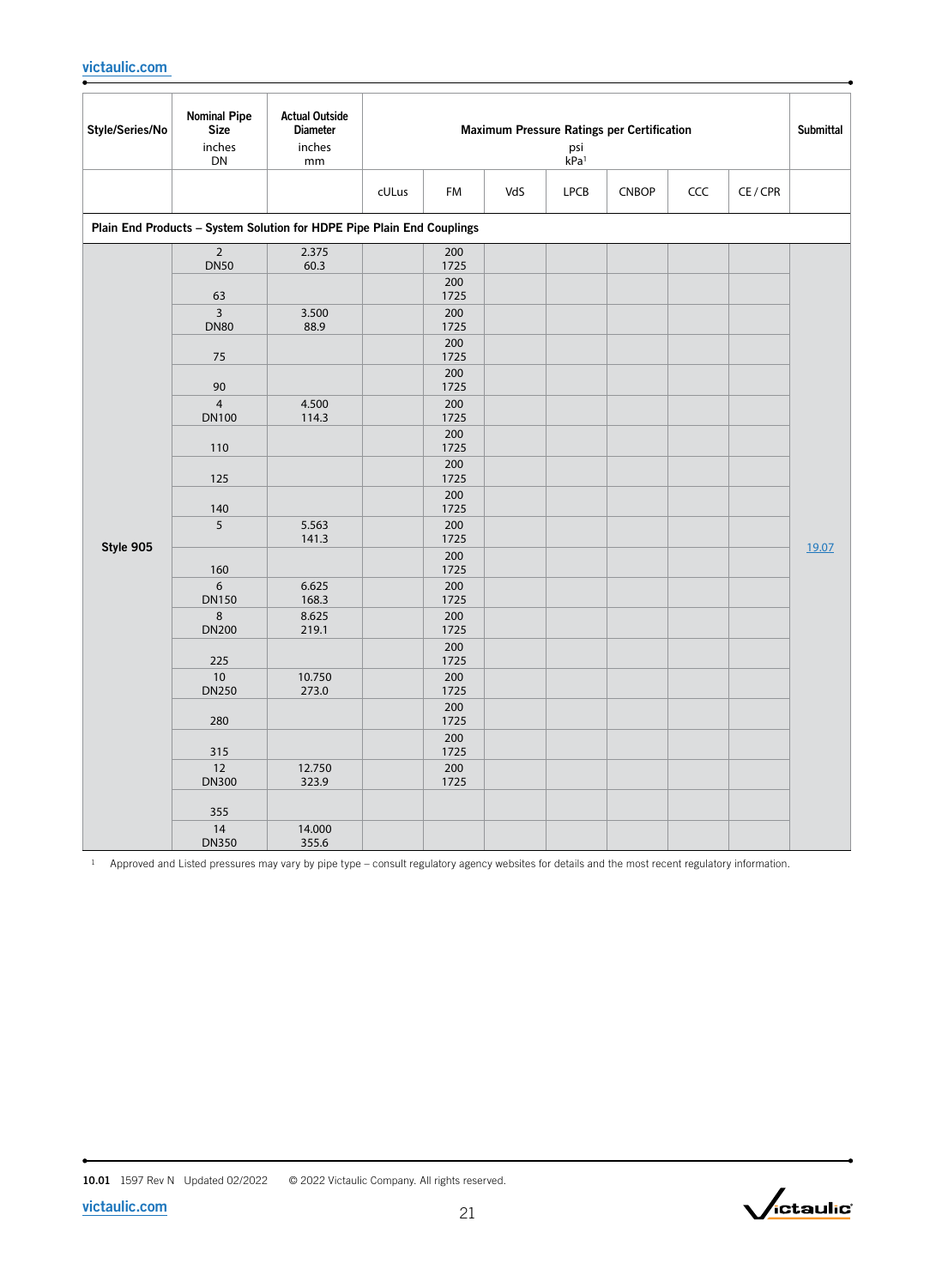| Style/Series/No | Nominal Pipe Size inches DN | Actual Outside Diameter inches mm | Maximum Pressure Ratings per Certification psi kPa[1] | | | | | | | Submittal |
|---|---|---|---|---|---|---|---|---|---|---|
| | | | cULus | FM | VdS | LPCB | CNBOP | CCC | CE / CPR | |
| **Plain End Products – System Solution for HDPE Pipe Plain End Couplings** | | | | | | | | | | |
| **Style 905** | 2<br>DN50 | 2.375<br>60.3 | | 200<br>1725 | | | | | | 19.07 |
| | 63 | | | 200<br>1725 | | | | | | |
| | 3<br>DN80 | 3.500<br>88.9 | | 200<br>1725 | | | | | | |
| | 75 | | | 200<br>1725 | | | | | | |
| | 90 | | | 200<br>1725 | | | | | | |
| | 4<br>DN100 | 4.500<br>114.3 | | 200<br>1725 | | | | | | |
| | 110 | | | 200<br>1725 | | | | | | |
| | 125 | | | 200<br>1725 | | | | | | |
| | 140 | | | 200<br>1725 | | | | | | |
| | 5 | 5.563<br>141.3 | | 200<br>1725 | | | | | | |
| | 160 | | | 200<br>1725 | | | | | | |
| | 6<br>DN150 | 6.625<br>168.3 | | 200<br>1725 | | | | | | |
| | 8<br>DN200 | 8.625<br>219.1 | | 200<br>1725 | | | | | | |
| | 225 | | | 200<br>1725 | | | | | | |
| | 10<br>DN250 | 10.750<br>273.0 | | 200<br>1725 | | | | | | |
| | 280 | | | 200<br>1725 | | | | | | |
| | 315 | | | 200<br>1725 | | | | | | |
| | 12<br>DN300 | 12.750<br>323.9 | | 200<br>1725 | | | | | | |
| | 355 | | | | | | | | | |
| | 14<br>DN350 | 14.000<br>355.6 | | | | | | | | |

[1] Approved and Listed pressures may vary by pipe type – consult regulatory agency websites for details and the most recent regulatory information.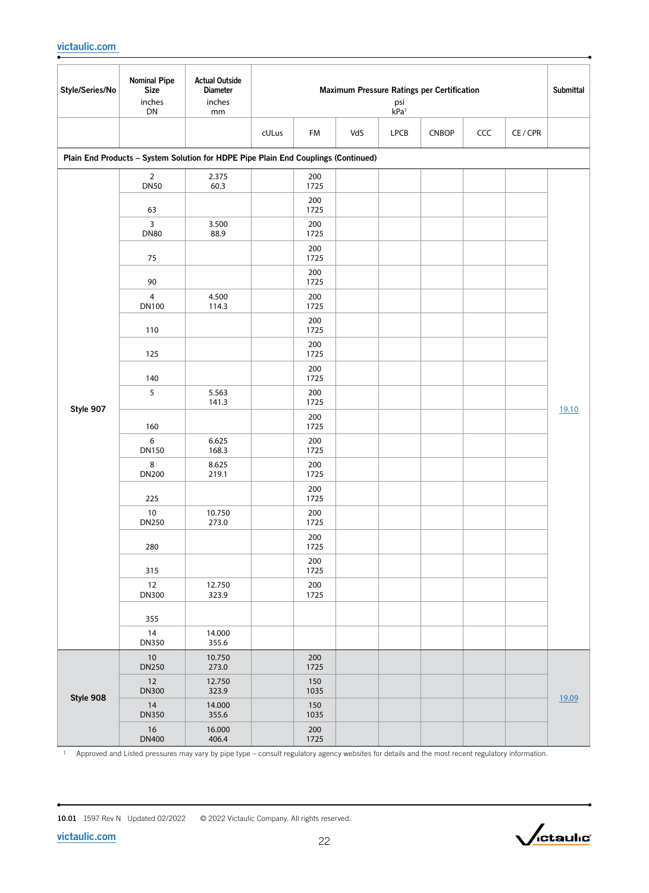| Style/Series/No | Nominal Pipe Size inches DN | Actual Outside Diameter inches mm | Maximum Pressure Ratings per Certification psi kPa[1] | | | | | | | Submittal |
|---|---|---|---|---|---|---|---|---|---|---|
| | | | cULus | FM | VdS | LPCB | CNBOP | CCC | CE / CPR | |
| **Plain End Products – System Solution for HDPE Pipe Plain End Couplings (Continued)** | | | | | | | | | | |
| Style 907 | 2 DN50 | 2.375 60.3 | | 200 1725 | | | | | | 19.10 |
| | 63 | | | 200 1725 | | | | | | |
| | 3 DN80 | 3.500 88.9 | | 200 1725 | | | | | | |
| | 75 | | | 200 1725 | | | | | | |
| | 90 | | | 200 1725 | | | | | | |
| | 4 DN100 | 4.500 114.3 | | 200 1725 | | | | | | |
| | 110 | | | 200 1725 | | | | | | |
| | 125 | | | 200 1725 | | | | | | |
| | 140 | | | 200 1725 | | | | | | |
| | 5 | 5.563 141.3 | | 200 1725 | | | | | | |
| | 160 | | | 200 1725 | | | | | | |
| | 6 DN150 | 6.625 168.3 | | 200 1725 | | | | | | |
| | 8 DN200 | 8.625 219.1 | | 200 1725 | | | | | | |
| | 225 | | | 200 1725 | | | | | | |
| | 10 DN250 | 10.750 273.0 | | 200 1725 | | | | | | |
| | 280 | | | 200 1725 | | | | | | |
| | 315 | | | 200 1725 | | | | | | |
| | 12 DN300 | 12.750 323.9 | | 200 1725 | | | | | | |
| | 355 | | | | | | | | | |
| | 14 DN350 | 14.000 355.6 | | | | | | | | |
| Style 908 | 10 DN250 | 10.750 273.0 | | 200 1725 | | | | | | 19.09 |
| | 12 DN300 | 12.750 323.9 | | 150 1035 | | | | | | |
| | 14 DN350 | 14.000 355.6 | | 150 1035 | | | | | | |
| | 16 DN400 | 16.000 406.4 | | 200 1725 | | | | | | |

[1] Approved and Listed pressures may vary by pipe type – consult regulatory agency websites for details and the most recent regulatory information.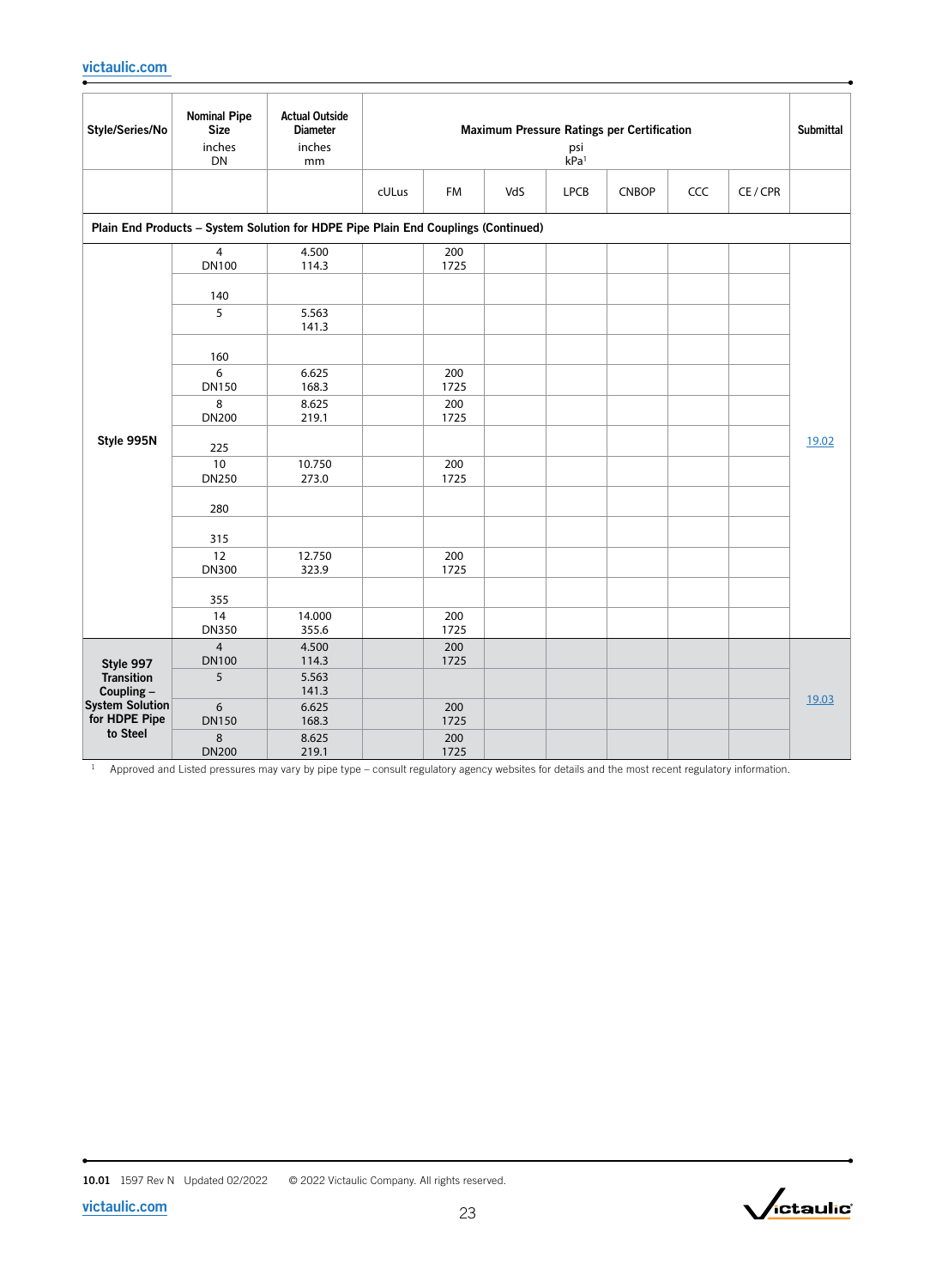| Style/Series/No | Nominal Pipe Size<br>inches<br>DN | Actual Outside Diameter<br>inches<br>mm | Maximum Pressure Ratings per Certification<br>psi<br>kPa[1] | | | | | | | Submittal |
|---|---|---|---|---|---|---|---|---|---|---|
| | | | cULus | FM | VdS | LPCB | CNBOP | CCC | CE / CPR | |
| **Plain End Products – System Solution for HDPE Pipe Plain End Couplings (Continued)** | | | | | | | | | | |
| **Style 995N** | 4<br>DN100 | 4.500<br>114.3 | | 200<br>1725 | | | | | | 19.02 |
| | 140 | | | | | | | | | |
| | 5 | 5.563<br>141.3 | | | | | | | | |
| | 160 | | | | | | | | | |
| | 6<br>DN150 | 6.625<br>168.3 | | 200<br>1725 | | | | | | |
| | 8<br>DN200 | 8.625<br>219.1 | | 200<br>1725 | | | | | | |
| | 225 | | | | | | | | | |
| | 10<br>DN250 | 10.750<br>273.0 | | 200<br>1725 | | | | | | |
| | 280 | | | | | | | | | |
| | 315 | | | | | | | | | |
| | 12<br>DN300 | 12.750<br>323.9 | | 200<br>1725 | | | | | | |
| | 355 | | | | | | | | | |
| | 14<br>DN350 | 14.000<br>355.6 | | 200<br>1725 | | | | | | |
| **Style 997 Transition Coupling – System Solution for HDPE Pipe to Steel** | 4<br>DN100 | 4.500<br>114.3 | | 200<br>1725 | | | | | | 19.03 |
| | 5 | 5.563<br>141.3 | | | | | | | | |
| | 6<br>DN150 | 6.625<br>168.3 | | 200<br>1725 | | | | | | |
| | 8<br>DN200 | 8.625<br>219.1 | | 200<br>1725 | | | | | | |

[1] Approved and Listed pressures may vary by pipe type – consult regulatory agency websites for details and the most recent regulatory information.

**10.01** 1597 Rev N Updated 02/2022 © 2022 Victaulic Company. All rights reserved.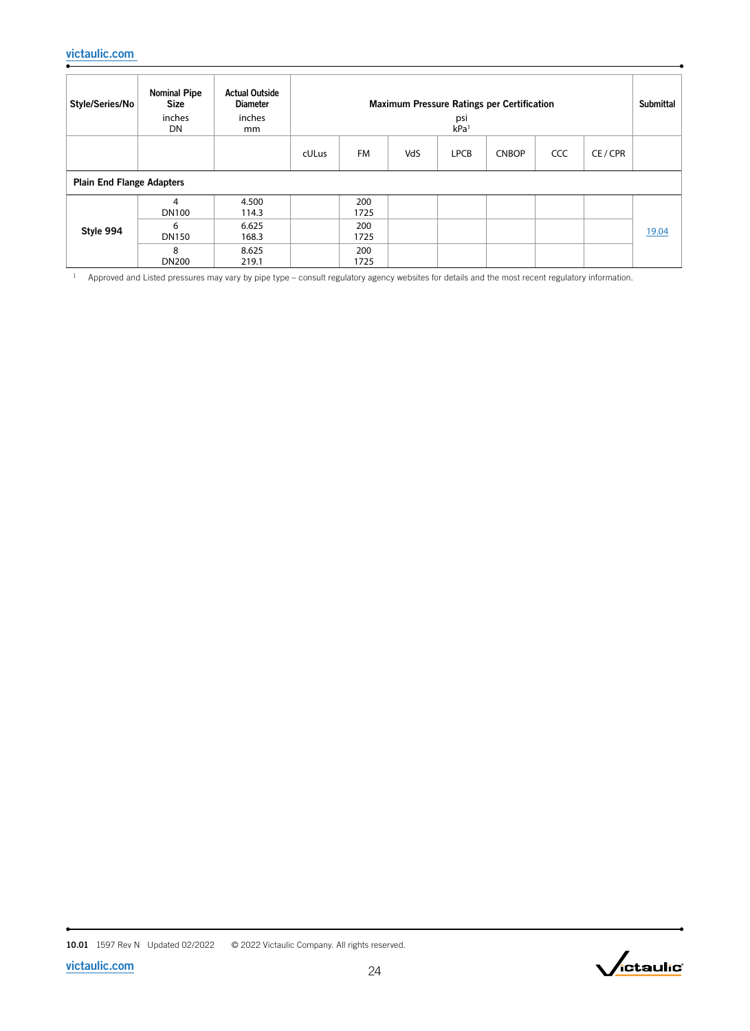| Style/Series/No | Nominal Pipe Size inches DN | Actual Outside Diameter inches mm | Maximum Pressure Ratings per Certification psi kPa[1] | | | | | | | Submittal |
|---|---|---|---|---|---|---|---|---|---|---|
| | | | cULus | FM | VdS | LPCB | CNBOP | CCC | CE / CPR | |
| **Plain End Flange Adapters** | | | | | | | | | | |
| **Style 994** | 4 DN100 | 4.500 114.3 | | 200 1725 | | | | | | 19.04 |
| | 6 DN150 | 6.625 168.3 | | 200 1725 | | | | | | |
| | 8 DN200 | 8.625 219.1 | | 200 1725 | | | | | | |

[1] Approved and Listed pressures may vary by pipe type – consult regulatory agency websites for details and the most recent regulatory information.

10.01 1597 Rev N Updated 02/2022 © 2022 Victaulic Company. All rights reserved.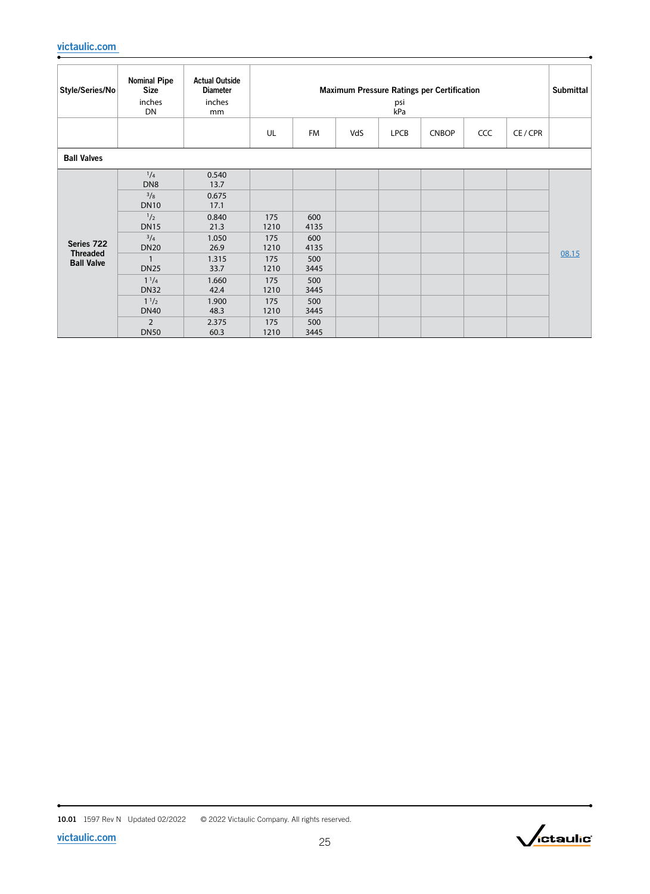| Style/Series/No | Nominal Pipe Size inches DN | Actual Outside Diameter inches mm | Maximum Pressure Ratings per Certification psi kPa | | | | | | | Submittal |
|---|---|---|---|---|---|---|---|---|---|---|
| | | | UL | FM | VdS | LPCB | CNBOP | CCC | CE / CPR | |
| **Ball Valves** | | | | | | | | | | |
| **Series 722 Threaded Ball Valve** | 1/4 DN8 | 0.540 13.7 | | | | | | | | 08.15 |
| | 3/8 DN10 | 0.675 17.1 | | | | | | | | |
| | 1/2 DN15 | 0.840 21.3 | 175 1210 | 600 4135 | | | | | | |
| | 3/4 DN20 | 1.050 26.9 | 175 1210 | 600 4135 | | | | | | |
| | 1 DN25 | 1.315 33.7 | 175 1210 | 500 3445 | | | | | | |
| | 1 1/4 DN32 | 1.660 42.4 | 175 1210 | 500 3445 | | | | | | |
| | 1 1/2 DN40 | 1.900 48.3 | 175 1210 | 500 3445 | | | | | | |
| | 2 DN50 | 2.375 60.3 | 175 1210 | 500 3445 | | | | | | |

**10.01** 1597 Rev N Updated 02/2022 © 2022 Victaulic Company. All rights reserved.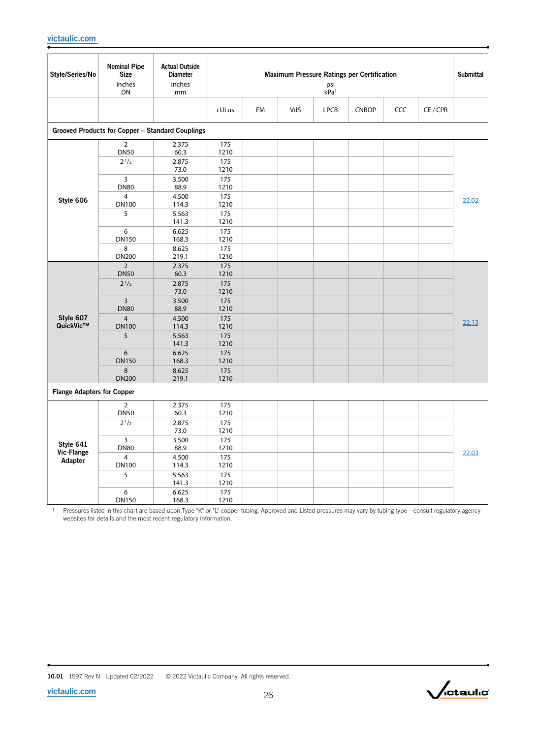| Style/Series/No | Nominal Pipe Size inches DN | Actual Outside Diameter inches mm | Maximum Pressure Ratings per Certification psi kPa[1] | | | | | | | Submittal |
|---|---|---|---|---|---|---|---|---|---|---|
| | | | cULus | FM | VdS | LPCB | CNBOP | CCC | CE / CPR | |
| **Grooved Products for Copper – Standard Couplings** | | | | | | | | | | |
| **Style 606** | 2 DN50 | 2.375 60.3 | 175 1210 | | | | | | | 22.02 |
| | 2 1/2 | 2.875 73.0 | 175 1210 | | | | | | | |
| | 3 DN80 | 3.500 88.9 | 175 1210 | | | | | | | |
| | 4 DN100 | 4.500 114.3 | 175 1210 | | | | | | | |
| | 5 | 5.563 141.3 | 175 1210 | | | | | | | |
| | 6 DN150 | 6.625 168.3 | 175 1210 | | | | | | | |
| | 8 DN200 | 8.625 219.1 | 175 1210 | | | | | | | |
| **Style 607 QuickVic™** | 2 DN50 | 2.375 60.3 | 175 1210 | | | | | | | 22.13 |
| | 2 1/2 | 2.875 73.0 | 175 1210 | | | | | | | |
| | 3 DN80 | 3.500 88.9 | 175 1210 | | | | | | | |
| | 4 DN100 | 4.500 114.3 | 175 1210 | | | | | | | |
| | 5 | 5.563 141.3 | 175 1210 | | | | | | | |
| | 6 DN150 | 6.625 168.3 | 175 1210 | | | | | | | |
| | 8 DN200 | 8.625 219.1 | 175 1210 | | | | | | | |
| **Flange Adapters for Copper** | | | | | | | | | | |
| **Style 641 Vic-Flange Adapter** | 2 DN50 | 2.375 60.3 | 175 1210 | | | | | | | 22.03 |
| | 2 1/2 | 2.875 73.0 | 175 1210 | | | | | | | |
| | 3 DN80 | 3.500 88.9 | 175 1210 | | | | | | | |
| | 4 DN100 | 4.500 114.3 | 175 1210 | | | | | | | |
| | 5 | 5.563 141.3 | 175 1210 | | | | | | | |
| | 6 DN150 | 6.625 168.3 | 175 1210 | | | | | | | |

[1] Pressures listed in this chart are based upon Type "K" or "L" copper tubing. Approved and Listed pressures may vary by tubing type – consult regulatory agency websites for details and the most recent regulatory information.

10.01 1597 Rev N Updated 02/2022 © 2022 Victaulic Company. All rights reserved.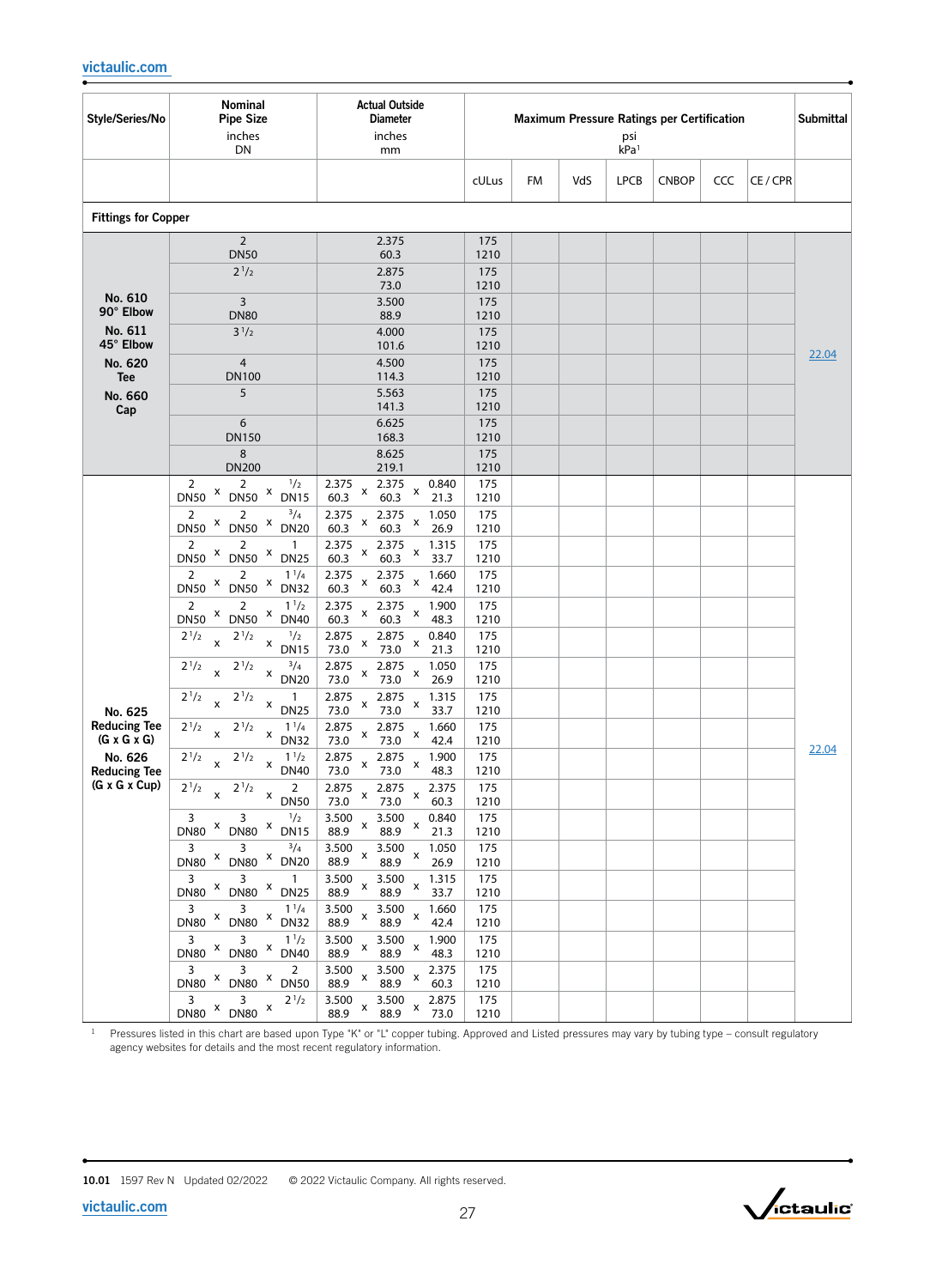| Style/Series/No | Nominal Pipe Size inches DN | Actual Outside Diameter inches mm | Maximum Pressure Ratings per Certification psi kPa[1] | | | | | | | Submittal |
|---|---|---|---|---|---|---|---|---|---|---|
| | | | cULus | FM | VdS | LPCB | CNBOP | CCC | CE / CPR | |
| **Fittings for Copper** | | | | | | | | | | |
| **No. 610 90° Elbow** **No. 611 45° Elbow** **No. 620 Tee** **No. 660 Cap** | 2 DN50 | 2.375 60.3 | 175 1210 | | | | | | | 22.04 |
| | 2 1/2 | 2.875 73.0 | 175 1210 | | | | | | | |
| | 3 DN80 | 3.500 88.9 | 175 1210 | | | | | | | |
| | 3 1/2 | 4.000 101.6 | 175 1210 | | | | | | | |
| | 4 DN100 | 4.500 114.3 | 175 1210 | | | | | | | |
| | 5 | 5.563 141.3 | 175 1210 | | | | | | | |
| | 6 DN150 | 6.625 168.3 | 175 1210 | | | | | | | |
| | 8 DN200 | 8.625 219.1 | 175 1210 | | | | | | | |
| **No. 625 Reducing Tee (G x G x G)** **No. 626 Reducing Tee (G x G x Cup)** | 2 DN50 x 2 DN50 x 1/2 DN15 | 2.375 60.3 x 2.375 60.3 x 0.840 21.3 | 175 1210 | | | | | | | 22.04 |
| | 2 DN50 x 2 DN50 x 3/4 DN20 | 2.375 60.3 x 2.375 60.3 x 1.050 26.9 | 175 1210 | | | | | | | |
| | 2 DN50 x 2 DN50 x 1 DN25 | 2.375 60.3 x 2.375 60.3 x 1.315 33.7 | 175 1210 | | | | | | | |
| | 2 DN50 x 2 DN50 x 1 1/4 DN32 | 2.375 60.3 x 2.375 60.3 x 1.660 42.4 | 175 1210 | | | | | | | |
| | 2 DN50 x 2 DN50 x 1 1/2 DN40 | 2.375 60.3 x 2.375 60.3 x 1.900 48.3 | 175 1210 | | | | | | | |
| | 2 1/2 x 2 1/2 x 1/2 DN15 | 2.875 73.0 x 2.875 73.0 x 0.840 21.3 | 175 1210 | | | | | | | |
| | 2 1/2 x 2 1/2 x 3/4 DN20 | 2.875 73.0 x 2.875 73.0 x 1.050 26.9 | 175 1210 | | | | | | | |
| | 2 1/2 x 2 1/2 x 1 DN25 | 2.875 73.0 x 2.875 73.0 x 1.315 33.7 | 175 1210 | | | | | | | |
| | 2 1/2 x 2 1/2 x 1 1/4 DN32 | 2.875 73.0 x 2.875 73.0 x 1.660 42.4 | 175 1210 | | | | | | | |
| | 2 1/2 x 2 1/2 x 1 1/2 DN40 | 2.875 73.0 x 2.875 73.0 x 1.900 48.3 | 175 1210 | | | | | | | |
| | 2 1/2 x 2 1/2 x 2 DN50 | 2.875 73.0 x 2.875 73.0 x 2.375 60.3 | 175 1210 | | | | | | | |
| | 3 DN80 x 3 DN80 x 1/2 DN15 | 3.500 88.9 x 3.500 88.9 x 0.840 21.3 | 175 1210 | | | | | | | |
| | 3 DN80 x 3 DN80 x 3/4 DN20 | 3.500 88.9 x 3.500 88.9 x 1.050 26.9 | 175 1210 | | | | | | | |
| | 3 DN80 x 3 DN80 x 1 DN25 | 3.500 88.9 x 3.500 88.9 x 1.315 33.7 | 175 1210 | | | | | | | |
| | 3 DN80 x 3 DN80 x 1 1/4 DN32 | 3.500 88.9 x 3.500 88.9 x 1.660 42.4 | 175 1210 | | | | | | | |
| | 3 DN80 x 3 DN80 x 1 1/2 DN40 | 3.500 88.9 x 3.500 88.9 x 1.900 48.3 | 175 1210 | | | | | | | |
| | 3 DN80 x 3 DN80 x 2 DN50 | 3.500 88.9 x 3.500 88.9 x 2.375 60.3 | 175 1210 | | | | | | | |
| | 3 DN80 x 3 DN80 x 2 1/2 | 3.500 88.9 x 3.500 88.9 x 2.875 73.0 | 175 1210 | | | | | | | |

[1] Pressures listed in this chart are based upon Type "K" or "L" copper tubing. Approved and Listed pressures may vary by tubing type – consult regulatory agency websites for details and the most recent regulatory information.

**10.01** 1597 Rev N Updated 02/2022 © 2022 Victaulic Company. All rights reserved.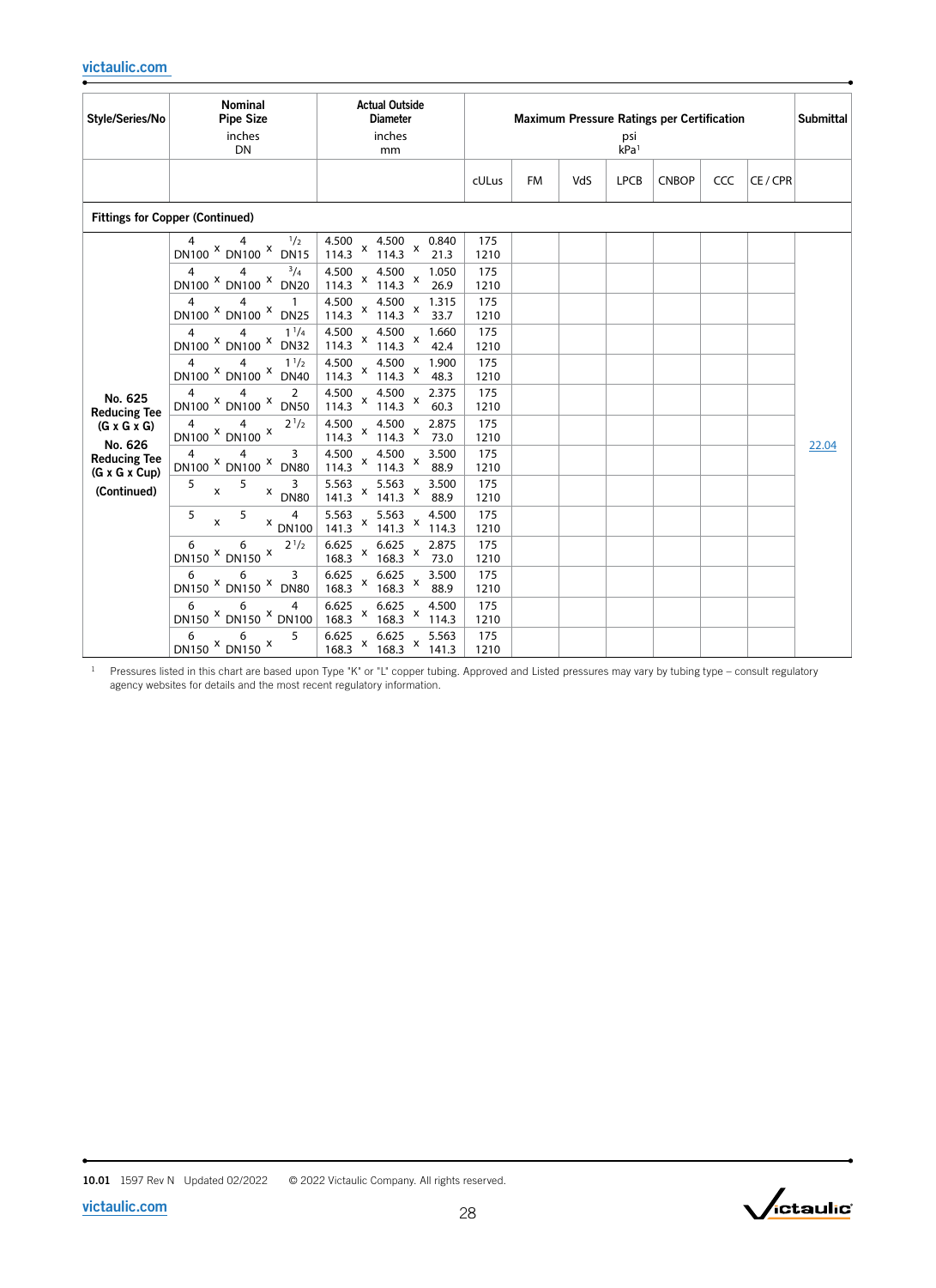| Style/Series/No | Nominal Pipe Size inches DN | Actual Outside Diameter inches mm | Maximum Pressure Ratings per Certification psi kPa[1] | | | | | | | Submittal |
|---|---|---|---|---|---|---|---|---|---|---|
| | | | cULus | FM | VdS | LPCB | CNBOP | CCC | CE / CPR | |
| **Fittings for Copper (Continued)** | | | | | | | | | | |
| **No. 625 Reducing Tee (G x G x G)** **No. 626 Reducing Tee (G x G x Cup)** **(Continued)** | 4 x 4 x 1/2 DN100 x DN100 x DN15 | 4.500 x 4.500 x 0.840 114.3 x 114.3 x 21.3 | 175 1210 | | | | | | | 22.04 |
| | 4 x 4 x 3/4 DN100 x DN100 x DN20 | 4.500 x 4.500 x 1.050 114.3 x 114.3 x 26.9 | 175 1210 | | | | | | | |
| | 4 x 4 x 1 DN100 x DN100 x DN25 | 4.500 x 4.500 x 1.315 114.3 x 114.3 x 33.7 | 175 1210 | | | | | | | |
| | 4 x 4 x 1 1/4 DN100 x DN100 x DN32 | 4.500 x 4.500 x 1.660 114.3 x 114.3 x 42.4 | 175 1210 | | | | | | | |
| | 4 x 4 x 1 1/2 DN100 x DN100 x DN40 | 4.500 x 4.500 x 1.900 114.3 x 114.3 x 48.3 | 175 1210 | | | | | | | |
| | 4 x 4 x 2 DN100 x DN100 x DN50 | 4.500 x 4.500 x 2.375 114.3 x 114.3 x 60.3 | 175 1210 | | | | | | | |
| | 4 x 4 x 2 1/2 DN100 x DN100 x | 4.500 x 4.500 x 2.875 114.3 x 114.3 x 73.0 | 175 1210 | | | | | | | |
| | 4 x 4 x 3 DN100 x DN100 x DN80 | 4.500 x 4.500 x 3.500 114.3 x 114.3 x 88.9 | 175 1210 | | | | | | | |
| | 5 x 5 x 3 DN80 | 5.563 x 5.563 x 3.500 141.3 x 141.3 x 88.9 | 175 1210 | | | | | | | |
| | 5 x 5 x 4 DN100 | 5.563 x 5.563 x 4.500 141.3 x 141.3 x 114.3 | 175 1210 | | | | | | | |
| | 6 x 6 x 2 1/2 DN150 x DN150 x | 6.625 x 6.625 x 2.875 168.3 x 168.3 x 73.0 | 175 1210 | | | | | | | |
| | 6 x 6 x 3 DN150 x DN150 x DN80 | 6.625 x 6.625 x 3.500 168.3 x 168.3 x 88.9 | 175 1210 | | | | | | | |
| | 6 x 6 x 4 DN150 x DN150 x DN100 | 6.625 x 6.625 x 4.500 168.3 x 168.3 x 114.3 | 175 1210 | | | | | | | |
| | 6 x 6 x 5 DN150 x DN150 x | 6.625 x 6.625 x 5.563 168.3 x 168.3 x 141.3 | 175 1210 | | | | | | | |

[1] Pressures listed in this chart are based upon Type "K" or "L" copper tubing. Approved and Listed pressures may vary by tubing type – consult regulatory agency websites for details and the most recent regulatory information.

10.01 1597 Rev N Updated 02/2022 © 2022 Victaulic Company. All rights reserved.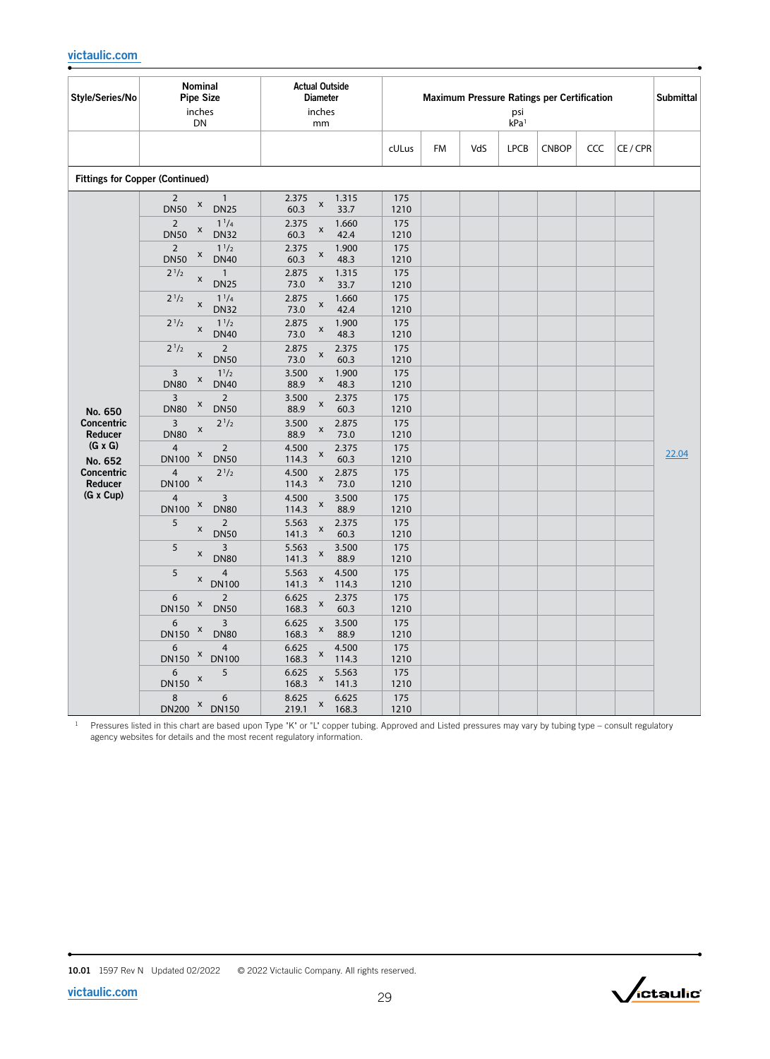| Style/Series/No | Nominal Pipe Size inches DN | Actual Outside Diameter inches mm | Maximum Pressure Ratings per Certification psi kPa[1] | | | | | | | Submittal |
|---|---|---|---|---|---|---|---|---|---|---|
| | | | cULus | FM | VdS | LPCB | CNBOP | CCC | CE / CPR | |
| **Fittings for Copper (Continued)** | | | | | | | | | | |
| **No. 650 Concentric Reducer (G x G)** **No. 652 Concentric Reducer (G x Cup)** | 2 x 1<br>DN50 x DN25 | 2.375 x 1.315<br>60.3 x 33.7 | 175<br>1210 | | | | | | | 22.04 |
| | 2 x 1 1/4<br>DN50 x DN32 | 2.375 x 1.660<br>60.3 x 42.4 | 175<br>1210 | | | | | | | |
| | 2 x 1 1/2<br>DN50 x DN40 | 2.375 x 1.900<br>60.3 x 48.3 | 175<br>1210 | | | | | | | |
| | 2 1/2 x 1<br>DN25 | 2.875 x 1.315<br>73.0 x 33.7 | 175<br>1210 | | | | | | | |
| | 2 1/2 x 1 1/4<br>DN32 | 2.875 x 1.660<br>73.0 x 42.4 | 175<br>1210 | | | | | | | |
| | 2 1/2 x 1 1/2<br>DN40 | 2.875 x 1.900<br>73.0 x 48.3 | 175<br>1210 | | | | | | | |
| | 2 1/2 x 2<br>DN50 | 2.875 x 2.375<br>73.0 x 60.3 | 175<br>1210 | | | | | | | |
| | 3 x 1 1/2<br>DN80 x DN40 | 3.500 x 1.900<br>88.9 x 48.3 | 175<br>1210 | | | | | | | |
| | 3 x 2<br>DN80 x DN50 | 3.500 x 2.375<br>88.9 x 60.3 | 175<br>1210 | | | | | | | |
| | 3 x 2 1/2<br>DN80 | 3.500 x 2.875<br>88.9 x 73.0 | 175<br>1210 | | | | | | | |
| | 4 x 2<br>DN100 x DN50 | 4.500 x 2.375<br>114.3 x 60.3 | 175<br>1210 | | | | | | | |
| | 4 x 2 1/2<br>DN100 | 4.500 x 2.875<br>114.3 x 73.0 | 175<br>1210 | | | | | | | |
| | 4 x 3<br>DN100 x DN80 | 4.500 x 3.500<br>114.3 x 88.9 | 175<br>1210 | | | | | | | |
| | 5 x 2<br>DN50 | 5.563 x 2.375<br>141.3 x 60.3 | 175<br>1210 | | | | | | | |
| | 5 x 3<br>DN80 | 5.563 x 3.500<br>141.3 x 88.9 | 175<br>1210 | | | | | | | |
| | 5 x 4<br>DN100 | 5.563 x 4.500<br>141.3 x 114.3 | 175<br>1210 | | | | | | | |
| | 6 x 2<br>DN150 x DN50 | 6.625 x 2.375<br>168.3 x 60.3 | 175<br>1210 | | | | | | | |
| | 6 x 3<br>DN150 x DN80 | 6.625 x 3.500<br>168.3 x 88.9 | 175<br>1210 | | | | | | | |
| | 6 x 4<br>DN150 x DN100 | 6.625 x 4.500<br>168.3 x 114.3 | 175<br>1210 | | | | | | | |
| | 6 x 5<br>DN150 | 6.625 x 5.563<br>168.3 x 141.3 | 175<br>1210 | | | | | | | |
| | 8 x 6<br>DN200 x DN150 | 8.625 x 6.625<br>219.1 x 168.3 | 175<br>1210 | | | | | | | |

[1] Pressures listed in this chart are based upon Type "K" or "L" copper tubing. Approved and Listed pressures may vary by tubing type – consult regulatory agency websites for details and the most recent regulatory information.

10.01 1597 Rev N Updated 02/2022 © 2022 Victaulic Company. All rights reserved.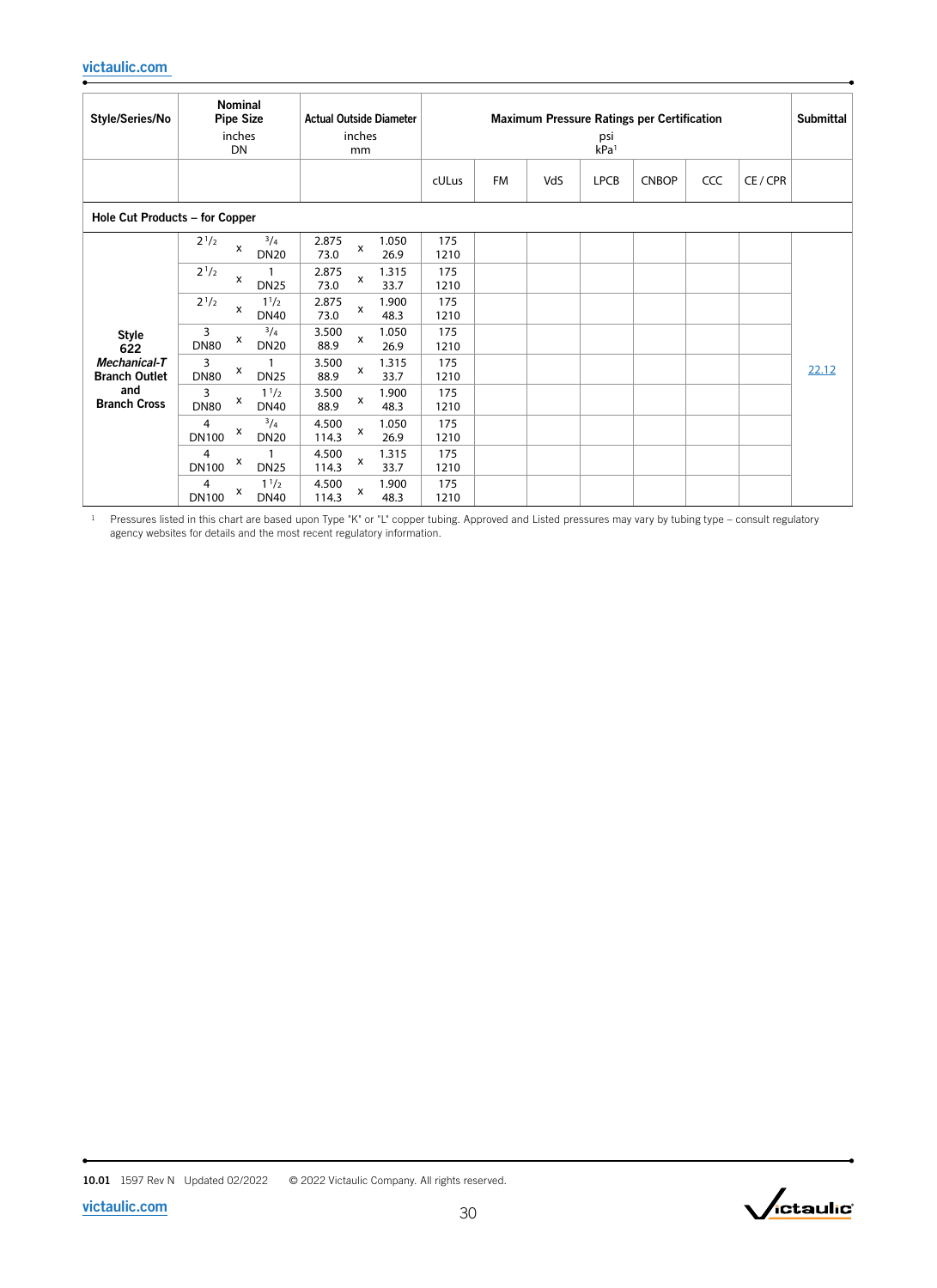| Style/Series/No | Nominal Pipe Size inches DN | Actual Outside Diameter inches mm | Maximum Pressure Ratings per Certification psi kPa[1] | | | | | | | Submittal |
|---|---|---|---|---|---|---|---|---|---|---|
| | | | cULus | FM | VdS | LPCB | CNBOP | CCC | CE / CPR | |
| **Hole Cut Products – for Copper** | | | | | | | | | | |
| **Style 622 *Mechanical-T* Branch Outlet and Branch Cross** | 2 1/2 x 3/4 DN20 | 2.875 x 1.050 73.0 x 26.9 | 175 1210 | | | | | | | 22.12 |
| | 2 1/2 x 1 DN25 | 2.875 x 1.315 73.0 x 33.7 | 175 1210 | | | | | | | |
| | 2 1/2 x 1 1/2 DN40 | 2.875 x 1.900 73.0 x 48.3 | 175 1210 | | | | | | | |
| | 3 DN80 x 3/4 DN20 | 3.500 x 1.050 88.9 x 26.9 | 175 1210 | | | | | | | |
| | 3 DN80 x 1 DN25 | 3.500 x 1.315 88.9 x 33.7 | 175 1210 | | | | | | | |
| | 3 DN80 x 1 1/2 DN40 | 3.500 x 1.900 88.9 x 48.3 | 175 1210 | | | | | | | |
| | 4 DN100 x 3/4 DN20 | 4.500 x 1.050 114.3 x 26.9 | 175 1210 | | | | | | | |
| | 4 DN100 x 1 DN25 | 4.500 x 1.315 114.3 x 33.7 | 175 1210 | | | | | | | |
| | 4 DN100 x 1 1/2 DN40 | 4.500 x 1.900 114.3 x 48.3 | 175 1210 | | | | | | | |

[1] Pressures listed in this chart are based upon Type "K" or "L" copper tubing. Approved and Listed pressures may vary by tubing type – consult regulatory agency websites for details and the most recent regulatory information.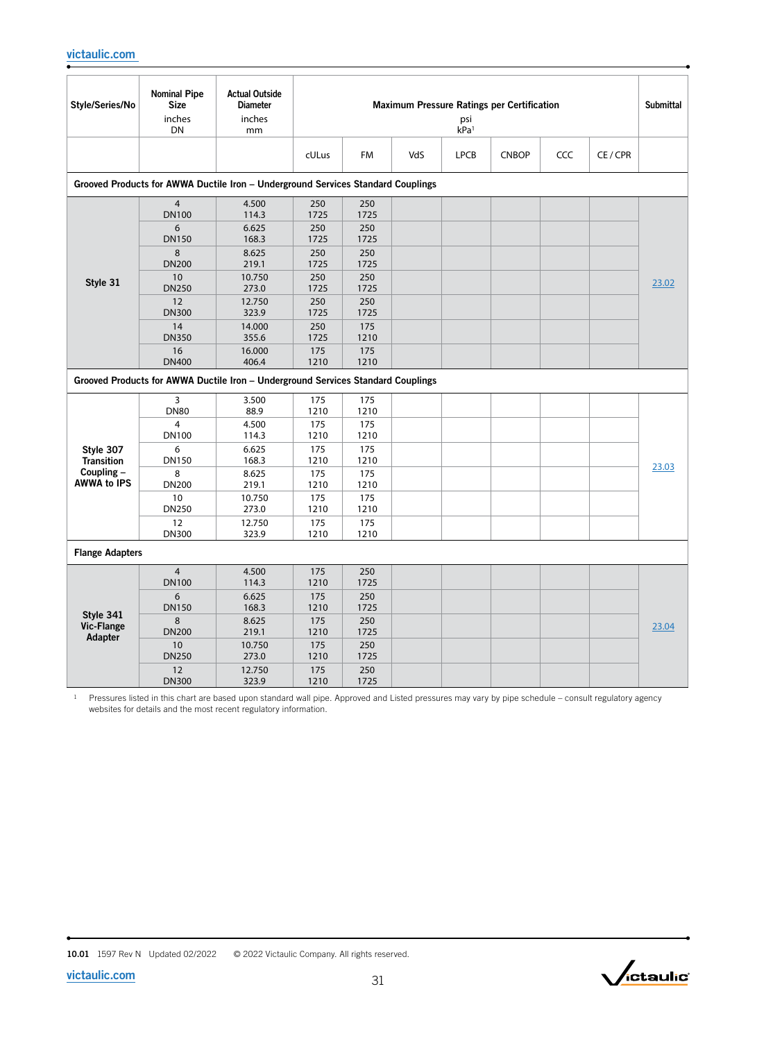| Style/Series/No | Nominal Pipe Size inches DN | Actual Outside Diameter inches mm | Maximum Pressure Ratings per Certification psi kPa[1] | | | | | | | Submittal |
|---|---|---|---|---|---|---|---|---|---|---|
| | | | cULus | FM | VdS | LPCB | CNBOP | CCC | CE / CPR | |
| **Grooved Products for AWWA Ductile Iron – Underground Services Standard Couplings** | | | | | | | | | | |
| **Style 31** | 4<br>DN100 | 4.500<br>114.3 | 250<br>1725 | 250<br>1725 | | | | | | 23.02 |
| | 6<br>DN150 | 6.625<br>168.3 | 250<br>1725 | 250<br>1725 | | | | | | |
| | 8<br>DN200 | 8.625<br>219.1 | 250<br>1725 | 250<br>1725 | | | | | | |
| | 10<br>DN250 | 10.750<br>273.0 | 250<br>1725 | 250<br>1725 | | | | | | |
| | 12<br>DN300 | 12.750<br>323.9 | 250<br>1725 | 250<br>1725 | | | | | | |
| | 14<br>DN350 | 14.000<br>355.6 | 250<br>1725 | 175<br>1210 | | | | | | |
| | 16<br>DN400 | 16.000<br>406.4 | 175<br>1210 | 175<br>1210 | | | | | | |
| **Grooved Products for AWWA Ductile Iron – Underground Services Standard Couplings** | | | | | | | | | | |
| **Style 307 Transition Coupling – AWWA to IPS** | 3<br>DN80 | 3.500<br>88.9 | 175<br>1210 | 175<br>1210 | | | | | | 23.03 |
| | 4<br>DN100 | 4.500<br>114.3 | 175<br>1210 | 175<br>1210 | | | | | | |
| | 6<br>DN150 | 6.625<br>168.3 | 175<br>1210 | 175<br>1210 | | | | | | |
| | 8<br>DN200 | 8.625<br>219.1 | 175<br>1210 | 175<br>1210 | | | | | | |
| | 10<br>DN250 | 10.750<br>273.0 | 175<br>1210 | 175<br>1210 | | | | | | |
| | 12<br>DN300 | 12.750<br>323.9 | 175<br>1210 | 175<br>1210 | | | | | | |
| **Flange Adapters** | | | | | | | | | | |
| **Style 341 Vic-Flange Adapter** | 4<br>DN100 | 4.500<br>114.3 | 175<br>1210 | 250<br>1725 | | | | | | 23.04 |
| | 6<br>DN150 | 6.625<br>168.3 | 175<br>1210 | 250<br>1725 | | | | | | |
| | 8<br>DN200 | 8.625<br>219.1 | 175<br>1210 | 250<br>1725 | | | | | | |
| | 10<br>DN250 | 10.750<br>273.0 | 175<br>1210 | 250<br>1725 | | | | | | |
| | 12<br>DN300 | 12.750<br>323.9 | 175<br>1210 | 250<br>1725 | | | | | | |

[1] Pressures listed in this chart are based upon standard wall pipe. Approved and Listed pressures may vary by pipe schedule – consult regulatory agency websites for details and the most recent regulatory information.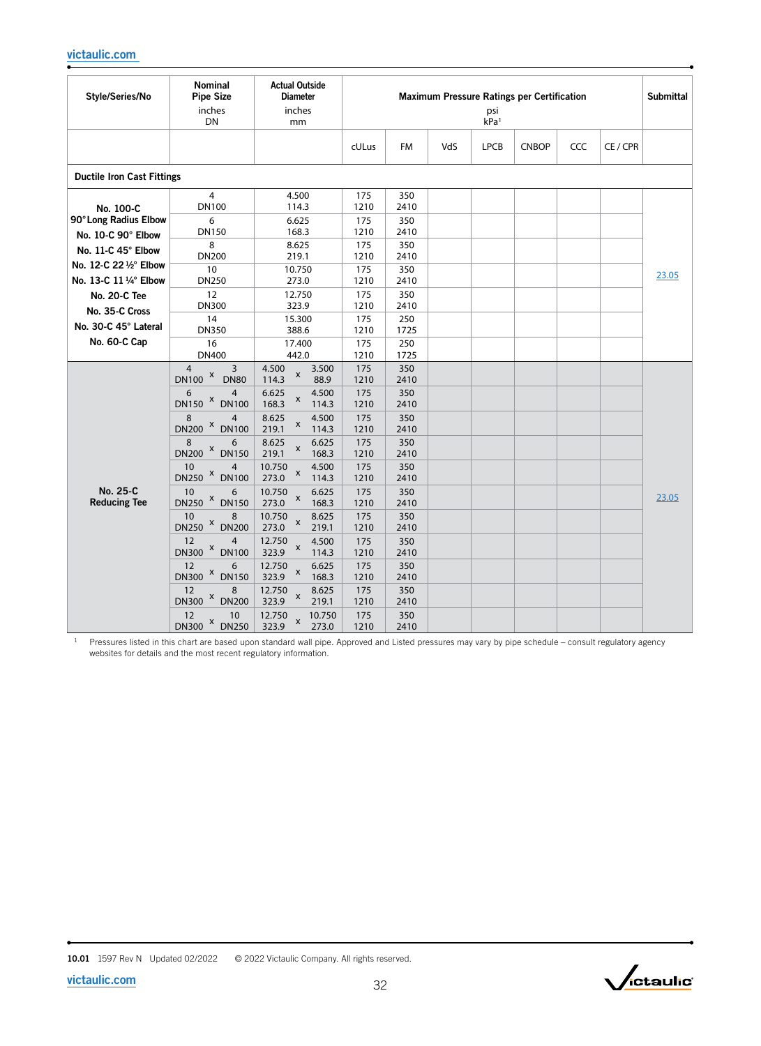| Style/Series/No | Nominal Pipe Size inches DN | Actual Outside Diameter inches mm | Maximum Pressure Ratings per Certification psi kPa[1] | | | | | | | Submittal |
|---|---|---|---|---|---|---|---|---|---|---|
| | | | cULus | FM | VdS | LPCB | CNBOP | CCC | CE / CPR | |
| **Ductile Iron Cast Fittings** | | | | | | | | | | |
| **No. 100-C 90° Long Radius Elbow No. 10-C 90° Elbow No. 11-C 45° Elbow No. 12-C 22 ½° Elbow No. 13-C 11 ¼° Elbow No. 20-C Tee No. 35-C Cross No. 30-C 45° Lateral No. 60-C Cap** | 4 DN100 | 4.500 114.3 | 175 1210 | 350 2410 | | | | | | 23.05 |
| | 6 DN150 | 6.625 168.3 | 175 1210 | 350 2410 | | | | | | |
| | 8 DN200 | 8.625 219.1 | 175 1210 | 350 2410 | | | | | | |
| | 10 DN250 | 10.750 273.0 | 175 1210 | 350 2410 | | | | | | |
| | 12 DN300 | 12.750 323.9 | 175 1210 | 350 2410 | | | | | | |
| | 14 DN350 | 15.300 388.6 | 175 1210 | 250 1725 | | | | | | |
| | 16 DN400 | 17.400 442.0 | 175 1210 | 250 1725 | | | | | | |
| **No. 25-C Reducing Tee** | 4 x 3 DN100 x DN80 | 4.500 x 3.500 114.3 x 88.9 | 175 1210 | 350 2410 | | | | | | 23.05 |
| | 6 x 4 DN150 x DN100 | 6.625 x 4.500 168.3 x 114.3 | 175 1210 | 350 2410 | | | | | | |
| | 8 x 4 DN200 x DN100 | 8.625 x 4.500 219.1 x 114.3 | 175 1210 | 350 2410 | | | | | | |
| | 8 x 6 DN200 x DN150 | 8.625 x 6.625 219.1 x 168.3 | 175 1210 | 350 2410 | | | | | | |
| | 10 x 4 DN250 x DN100 | 10.750 x 4.500 273.0 x 114.3 | 175 1210 | 350 2410 | | | | | | |
| | 10 x 6 DN250 x DN150 | 10.750 x 6.625 273.0 x 168.3 | 175 1210 | 350 2410 | | | | | | |
| | 10 x 8 DN250 x DN200 | 10.750 x 8.625 273.0 x 219.1 | 175 1210 | 350 2410 | | | | | | |
| | 12 x 4 DN300 x DN100 | 12.750 x 4.500 323.9 x 114.3 | 175 1210 | 350 2410 | | | | | | |
| | 12 x 6 DN300 x DN150 | 12.750 x 6.625 323.9 x 168.3 | 175 1210 | 350 2410 | | | | | | |
| | 12 x 8 DN300 x DN200 | 12.750 x 8.625 323.9 x 219.1 | 175 1210 | 350 2410 | | | | | | |
| | 12 x 10 DN300 x DN250 | 12.750 x 10.750 323.9 x 273.0 | 175 1210 | 350 2410 | | | | | | |

[1] Pressures listed in this chart are based upon standard wall pipe. Approved and Listed pressures may vary by pipe schedule – consult regulatory agency websites for details and the most recent regulatory information.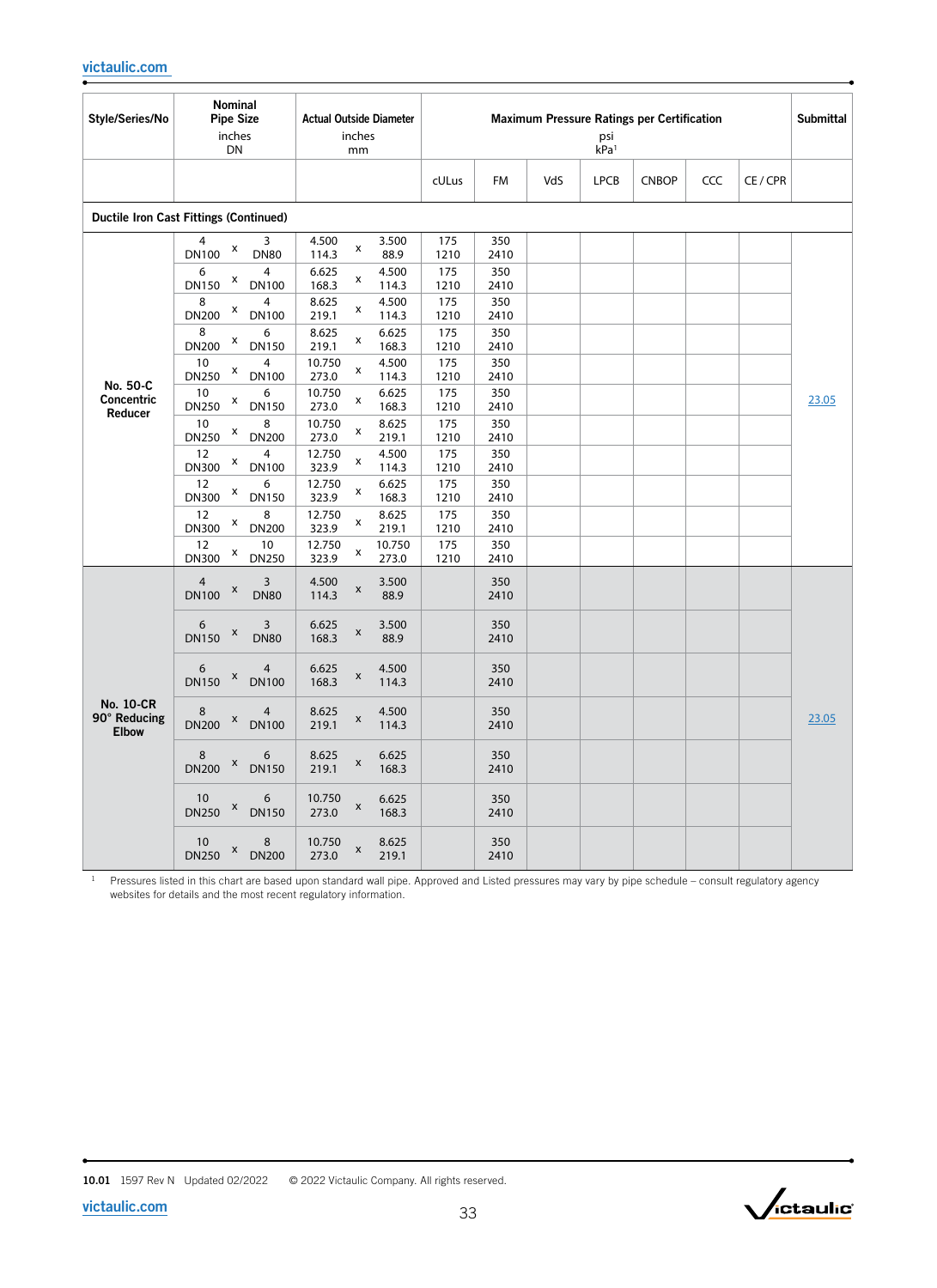| Style/Series/No | Nominal Pipe Size inches DN | Actual Outside Diameter inches mm | Maximum Pressure Ratings per Certification psi kPa[1] | | | | | | | Submittal |
|---|---|---|---|---|---|---|---|---|---|---|
| | | | cULus | FM | VdS | LPCB | CNBOP | CCC | CE / CPR | |
| **Ductile Iron Cast Fittings (Continued)** | | | | | | | | | | |
| **No. 50-C Concentric Reducer** | 4 x 3<br>DN100 x DN80 | 4.500 x 3.500<br>114.3 x 88.9 | 175<br>1210 | 350<br>2410 | | | | | | 23.05 |
| | 6 x 4<br>DN150 x DN100 | 6.625 x 4.500<br>168.3 x 114.3 | 175<br>1210 | 350<br>2410 | | | | | | |
| | 8 x 4<br>DN200 x DN100 | 8.625 x 4.500<br>219.1 x 114.3 | 175<br>1210 | 350<br>2410 | | | | | | |
| | 8 x 6<br>DN200 x DN150 | 8.625 x 6.625<br>219.1 x 168.3 | 175<br>1210 | 350<br>2410 | | | | | | |
| | 10 x 4<br>DN250 x DN100 | 10.750 x 4.500<br>273.0 x 114.3 | 175<br>1210 | 350<br>2410 | | | | | | |
| | 10 x 6<br>DN250 x DN150 | 10.750 x 6.625<br>273.0 x 168.3 | 175<br>1210 | 350<br>2410 | | | | | | |
| | 10 x 8<br>DN250 x DN200 | 10.750 x 8.625<br>273.0 x 219.1 | 175<br>1210 | 350<br>2410 | | | | | | |
| | 12 x 4<br>DN300 x DN100 | 12.750 x 4.500<br>323.9 x 114.3 | 175<br>1210 | 350<br>2410 | | | | | | |
| | 12 x 6<br>DN300 x DN150 | 12.750 x 6.625<br>323.9 x 168.3 | 175<br>1210 | 350<br>2410 | | | | | | |
| | 12 x 8<br>DN300 x DN200 | 12.750 x 8.625<br>323.9 x 219.1 | 175<br>1210 | 350<br>2410 | | | | | | |
| | 12 x 10<br>DN300 x DN250 | 12.750 x 10.750<br>323.9 x 273.0 | 175<br>1210 | 350<br>2410 | | | | | | |
| **No. 10-CR 90° Reducing Elbow** | 4 x 3<br>DN100 x DN80 | 4.500 x 3.500<br>114.3 x 88.9 | | 350<br>2410 | | | | | | 23.05 |
| | 6 x 3<br>DN150 x DN80 | 6.625 x 3.500<br>168.3 x 88.9 | | 350<br>2410 | | | | | | |
| | 6 x 4<br>DN150 x DN100 | 6.625 x 4.500<br>168.3 x 114.3 | | 350<br>2410 | | | | | | |
| | 8 x 4<br>DN200 x DN100 | 8.625 x 4.500<br>219.1 x 114.3 | | 350<br>2410 | | | | | | |
| | 8 x 6<br>DN200 x DN150 | 8.625 x 6.625<br>219.1 x 168.3 | | 350<br>2410 | | | | | | |
| | 10 x 6<br>DN250 x DN150 | 10.750 x 6.625<br>273.0 x 168.3 | | 350<br>2410 | | | | | | |
| | 10 x 8<br>DN250 x DN200 | 10.750 x 8.625<br>273.0 x 219.1 | | 350<br>2410 | | | | | | |

[1] Pressures listed in this chart are based upon standard wall pipe. Approved and Listed pressures may vary by pipe schedule – consult regulatory agency websites for details and the most recent regulatory information.

10.01 1597 Rev N Updated 02/2022 © 2022 Victaulic Company. All rights reserved.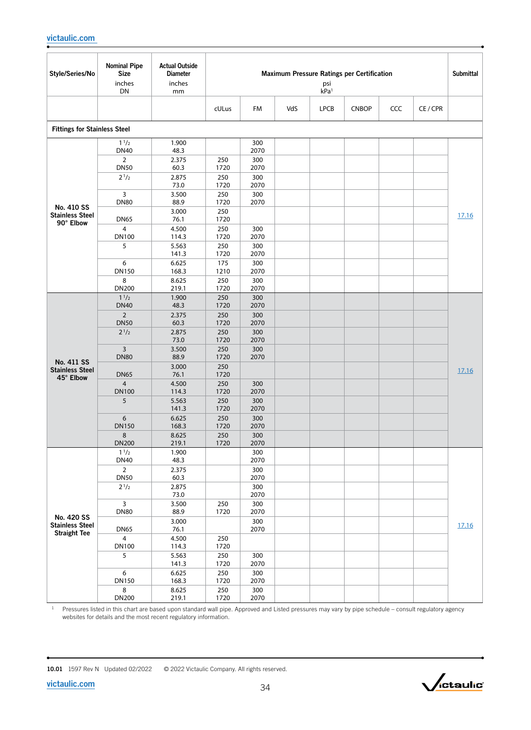| Style/Series/No | Nominal Pipe Size inches DN | Actual Outside Diameter inches mm | Maximum Pressure Ratings per Certification psi kPa[1] | | | | | | | Submittal |
|---|---|---|---|---|---|---|---|---|---|---|
| | | | cULus | FM | VdS | LPCB | CNBOP | CCC | CE / CPR | |
| **Fittings for Stainless Steel** | | | | | | | | | | |
| **No. 410 SS Stainless Steel 90° Elbow** | 1 1/2 DN40 | 1.900 48.3 | | 300 2070 | | | | | | 17.16 |
| | 2 DN50 | 2.375 60.3 | 250 1720 | 300 2070 | | | | | | |
| | 2 1/2 | 2.875 73.0 | 250 1720 | 300 2070 | | | | | | |
| | 3 DN80 | 3.500 88.9 | 250 1720 | 300 2070 | | | | | | |
| | DN65 | 3.000 76.1 | 250 1720 | | | | | | | |
| | 4 DN100 | 4.500 114.3 | 250 1720 | 300 2070 | | | | | | |
| | 5 | 5.563 141.3 | 250 1720 | 300 2070 | | | | | | |
| | 6 DN150 | 6.625 168.3 | 175 1210 | 300 2070 | | | | | | |
| | 8 DN200 | 8.625 219.1 | 250 1720 | 300 2070 | | | | | | |
| **No. 411 SS Stainless Steel 45° Elbow** | 1 1/2 DN40 | 1.900 48.3 | 250 1720 | 300 2070 | | | | | | 17.16 |
| | 2 DN50 | 2.375 60.3 | 250 1720 | 300 2070 | | | | | | |
| | 2 1/2 | 2.875 73.0 | 250 1720 | 300 2070 | | | | | | |
| | 3 DN80 | 3.500 88.9 | 250 1720 | 300 2070 | | | | | | |
| | DN65 | 3.000 76.1 | 250 1720 | | | | | | | |
| | 4 DN100 | 4.500 114.3 | 250 1720 | 300 2070 | | | | | | |
| | 5 | 5.563 141.3 | 250 1720 | 300 2070 | | | | | | |
| | 6 DN150 | 6.625 168.3 | 250 1720 | 300 2070 | | | | | | |
| | 8 DN200 | 8.625 219.1 | 250 1720 | 300 2070 | | | | | | |
| **No. 420 SS Stainless Steel Straight Tee** | 1 1/2 DN40 | 1.900 48.3 | | 300 2070 | | | | | | 17.16 |
| | 2 DN50 | 2.375 60.3 | | 300 2070 | | | | | | |
| | 2 1/2 | 2.875 73.0 | | 300 2070 | | | | | | |
| | 3 DN80 | 3.500 88.9 | 250 1720 | 300 2070 | | | | | | |
| | DN65 | 3.000 76.1 | | 300 2070 | | | | | | |
| | 4 DN100 | 4.500 114.3 | 250 1720 | | | | | | | |
| | 5 | 5.563 141.3 | 250 1720 | 300 2070 | | | | | | |
| | 6 DN150 | 6.625 168.3 | 250 1720 | 300 2070 | | | | | | |
| | 8 DN200 | 8.625 219.1 | 250 1720 | 300 2070 | | | | | | |

[1] Pressures listed in this chart are based upon standard wall pipe. Approved and Listed pressures may vary by pipe schedule – consult regulatory agency websites for details and the most recent regulatory information.

10.01 1597 Rev N Updated 02/2022 © 2022 Victaulic Company. All rights reserved.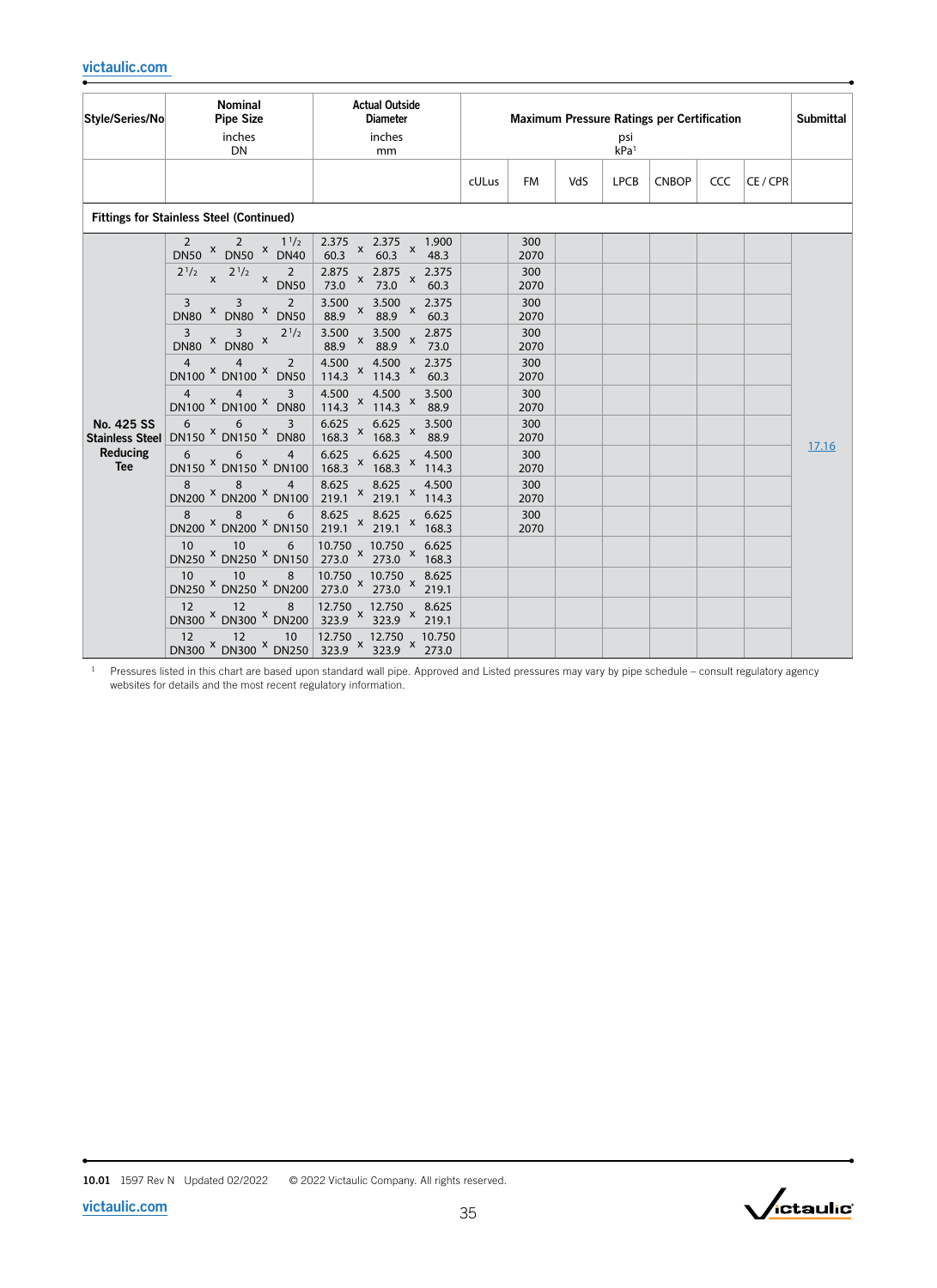| Style/Series/No | Nominal Pipe Size inches DN | Actual Outside Diameter inches mm | Maximum Pressure Ratings per Certification psi kPa[1] | | | | | | | Submittal |
|---|---|---|---|---|---|---|---|---|---|---|
| | | | cULus | FM | VdS | LPCB | CNBOP | CCC | CE / CPR | |
| **Fittings for Stainless Steel (Continued)** | | | | | | | | | | |
| **No. 425 SS Stainless Steel Reducing Tee** | 2 x 2 x 1 1/2<br>DN50 x DN50 x DN40 | 2.375 x 2.375 x 1.900<br>60.3 x 60.3 x 48.3 | | 300<br>2070 | | | | | | 17.16 |
| | 2 1/2 x 2 1/2 x 2<br>DN50 | 2.875 x 2.875 x 2.375<br>73.0 x 73.0 x 60.3 | | 300<br>2070 | | | | | | |
| | 3 x 3 x 2<br>DN80 x DN80 x DN50 | 3.500 x 3.500 x 2.375<br>88.9 x 88.9 x 60.3 | | 300<br>2070 | | | | | | |
| | 3 x 3 x 2 1/2<br>DN80 x DN80 | 3.500 x 3.500 x 2.875<br>88.9 x 88.9 x 73.0 | | 300<br>2070 | | | | | | |
| | 4 x 4 x 2<br>DN100 x DN100 x DN50 | 4.500 x 4.500 x 2.375<br>114.3 x 114.3 x 60.3 | | 300<br>2070 | | | | | | |
| | 4 x 4 x 3<br>DN100 x DN100 x DN80 | 4.500 x 4.500 x 3.500<br>114.3 x 114.3 x 88.9 | | 300<br>2070 | | | | | | |
| | 6 x 6 x 3<br>DN150 x DN150 x DN80 | 6.625 x 6.625 x 3.500<br>168.3 x 168.3 x 88.9 | | 300<br>2070 | | | | | | |
| | 6 x 6 x 4<br>DN150 x DN150 x DN100 | 6.625 x 6.625 x 4.500<br>168.3 x 168.3 x 114.3 | | 300<br>2070 | | | | | | |
| | 8 x 8 x 4<br>DN200 x DN200 x DN100 | 8.625 x 8.625 x 4.500<br>219.1 x 219.1 x 114.3 | | 300<br>2070 | | | | | | |
| | 8 x 8 x 6<br>DN200 x DN200 x DN150 | 8.625 x 8.625 x 6.625<br>219.1 x 219.1 x 168.3 | | 300<br>2070 | | | | | | |
| | 10 x 10 x 6<br>DN250 x DN250 x DN150 | 10.750 x 10.750 x 6.625<br>273.0 x 273.0 x 168.3 | | | | | | | | |
| | 10 x 10 x 8<br>DN250 x DN250 x DN200 | 10.750 x 10.750 x 8.625<br>273.0 x 273.0 x 219.1 | | | | | | | | |
| | 12 x 12 x 8<br>DN300 x DN300 x DN200 | 12.750 x 12.750 x 8.625<br>323.9 x 323.9 x 219.1 | | | | | | | | |
| | 12 x 12 x 10<br>DN300 x DN300 x DN250 | 12.750 x 12.750 x 10.750<br>323.9 x 323.9 x 273.0 | | | | | | | | |

[1] Pressures listed in this chart are based upon standard wall pipe. Approved and Listed pressures may vary by pipe schedule – consult regulatory agency websites for details and the most recent regulatory information.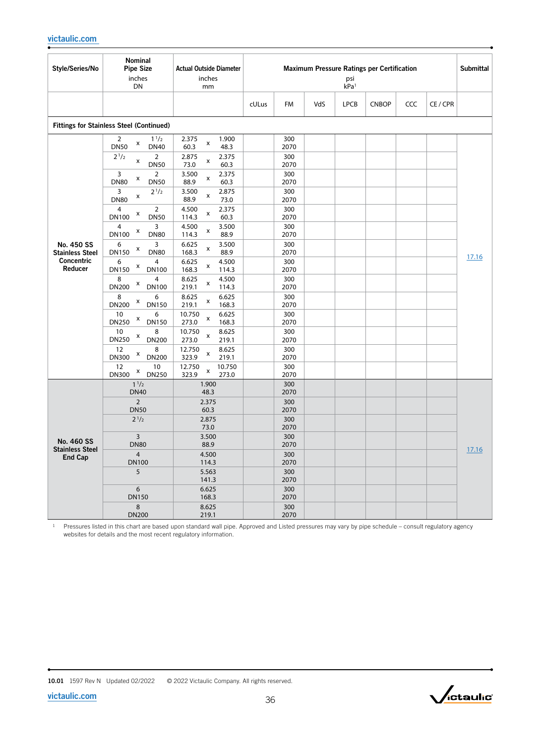| Style/Series/No | Nominal Pipe Size inches DN | Actual Outside Diameter inches mm | Maximum Pressure Ratings per Certification psi kPa[1] | | | | | | | Submittal |
|---|---|---|---|---|---|---|---|---|---|---|
| | | | cULus | FM | VdS | LPCB | CNBOP | CCC | CE / CPR | |
| **Fittings for Stainless Steel (Continued)** | | | | | | | | | | |
| **No. 450 SS Stainless Steel Concentric Reducer** | 2 x 1 1/2<br>DN50 x DN40 | 2.375 x 1.900<br>60.3 x 48.3 | | 300<br>2070 | | | | | | 17.16 |
| | 2 1/2 x 2<br>DN50 | 2.875 x 2.375<br>73.0 x 60.3 | | 300<br>2070 | | | | | | |
| | 3 x 2<br>DN80 x DN50 | 3.500 x 2.375<br>88.9 x 60.3 | | 300<br>2070 | | | | | | |
| | 3 x 2 1/2<br>DN80 | 3.500 x 2.875<br>88.9 x 73.0 | | 300<br>2070 | | | | | | |
| | 4 x 2<br>DN100 x DN50 | 4.500 x 2.375<br>114.3 x 60.3 | | 300<br>2070 | | | | | | |
| | 4 x 3<br>DN100 x DN80 | 4.500 x 3.500<br>114.3 x 88.9 | | 300<br>2070 | | | | | | |
| | 6 x 3<br>DN150 x DN80 | 6.625 x 3.500<br>168.3 x 88.9 | | 300<br>2070 | | | | | | |
| | 6 x 4<br>DN150 x DN100 | 6.625 x 4.500<br>168.3 x 114.3 | | 300<br>2070 | | | | | | |
| | 8 x 4<br>DN200 x DN100 | 8.625 x 4.500<br>219.1 x 114.3 | | 300<br>2070 | | | | | | |
| | 8 x 6<br>DN200 x DN150 | 8.625 x 6.625<br>219.1 x 168.3 | | 300<br>2070 | | | | | | |
| | 10 x 6<br>DN250 x DN150 | 10.750 x 6.625<br>273.0 x 168.3 | | 300<br>2070 | | | | | | |
| | 10 x 8<br>DN250 x DN200 | 10.750 x 8.625<br>273.0 x 219.1 | | 300<br>2070 | | | | | | |
| | 12 x 8<br>DN300 x DN200 | 12.750 x 8.625<br>323.9 x 219.1 | | 300<br>2070 | | | | | | |
| | 12 x 10<br>DN300 x DN250 | 12.750 x 10.750<br>323.9 x 273.0 | | 300<br>2070 | | | | | | |
| **No. 460 SS Stainless Steel End Cap** | 1 1/2<br>DN40 | 1.900<br>48.3 | | 300<br>2070 | | | | | | 17.16 |
| | 2<br>DN50 | 2.375<br>60.3 | | 300<br>2070 | | | | | | |
| | 2 1/2 | 2.875<br>73.0 | | 300<br>2070 | | | | | | |
| | 3<br>DN80 | 3.500<br>88.9 | | 300<br>2070 | | | | | | |
| | 4<br>DN100 | 4.500<br>114.3 | | 300<br>2070 | | | | | | |
| | 5 | 5.563<br>141.3 | | 300<br>2070 | | | | | | |
| | 6<br>DN150 | 6.625<br>168.3 | | 300<br>2070 | | | | | | |
| | 8<br>DN200 | 8.625<br>219.1 | | 300<br>2070 | | | | | | |

[1] Pressures listed in this chart are based upon standard wall pipe. Approved and Listed pressures may vary by pipe schedule – consult regulatory agency websites for details and the most recent regulatory information.

**10.01** 1597 Rev N Updated 02/2022 © 2022 Victaulic Company. All rights reserved.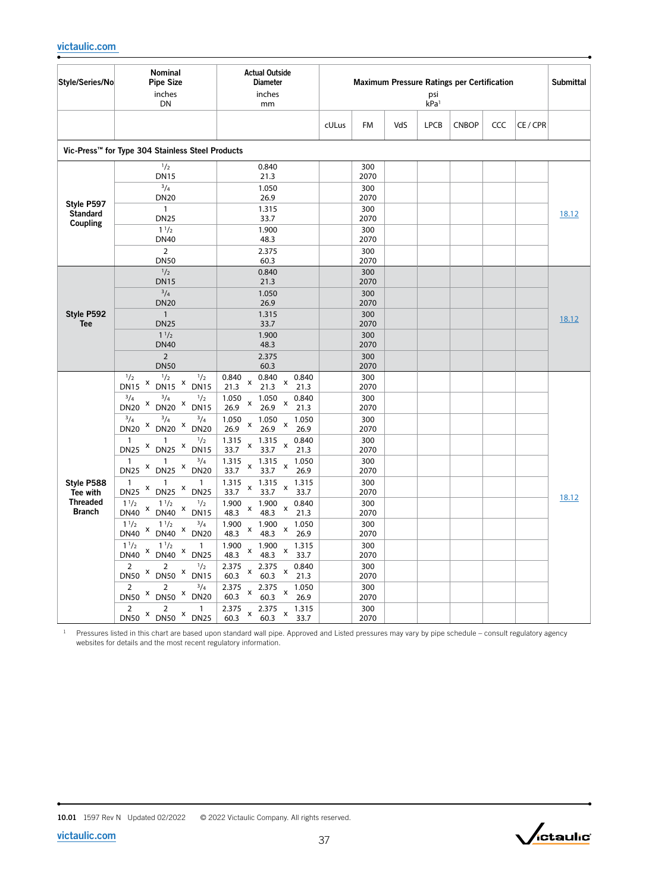| Style/Series/No | Nominal Pipe Size inches DN | Actual Outside Diameter inches mm | Maximum Pressure Ratings per Certification psi kPa[1] | | | | | | | Submittal |
|---|---|---|---|---|---|---|---|---|---|---|
| | | | cULus | FM | VdS | LPCB | CNBOP | CCC | CE / CPR | |
| **Vic-Press™ for Type 304 Stainless Steel Products** | | | | | | | | | | |
| **Style P597 Standard Coupling** | 1/2 DN15 | 0.840 21.3 | | 300 2070 | | | | | | 18.12 |
| | 3/4 DN20 | 1.050 26.9 | | 300 2070 | | | | | | |
| | 1 DN25 | 1.315 33.7 | | 300 2070 | | | | | | |
| | 1 1/2 DN40 | 1.900 48.3 | | 300 2070 | | | | | | |
| | 2 DN50 | 2.375 60.3 | | 300 2070 | | | | | | |
| **Style P592 Tee** | 1/2 DN15 | 0.840 21.3 | | 300 2070 | | | | | | 18.12 |
| | 3/4 DN20 | 1.050 26.9 | | 300 2070 | | | | | | |
| | 1 DN25 | 1.315 33.7 | | 300 2070 | | | | | | |
| | 1 1/2 DN40 | 1.900 48.3 | | 300 2070 | | | | | | |
| | 2 DN50 | 2.375 60.3 | | 300 2070 | | | | | | |
| **Style P588 Tee with Threaded Branch** | 1/2 x 1/2 x 1/2 DN15 x DN15 x DN15 | 0.840 x 0.840 x 0.840 21.3 x 21.3 x 21.3 | | 300 2070 | | | | | | 18.12 |
| | 3/4 x 3/4 x 1/2 DN20 x DN20 x DN15 | 1.050 x 1.050 x 0.840 26.9 x 26.9 x 21.3 | | 300 2070 | | | | | | |
| | 3/4 x 3/4 x 3/4 DN20 x DN20 x DN20 | 1.050 x 1.050 x 1.050 26.9 x 26.9 x 26.9 | | 300 2070 | | | | | | |
| | 1 x 1 x 1/2 DN25 x DN25 x DN15 | 1.315 x 1.315 x 0.840 33.7 x 33.7 x 21.3 | | 300 2070 | | | | | | |
| | 1 x 1 x 3/4 DN25 x DN25 x DN20 | 1.315 x 1.315 x 1.050 33.7 x 33.7 x 26.9 | | 300 2070 | | | | | | |
| | 1 x 1 x 1 DN25 x DN25 x DN25 | 1.315 x 1.315 x 1.315 33.7 x 33.7 x 33.7 | | 300 2070 | | | | | | |
| | 1 1/2 x 1 1/2 x 1/2 DN40 x DN40 x DN15 | 1.900 x 1.900 x 0.840 48.3 x 48.3 x 21.3 | | 300 2070 | | | | | | |
| | 1 1/2 x 1 1/2 x 3/4 DN40 x DN40 x DN20 | 1.900 x 1.900 x 1.050 48.3 x 48.3 x 26.9 | | 300 2070 | | | | | | |
| | 1 1/2 x 1 1/2 x 1 DN40 x DN40 x DN25 | 1.900 x 1.900 x 1.315 48.3 x 48.3 x 33.7 | | 300 2070 | | | | | | |
| | 2 x 2 x 1/2 DN50 x DN50 x DN15 | 2.375 x 2.375 x 0.840 60.3 x 60.3 x 21.3 | | 300 2070 | | | | | | |
| | 2 x 2 x 3/4 DN50 x DN50 x DN20 | 2.375 x 2.375 x 1.050 60.3 x 60.3 x 26.9 | | 300 2070 | | | | | | |
| | 2 x 2 x 1 DN50 x DN50 x DN25 | 2.375 x 2.375 x 1.315 60.3 x 60.3 x 33.7 | | 300 2070 | | | | | | |

[1] Pressures listed in this chart are based upon standard wall pipe. Approved and Listed pressures may vary by pipe schedule – consult regulatory agency websites for details and the most recent regulatory information.

**10.01** 1597 Rev N Updated 02/2022 © 2022 Victaulic Company. All rights reserved.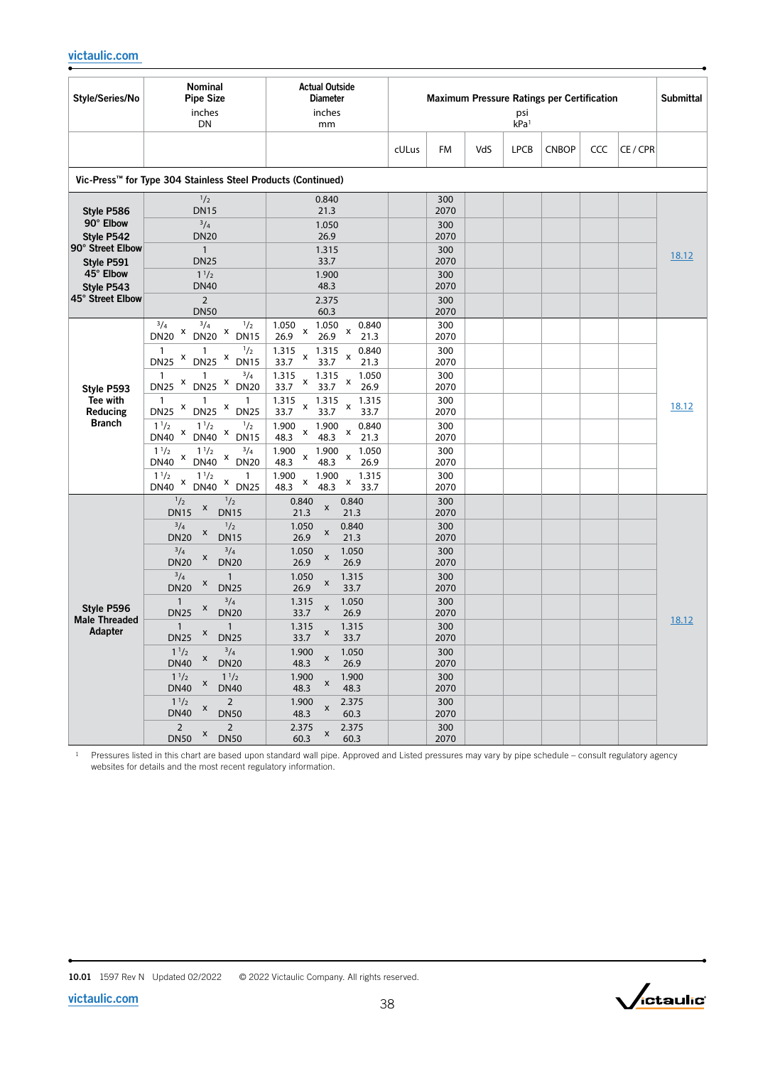| Style/Series/No | Nominal Pipe Size inches DN | Actual Outside Diameter inches mm | Maximum Pressure Ratings per Certification psi kPa[1] | | | | | | | Submittal |
|---|---|---|---|---|---|---|---|---|---|---|
| | | | cULus | FM | VdS | LPCB | CNBOP | CCC | CE / CPR | |
| **Vic-Press™ for Type 304 Stainless Steel Products (Continued)** | | | | | | | | | | |
| **Style P586 90° Elbow Style P542 90° Street Elbow Style P591 45° Elbow Style P543 45° Street Elbow** | 1/2 DN15 | 0.840 21.3 | | 300 2070 | | | | | | 18.12 |
| | 3/4 DN20 | 1.050 26.9 | | 300 2070 | | | | | | |
| | 1 DN25 | 1.315 33.7 | | 300 2070 | | | | | | |
| | 1 1/2 DN40 | 1.900 48.3 | | 300 2070 | | | | | | |
| | 2 DN50 | 2.375 60.3 | | 300 2070 | | | | | | |
| **Style P593 Tee with Reducing Branch** | 3/4 x 3/4 x 1/2 DN20 x DN20 x DN15 | 1.050 x 1.050 x 0.840 26.9 x 26.9 x 21.3 | | 300 2070 | | | | | | 18.12 |
| | 1 x 1 x 1/2 DN25 x DN25 x DN15 | 1.315 x 1.315 x 0.840 33.7 x 33.7 x 21.3 | | 300 2070 | | | | | | |
| | 1 x 1 x 3/4 DN25 x DN25 x DN20 | 1.315 x 1.315 x 1.050 33.7 x 33.7 x 26.9 | | 300 2070 | | | | | | |
| | 1 x 1 x 1 DN25 x DN25 x DN25 | 1.315 x 1.315 x 1.315 33.7 x 33.7 x 33.7 | | 300 2070 | | | | | | |
| | 1 1/2 x 1 1/2 x 1/2 DN40 x DN40 x DN15 | 1.900 x 1.900 x 0.840 48.3 x 48.3 x 21.3 | | 300 2070 | | | | | | |
| | 1 1/2 x 1 1/2 x 3/4 DN40 x DN40 x DN20 | 1.900 x 1.900 x 1.050 48.3 x 48.3 x 26.9 | | 300 2070 | | | | | | |
| | 1 1/2 x 1 1/2 x 1 DN40 x DN40 x DN25 | 1.900 x 1.900 x 1.315 48.3 x 48.3 x 33.7 | | 300 2070 | | | | | | |
| **Style P596 Male Threaded Adapter** | 1/2 x 1/2 DN15 x DN15 | 0.840 x 0.840 21.3 x 21.3 | | 300 2070 | | | | | | 18.12 |
| | 3/4 x 1/2 DN20 x DN15 | 1.050 x 0.840 26.9 x 21.3 | | 300 2070 | | | | | | |
| | 3/4 x 3/4 DN20 x DN20 | 1.050 x 1.050 26.9 x 26.9 | | 300 2070 | | | | | | |
| | 3/4 x 1 DN20 x DN25 | 1.050 x 1.315 26.9 x 33.7 | | 300 2070 | | | | | | |
| | 1 x 3/4 DN25 x DN20 | 1.315 x 1.050 33.7 x 26.9 | | 300 2070 | | | | | | |
| | 1 x 1 DN25 x DN25 | 1.315 x 1.315 33.7 x 33.7 | | 300 2070 | | | | | | |
| | 1 1/2 x 3/4 DN40 x DN20 | 1.900 x 1.050 48.3 x 26.9 | | 300 2070 | | | | | | |
| | 1 1/2 x 1 1/2 DN40 x DN40 | 1.900 x 1.900 48.3 x 48.3 | | 300 2070 | | | | | | |
| | 1 1/2 x 2 DN40 x DN50 | 1.900 x 2.375 48.3 x 60.3 | | 300 2070 | | | | | | |
| | 2 x 2 DN50 x DN50 | 2.375 x 2.375 60.3 x 60.3 | | 300 2070 | | | | | | |

[1] Pressures listed in this chart are based upon standard wall pipe. Approved and Listed pressures may vary by pipe schedule – consult regulatory agency websites for details and the most recent regulatory information.

10.01 1597 Rev N Updated 02/2022 © 2022 Victaulic Company. All rights reserved.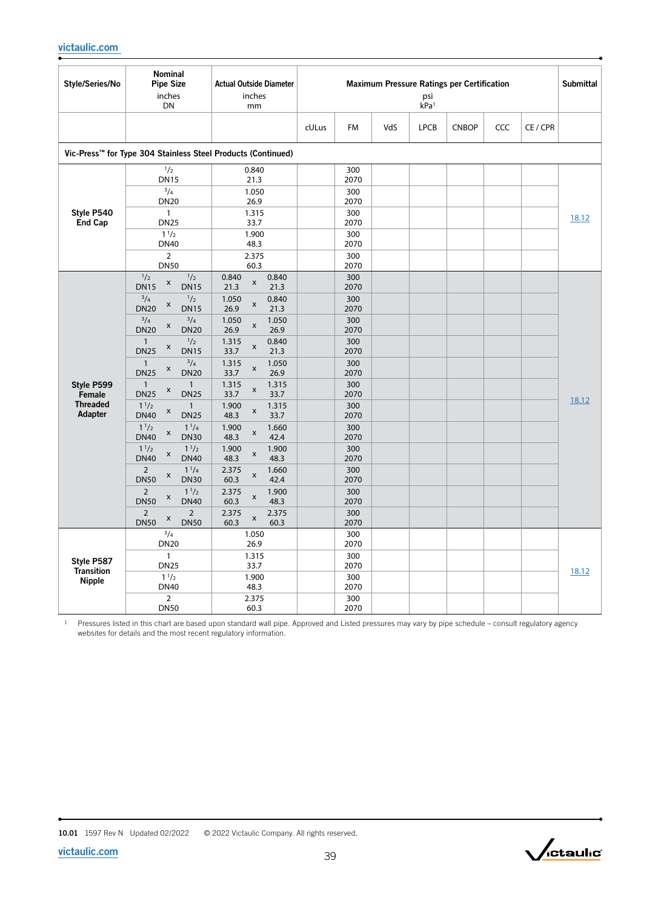| Style/Series/No | Nominal Pipe Size inches DN | Actual Outside Diameter inches mm | Maximum Pressure Ratings per Certification psi kPa[1] | | | | | | | Submittal |
|---|---|---|---|---|---|---|---|---|---|---|
| | | | cULus | FM | VdS | LPCB | CNBOP | CCC | CE / CPR | |
| **Vic-Press™ for Type 304 Stainless Steel Products (Continued)** | | | | | | | | | | |
| **Style P540 End Cap** | 1/2 DN15 | 0.840 21.3 | | 300 2070 | | | | | | 18.12 |
| | 3/4 DN20 | 1.050 26.9 | | 300 2070 | | | | | | |
| | 1 DN25 | 1.315 33.7 | | 300 2070 | | | | | | |
| | 1 1/2 DN40 | 1.900 48.3 | | 300 2070 | | | | | | |
| | 2 DN50 | 2.375 60.3 | | 300 2070 | | | | | | |
| **Style P599 Female Threaded Adapter** | 1/2 x 1/2 DN15 x DN15 | 0.840 x 0.840 21.3 x 21.3 | | 300 2070 | | | | | | 18.12 |
| | 3/4 x 1/2 DN20 x DN15 | 1.050 x 0.840 26.9 x 21.3 | | 300 2070 | | | | | | |
| | 3/4 x 3/4 DN20 x DN20 | 1.050 x 1.050 26.9 x 26.9 | | 300 2070 | | | | | | |
| | 1 x 1/2 DN25 x DN15 | 1.315 x 0.840 33.7 x 21.3 | | 300 2070 | | | | | | |
| | 1 x 3/4 DN25 x DN20 | 1.315 x 1.050 33.7 x 26.9 | | 300 2070 | | | | | | |
| | 1 x 1 DN25 x DN25 | 1.315 x 1.315 33.7 x 33.7 | | 300 2070 | | | | | | |
| | 1 1/2 x 1 DN40 x DN25 | 1.900 x 1.315 48.3 x 33.7 | | 300 2070 | | | | | | |
| | 1 1/2 x 1 1/4 DN40 x DN30 | 1.900 x 1.660 48.3 x 42.4 | | 300 2070 | | | | | | |
| | 1 1/2 x 1 1/2 DN40 x DN40 | 1.900 x 1.900 48.3 x 48.3 | | 300 2070 | | | | | | |
| | 2 x 1 1/4 DN50 x DN30 | 2.375 x 1.660 60.3 x 42.4 | | 300 2070 | | | | | | |
| | 2 x 1 1/2 DN50 x DN40 | 2.375 x 1.900 60.3 x 48.3 | | 300 2070 | | | | | | |
| | 2 x 2 DN50 x DN50 | 2.375 x 2.375 60.3 x 60.3 | | 300 2070 | | | | | | |
| **Style P587 Transition Nipple** | 3/4 DN20 | 1.050 26.9 | | 300 2070 | | | | | | 18.12 |
| | 1 DN25 | 1.315 33.7 | | 300 2070 | | | | | | |
| | 1 1/2 DN40 | 1.900 48.3 | | 300 2070 | | | | | | |
| | 2 DN50 | 2.375 60.3 | | 300 2070 | | | | | | |

[1] Pressures listed in this chart are based upon standard wall pipe. Approved and Listed pressures may vary by pipe schedule – consult regulatory agency websites for details and the most recent regulatory information.

**10.01** 1597 Rev N Updated 02/2022 © 2022 Victaulic Company. All rights reserved.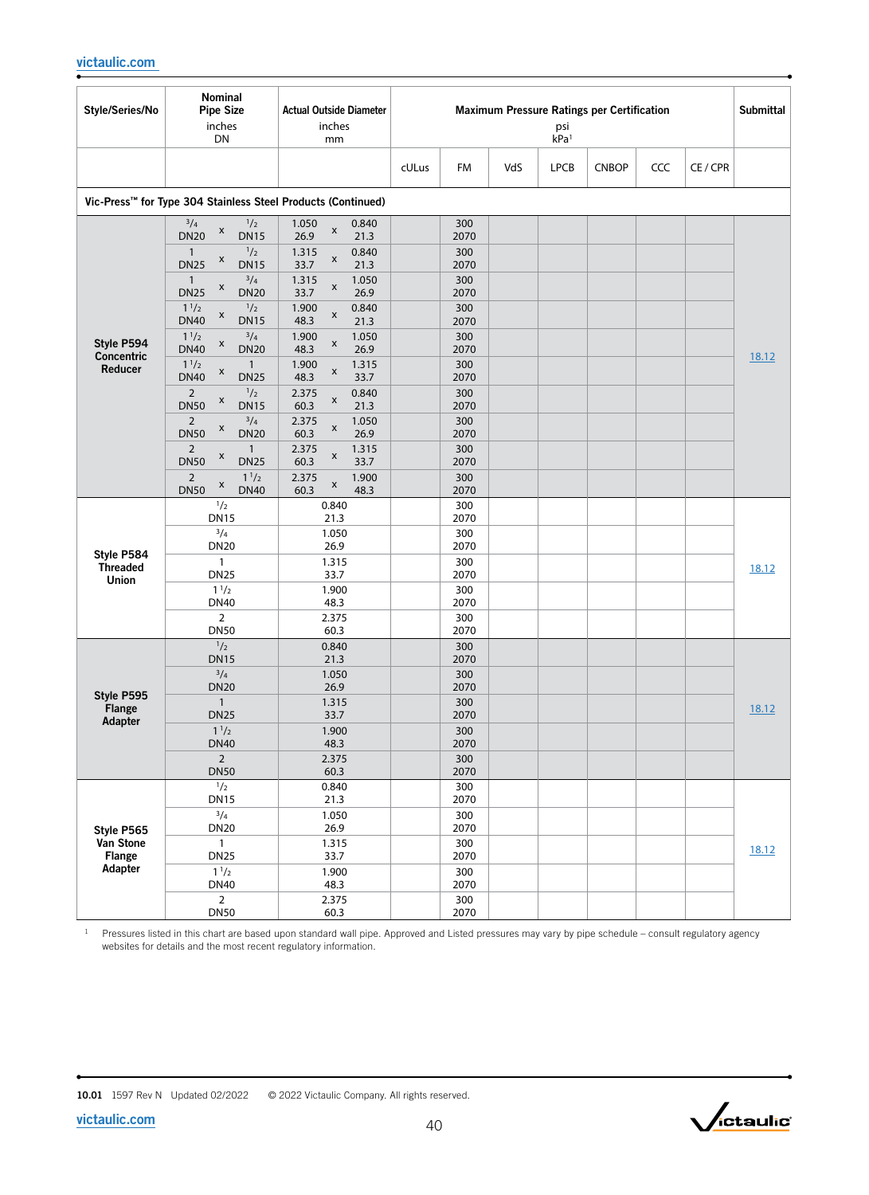| Style/Series/No | Nominal Pipe Size inches DN | Actual Outside Diameter inches mm | Maximum Pressure Ratings per Certification psi kPa[1] | | | | | | | Submittal |
|---|---|---|---|---|---|---|---|---|---|---|
| | | | cULus | FM | VdS | LPCB | CNBOP | CCC | CE / CPR | |
| **Vic-Press™ for Type 304 Stainless Steel Products (Continued)** | | | | | | | | | | |
| **Style P594 Concentric Reducer** | 3/4 x 1/2 DN20 x DN15 | 1.050 x 0.840 26.9 x 21.3 | | 300 2070 | | | | | | 18.12 |
| | 1 x 1/2 DN25 x DN15 | 1.315 x 0.840 33.7 x 21.3 | | 300 2070 | | | | | | |
| | 1 x 3/4 DN25 x DN20 | 1.315 x 1.050 33.7 x 26.9 | | 300 2070 | | | | | | |
| | 1 1/2 x 1/2 DN40 x DN15 | 1.900 x 0.840 48.3 x 21.3 | | 300 2070 | | | | | | |
| | 1 1/2 x 3/4 DN40 x DN20 | 1.900 x 1.050 48.3 x 26.9 | | 300 2070 | | | | | | |
| | 1 1/2 x 1 DN40 x DN25 | 1.900 x 1.315 48.3 x 33.7 | | 300 2070 | | | | | | |
| | 2 x 1/2 DN50 x DN15 | 2.375 x 0.840 60.3 x 21.3 | | 300 2070 | | | | | | |
| | 2 x 3/4 DN50 x DN20 | 2.375 x 1.050 60.3 x 26.9 | | 300 2070 | | | | | | |
| | 2 x 1 DN50 x DN25 | 2.375 x 1.315 60.3 x 33.7 | | 300 2070 | | | | | | |
| | 2 x 1 1/2 DN50 x DN40 | 2.375 x 1.900 60.3 x 48.3 | | 300 2070 | | | | | | |
| **Style P584 Threaded Union** | 1/2 DN15 | 0.840 21.3 | | 300 2070 | | | | | | 18.12 |
| | 3/4 DN20 | 1.050 26.9 | | 300 2070 | | | | | | |
| | 1 DN25 | 1.315 33.7 | | 300 2070 | | | | | | |
| | 1 1/2 DN40 | 1.900 48.3 | | 300 2070 | | | | | | |
| | 2 DN50 | 2.375 60.3 | | 300 2070 | | | | | | |
| **Style P595 Flange Adapter** | 1/2 DN15 | 0.840 21.3 | | 300 2070 | | | | | | 18.12 |
| | 3/4 DN20 | 1.050 26.9 | | 300 2070 | | | | | | |
| | 1 DN25 | 1.315 33.7 | | 300 2070 | | | | | | |
| | 1 1/2 DN40 | 1.900 48.3 | | 300 2070 | | | | | | |
| | 2 DN50 | 2.375 60.3 | | 300 2070 | | | | | | |
| **Style P565 Van Stone Flange Adapter** | 1/2 DN15 | 0.840 21.3 | | 300 2070 | | | | | | 18.12 |
| | 3/4 DN20 | 1.050 26.9 | | 300 2070 | | | | | | |
| | 1 DN25 | 1.315 33.7 | | 300 2070 | | | | | | |
| | 1 1/2 DN40 | 1.900 48.3 | | 300 2070 | | | | | | |
| | 2 DN50 | 2.375 60.3 | | 300 2070 | | | | | | |

[1] Pressures listed in this chart are based upon standard wall pipe. Approved and Listed pressures may vary by pipe schedule – consult regulatory agency websites for details and the most recent regulatory information.

10.01 1597 Rev N Updated 02/2022 © 2022 Victaulic Company. All rights reserved.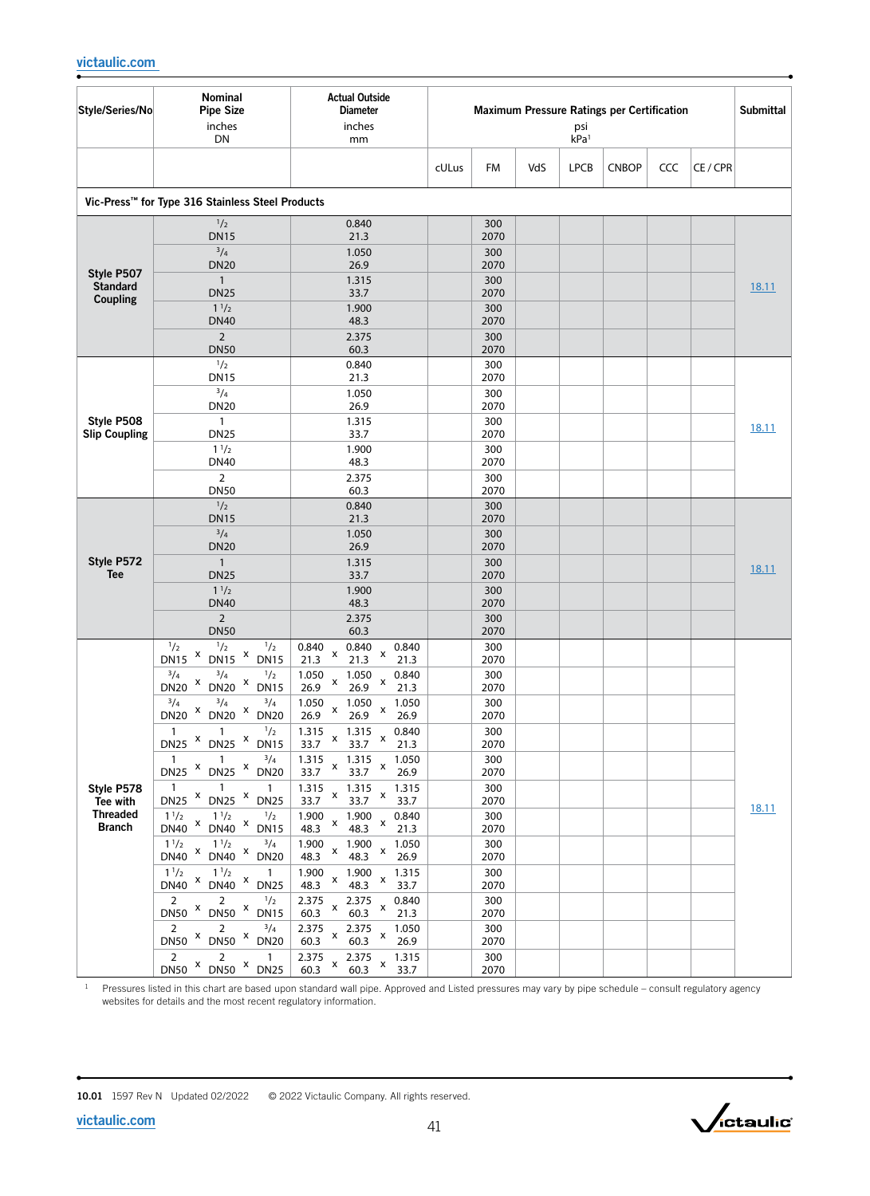| Style/Series/No | Nominal Pipe Size inches DN | Actual Outside Diameter inches mm | Maximum Pressure Ratings per Certification psi kPa[1] | | | | | | | Submittal |
|---|---|---|---|---|---|---|---|---|---|---|
| | | | cULus | FM | VdS | LPCB | CNBOP | CCC | CE / CPR | |
| **Vic-Press™ for Type 316 Stainless Steel Products** | | | | | | | | | | |
| **Style P507 Standard Coupling** | 1/2 DN15 | 0.840 21.3 | | 300 2070 | | | | | | 18.11 |
| | 3/4 DN20 | 1.050 26.9 | | 300 2070 | | | | | | |
| | 1 DN25 | 1.315 33.7 | | 300 2070 | | | | | | |
| | 1 1/2 DN40 | 1.900 48.3 | | 300 2070 | | | | | | |
| | 2 DN50 | 2.375 60.3 | | 300 2070 | | | | | | |
| **Style P508 Slip Coupling** | 1/2 DN15 | 0.840 21.3 | | 300 2070 | | | | | | 18.11 |
| | 3/4 DN20 | 1.050 26.9 | | 300 2070 | | | | | | |
| | 1 DN25 | 1.315 33.7 | | 300 2070 | | | | | | |
| | 1 1/2 DN40 | 1.900 48.3 | | 300 2070 | | | | | | |
| | 2 DN50 | 2.375 60.3 | | 300 2070 | | | | | | |
| **Style P572 Tee** | 1/2 DN15 | 0.840 21.3 | | 300 2070 | | | | | | 18.11 |
| | 3/4 DN20 | 1.050 26.9 | | 300 2070 | | | | | | |
| | 1 DN25 | 1.315 33.7 | | 300 2070 | | | | | | |
| | 1 1/2 DN40 | 1.900 48.3 | | 300 2070 | | | | | | |
| | 2 DN50 | 2.375 60.3 | | 300 2070 | | | | | | |
| **Style P578 Tee with Threaded Branch** | 1/2 x 1/2 x 1/2 DN15 x DN15 x DN15 | 0.840 x 0.840 x 0.840 21.3 x 21.3 x 21.3 | | 300 2070 | | | | | | 18.11 |
| | 3/4 x 3/4 x 1/2 DN20 x DN20 x DN15 | 1.050 x 1.050 x 0.840 26.9 x 26.9 x 21.3 | | 300 2070 | | | | | | |
| | 3/4 x 3/4 x 3/4 DN20 x DN20 x DN20 | 1.050 x 1.050 x 1.050 26.9 x 26.9 x 26.9 | | 300 2070 | | | | | | |
| | 1 x 1 x 1/2 DN25 x DN25 x DN15 | 1.315 x 1.315 x 0.840 33.7 x 33.7 x 21.3 | | 300 2070 | | | | | | |
| | 1 x 1 x 3/4 DN25 x DN25 x DN20 | 1.315 x 1.315 x 1.050 33.7 x 33.7 x 26.9 | | 300 2070 | | | | | | |
| | 1 x 1 x 1 DN25 x DN25 x DN25 | 1.315 x 1.315 x 1.315 33.7 x 33.7 x 33.7 | | 300 2070 | | | | | | |
| | 1 1/2 x 1 1/2 x 1/2 DN40 x DN40 x DN15 | 1.900 x 1.900 x 0.840 48.3 x 48.3 x 21.3 | | 300 2070 | | | | | | |
| | 1 1/2 x 1 1/2 x 3/4 DN40 x DN40 x DN20 | 1.900 x 1.900 x 1.050 48.3 x 48.3 x 26.9 | | 300 2070 | | | | | | |
| | 1 1/2 x 1 1/2 x 1 DN40 x DN40 x DN25 | 1.900 x 1.900 x 1.315 48.3 x 48.3 x 33.7 | | 300 2070 | | | | | | |
| | 2 x 2 x 1/2 DN50 x DN50 x DN15 | 2.375 x 2.375 x 0.840 60.3 x 60.3 x 21.3 | | 300 2070 | | | | | | |
| | 2 x 2 x 3/4 DN50 x DN50 x DN20 | 2.375 x 2.375 x 1.050 60.3 x 60.3 x 26.9 | | 300 2070 | | | | | | |
| | 2 x 2 x 1 DN50 x DN50 x DN25 | 2.375 x 2.375 x 1.315 60.3 x 60.3 x 33.7 | | 300 2070 | | | | | | |

[1] Pressures listed in this chart are based upon standard wall pipe. Approved and Listed pressures may vary by pipe schedule – consult regulatory agency websites for details and the most recent regulatory information.

10.01 1597 Rev N Updated 02/2022 © 2022 Victaulic Company. All rights reserved.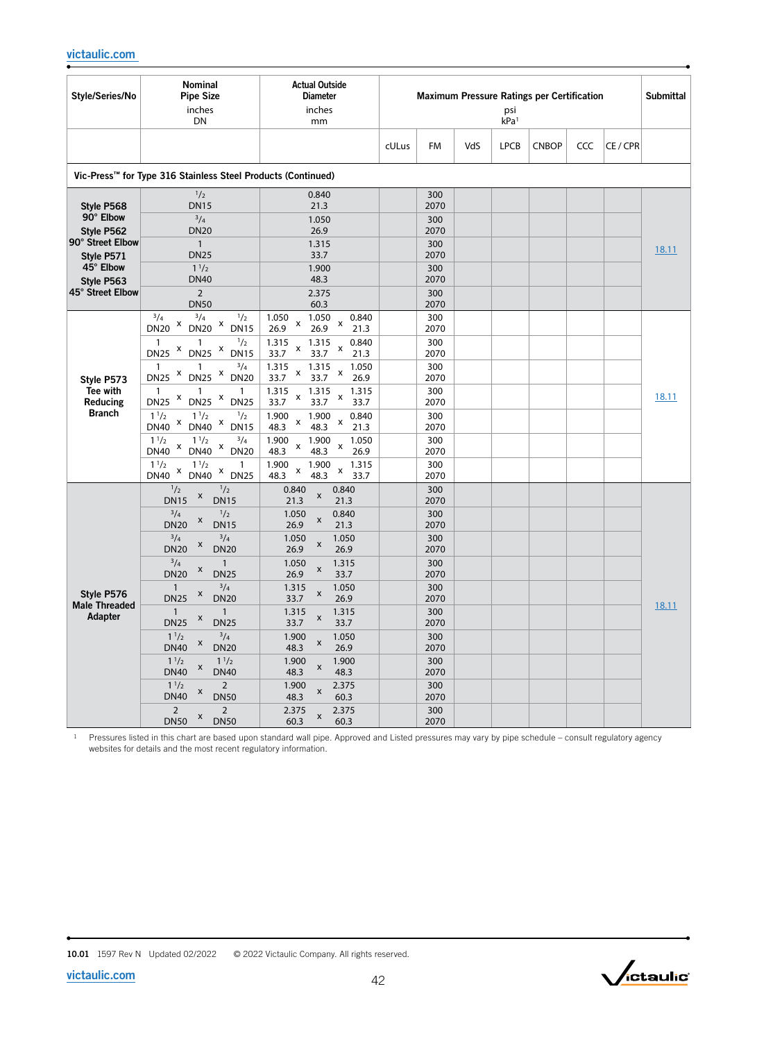| Style/Series/No | Nominal Pipe Size inches DN | Actual Outside Diameter inches mm | Maximum Pressure Ratings per Certification psi kPa[1] | | | | | | | Submittal |
|---|---|---|---|---|---|---|---|---|---|---|
| | | | cULus | FM | VdS | LPCB | CNBOP | CCC | CE / CPR | |
| **Vic-Press™ for Type 316 Stainless Steel Products (Continued)** | | | | | | | | | | |
| **Style P568 90° Elbow Style P562 90° Street Elbow Style P571 45° Elbow Style P563 45° Street Elbow** | 1/2 DN15 | 0.840 21.3 | | 300 2070 | | | | | | 18.11 |
| | 3/4 DN20 | 1.050 26.9 | | 300 2070 | | | | | | |
| | 1 DN25 | 1.315 33.7 | | 300 2070 | | | | | | |
| | 1 1/2 DN40 | 1.900 48.3 | | 300 2070 | | | | | | |
| | 2 DN50 | 2.375 60.3 | | 300 2070 | | | | | | |
| **Style P573 Tee with Reducing Branch** | 3/4 x 3/4 x 1/2 DN20 x DN20 x DN15 | 1.050 x 1.050 x 0.840 26.9 x 26.9 x 21.3 | | 300 2070 | | | | | | 18.11 |
| | 1 x 1 x 1/2 DN25 x DN25 x DN15 | 1.315 x 1.315 x 0.840 33.7 x 33.7 x 21.3 | | 300 2070 | | | | | | |
| | 1 x 1 x 3/4 DN25 x DN25 x DN20 | 1.315 x 1.315 x 1.050 33.7 x 33.7 x 26.9 | | 300 2070 | | | | | | |
| | 1 x 1 x 1 DN25 x DN25 x DN25 | 1.315 x 1.315 x 1.315 33.7 x 33.7 x 33.7 | | 300 2070 | | | | | | |
| | 1 1/2 x 1 1/2 x 1/2 DN40 x DN40 x DN15 | 1.900 x 1.900 x 0.840 48.3 x 48.3 x 21.3 | | 300 2070 | | | | | | |
| | 1 1/2 x 1 1/2 x 3/4 DN40 x DN40 x DN20 | 1.900 x 1.900 x 1.050 48.3 x 48.3 x 26.9 | | 300 2070 | | | | | | |
| | 1 1/2 x 1 1/2 x 1 DN40 x DN40 x DN25 | 1.900 x 1.900 x 1.315 48.3 x 48.3 x 33.7 | | 300 2070 | | | | | | |
| **Style P576 Male Threaded Adapter** | 1/2 x 1/2 DN15 x DN15 | 0.840 x 0.840 21.3 x 21.3 | | 300 2070 | | | | | | 18.11 |
| | 3/4 x 1/2 DN20 x DN15 | 1.050 x 0.840 26.9 x 21.3 | | 300 2070 | | | | | | |
| | 3/4 x 3/4 DN20 x DN20 | 1.050 x 1.050 26.9 x 26.9 | | 300 2070 | | | | | | |
| | 3/4 x 1 DN20 x DN25 | 1.050 x 1.315 26.9 x 33.7 | | 300 2070 | | | | | | |
| | 1 x 3/4 DN25 x DN20 | 1.315 x 1.050 33.7 x 26.9 | | 300 2070 | | | | | | |
| | 1 x 1 DN25 x DN25 | 1.315 x 1.315 33.7 x 33.7 | | 300 2070 | | | | | | |
| | 1 1/2 x 3/4 DN40 x DN20 | 1.900 x 1.050 48.3 x 26.9 | | 300 2070 | | | | | | |
| | 1 1/2 x 1 1/2 DN40 x DN40 | 1.900 x 1.900 48.3 x 48.3 | | 300 2070 | | | | | | |
| | 1 1/2 x 2 DN40 x DN50 | 1.900 x 2.375 48.3 x 60.3 | | 300 2070 | | | | | | |
| | 2 x 2 DN50 x DN50 | 2.375 x 2.375 60.3 x 60.3 | | 300 2070 | | | | | | |

[1] Pressures listed in this chart are based upon standard wall pipe. Approved and Listed pressures may vary by pipe schedule – consult regulatory agency websites for details and the most recent regulatory information.

**10.01** 1597 Rev N Updated 02/2022 © 2022 Victaulic Company. All rights reserved.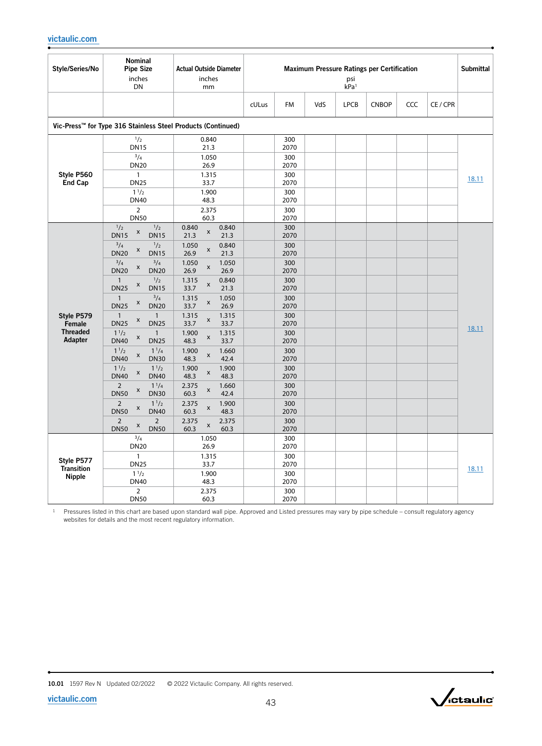| Style/Series/No | Nominal Pipe Size inches DN | Actual Outside Diameter inches mm | Maximum Pressure Ratings per Certification psi kPa[1] | | | | | | | Submittal |
|---|---|---|---|---|---|---|---|---|---|---|
| | | | cULus | FM | VdS | LPCB | CNBOP | CCC | CE / CPR | |
| **Vic-Press™ for Type 316 Stainless Steel Products (Continued)** | | | | | | | | | | |
| **Style P560 End Cap** | 1/2 DN15 | 0.840 21.3 | | 300 2070 | | | | | | 18.11 |
| | 3/4 DN20 | 1.050 26.9 | | 300 2070 | | | | | | |
| | 1 DN25 | 1.315 33.7 | | 300 2070 | | | | | | |
| | 1 1/2 DN40 | 1.900 48.3 | | 300 2070 | | | | | | |
| | 2 DN50 | 2.375 60.3 | | 300 2070 | | | | | | |
| **Style P579 Female Threaded Adapter** | 1/2 x 1/2 DN15 x DN15 | 0.840 x 0.840 21.3 x 21.3 | | 300 2070 | | | | | | 18.11 |
| | 3/4 x 1/2 DN20 x DN15 | 1.050 x 0.840 26.9 x 21.3 | | 300 2070 | | | | | | |
| | 3/4 x 3/4 DN20 x DN20 | 1.050 x 1.050 26.9 x 26.9 | | 300 2070 | | | | | | |
| | 1 x 1/2 DN25 x DN15 | 1.315 x 0.840 33.7 x 21.3 | | 300 2070 | | | | | | |
| | 1 x 3/4 DN25 x DN20 | 1.315 x 1.050 33.7 x 26.9 | | 300 2070 | | | | | | |
| | 1 x 1 DN25 x DN25 | 1.315 x 1.315 33.7 x 33.7 | | 300 2070 | | | | | | |
| | 1 1/2 x 1 DN40 x DN25 | 1.900 x 1.315 48.3 x 33.7 | | 300 2070 | | | | | | |
| | 1 1/2 x 1 1/4 DN40 x DN30 | 1.900 x 1.660 48.3 x 42.4 | | 300 2070 | | | | | | |
| | 1 1/2 x 1 1/2 DN40 x DN40 | 1.900 x 1.900 48.3 x 48.3 | | 300 2070 | | | | | | |
| | 2 x 1 1/4 DN50 x DN30 | 2.375 x 1.660 60.3 x 42.4 | | 300 2070 | | | | | | |
| | 2 x 1 1/2 DN50 x DN40 | 2.375 x 1.900 60.3 x 48.3 | | 300 2070 | | | | | | |
| | 2 x 2 DN50 x DN50 | 2.375 x 2.375 60.3 x 60.3 | | 300 2070 | | | | | | |
| **Style P577 Transition Nipple** | 3/4 DN20 | 1.050 26.9 | | 300 2070 | | | | | | 18.11 |
| | 1 DN25 | 1.315 33.7 | | 300 2070 | | | | | | |
| | 1 1/2 DN40 | 1.900 48.3 | | 300 2070 | | | | | | |
| | 2 DN50 | 2.375 60.3 | | 300 2070 | | | | | | |

[1] Pressures listed in this chart are based upon standard wall pipe. Approved and Listed pressures may vary by pipe schedule – consult regulatory agency websites for details and the most recent regulatory information.

10.01 1597 Rev N Updated 02/2022 © 2022 Victaulic Company. All rights reserved.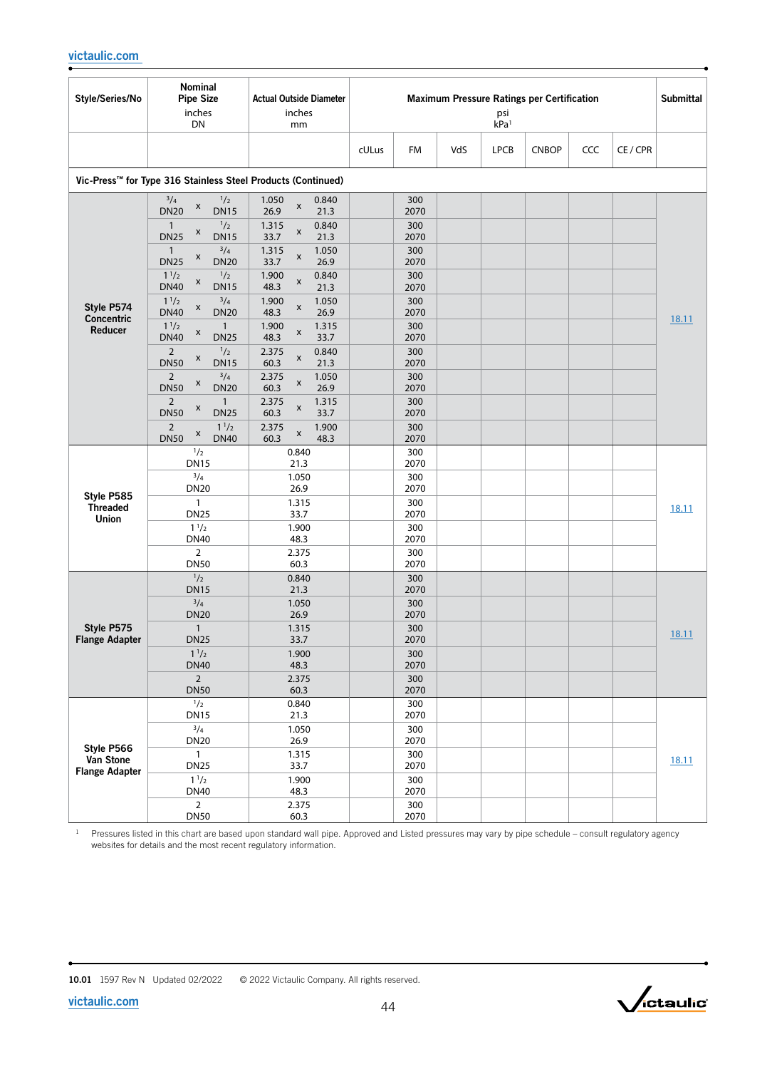| Style/Series/No | Nominal Pipe Size inches DN | Actual Outside Diameter inches mm | Maximum Pressure Ratings per Certification psi kPa[1] | | | | | | | Submittal |
|---|---|---|---|---|---|---|---|---|---|---|
| | | | cULus | FM | VdS | LPCB | CNBOP | CCC | CE / CPR | |
| **Vic-Press™ for Type 316 Stainless Steel Products (Continued)** | | | | | | | | | | |
| **Style P574 Concentric Reducer** | 3/4 x 1/2 DN20 x DN15 | 1.050 x 0.840 26.9 x 21.3 | | 300 2070 | | | | | | 18.11 |
| | 1 x 1/2 DN25 x DN15 | 1.315 x 0.840 33.7 x 21.3 | | 300 2070 | | | | | | |
| | 1 x 3/4 DN25 x DN20 | 1.315 x 1.050 33.7 x 26.9 | | 300 2070 | | | | | | |
| | 1 1/2 x 1/2 DN40 x DN15 | 1.900 x 0.840 48.3 x 21.3 | | 300 2070 | | | | | | |
| | 1 1/2 x 3/4 DN40 x DN20 | 1.900 x 1.050 48.3 x 26.9 | | 300 2070 | | | | | | |
| | 1 1/2 x 1 DN40 x DN25 | 1.900 x 1.315 48.3 x 33.7 | | 300 2070 | | | | | | |
| | 2 x 1/2 DN50 x DN15 | 2.375 x 0.840 60.3 x 21.3 | | 300 2070 | | | | | | |
| | 2 x 3/4 DN50 x DN20 | 2.375 x 1.050 60.3 x 26.9 | | 300 2070 | | | | | | |
| | 2 x 1 DN50 x DN25 | 2.375 x 1.315 60.3 x 33.7 | | 300 2070 | | | | | | |
| | 2 x 1 1/2 DN50 x DN40 | 2.375 x 1.900 60.3 x 48.3 | | 300 2070 | | | | | | |
| **Style P585 Threaded Union** | 1/2 DN15 | 0.840 21.3 | | 300 2070 | | | | | | 18.11 |
| | 3/4 DN20 | 1.050 26.9 | | 300 2070 | | | | | | |
| | 1 DN25 | 1.315 33.7 | | 300 2070 | | | | | | |
| | 1 1/2 DN40 | 1.900 48.3 | | 300 2070 | | | | | | |
| | 2 DN50 | 2.375 60.3 | | 300 2070 | | | | | | |
| **Style P575 Flange Adapter** | 1/2 DN15 | 0.840 21.3 | | 300 2070 | | | | | | 18.11 |
| | 3/4 DN20 | 1.050 26.9 | | 300 2070 | | | | | | |
| | 1 DN25 | 1.315 33.7 | | 300 2070 | | | | | | |
| | 1 1/2 DN40 | 1.900 48.3 | | 300 2070 | | | | | | |
| | 2 DN50 | 2.375 60.3 | | 300 2070 | | | | | | |
| **Style P566 Van Stone Flange Adapter** | 1/2 DN15 | 0.840 21.3 | | 300 2070 | | | | | | 18.11 |
| | 3/4 DN20 | 1.050 26.9 | | 300 2070 | | | | | | |
| | 1 DN25 | 1.315 33.7 | | 300 2070 | | | | | | |
| | 1 1/2 DN40 | 1.900 48.3 | | 300 2070 | | | | | | |
| | 2 DN50 | 2.375 60.3 | | 300 2070 | | | | | | |

[1] Pressures listed in this chart are based upon standard wall pipe. Approved and Listed pressures may vary by pipe schedule – consult regulatory agency websites for details and the most recent regulatory information.

10.01 1597 Rev N Updated 02/2022 © 2022 Victaulic Company. All rights reserved.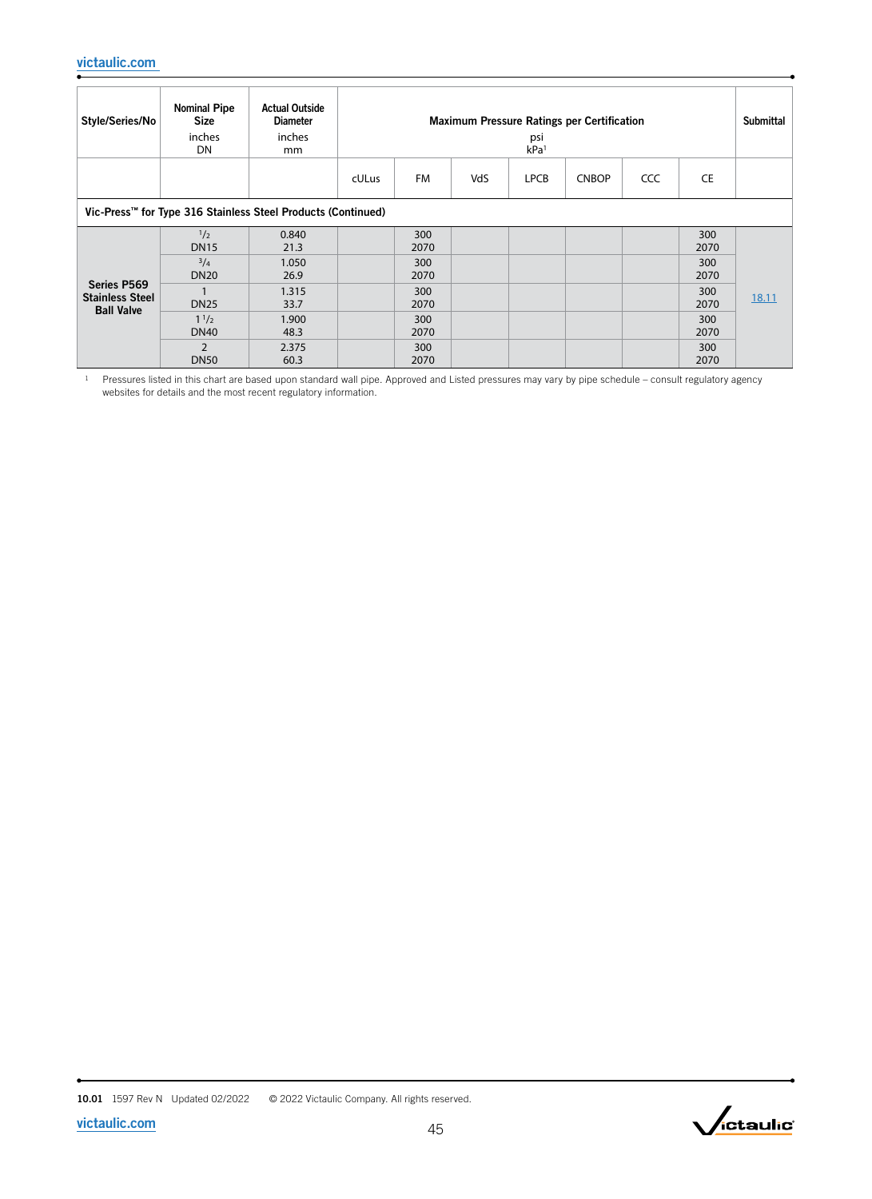| Style/Series/No | Nominal Pipe Size inches DN | Actual Outside Diameter inches mm | Maximum Pressure Ratings per Certification psi kPa[1] | | | | | | | Submittal |
|---|---|---|---|---|---|---|---|---|---|---|
| | | | cULus | FM | VdS | LPCB | CNBOP | CCC | CE | |
| **Vic-Press™ for Type 316 Stainless Steel Products (Continued)** | | | | | | | | | | |
| **Series P569 Stainless Steel Ball Valve** | ½ DN15 | 0.840 21.3 | | 300 2070 | | | | | 300 2070 | 18.11 |
| | ¾ DN20 | 1.050 26.9 | | 300 2070 | | | | | 300 2070 | |
| | 1 DN25 | 1.315 33.7 | | 300 2070 | | | | | 300 2070 | |
| | 1½ DN40 | 1.900 48.3 | | 300 2070 | | | | | 300 2070 | |
| | 2 DN50 | 2.375 60.3 | | 300 2070 | | | | | 300 2070 | |

[1] Pressures listed in this chart are based upon standard wall pipe. Approved and Listed pressures may vary by pipe schedule – consult regulatory agency websites for details and the most recent regulatory information.

10.01 1597 Rev N Updated 02/2022 © 2022 Victaulic Company. All rights reserved.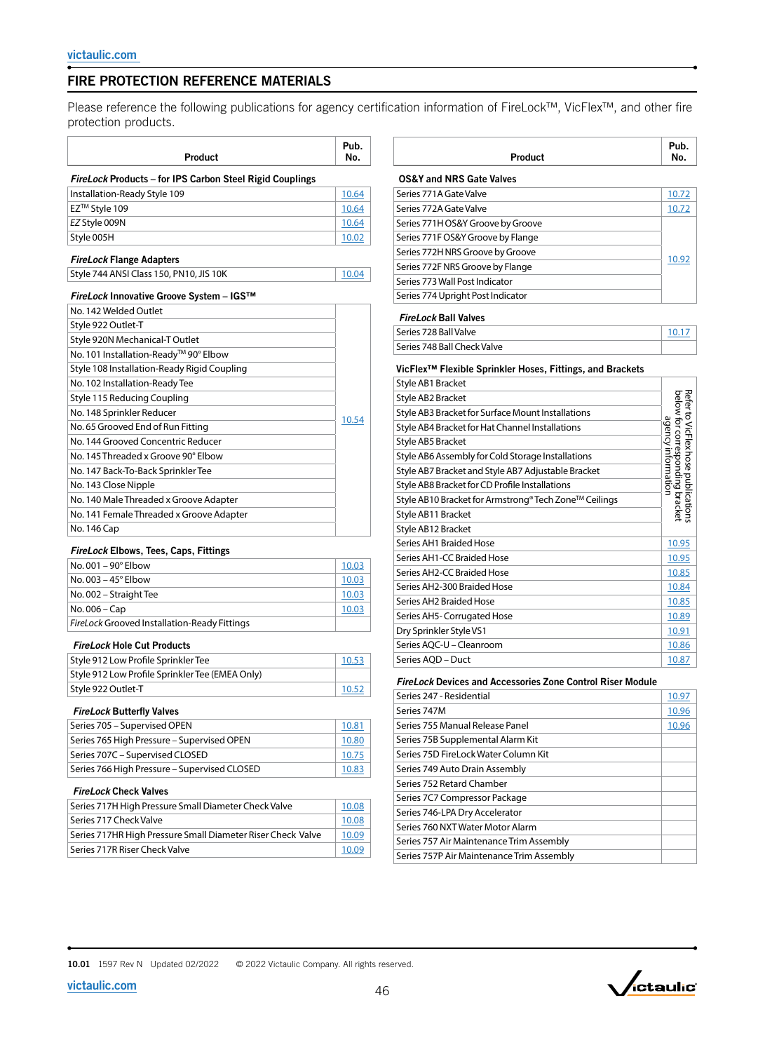## FIRE PROTECTION REFERENCE MATERIALS

Please reference the following publications for agency certification information of FireLock™, VicFlex™, and other fire protection products.

| Product | Pub. No. |
|---|---|
| ***FireLock* Products – for IPS Carbon Steel Rigid Couplings** | |
| Installation-Ready Style 109 | 10.64 |
| EZ™ Style 109 | 10.64 |
| *EZ* Style 009N | 10.64 |
| Style 005H | 10.02 |
| ***FireLock* Flange Adapters** | |
| Style 744 ANSI Class 150, PN10, JIS 10K | 10.04 |
| ***FireLock* Innovative Groove System – IGS™** | |
| No. 142 Welded Outlet | 10.54 |
| Style 922 Outlet-T | 10.54 |
| Style 920N Mechanical-T Outlet | 10.54 |
| No. 101 Installation-Ready™ 90° Elbow | 10.54 |
| Style 108 Installation-Ready Rigid Coupling | 10.54 |
| No. 102 Installation-Ready Tee | 10.54 |
| Style 115 Reducing Coupling | 10.54 |
| No. 148 Sprinkler Reducer | 10.54 |
| No. 65 Grooved End of Run Fitting | 10.54 |
| No. 144 Grooved Concentric Reducer | 10.54 |
| No. 145 Threaded x Groove 90° Elbow | 10.54 |
| No. 147 Back-To-Back Sprinkler Tee | 10.54 |
| No. 143 Close Nipple | 10.54 |
| No. 140 Male Threaded x Groove Adapter | 10.54 |
| No. 141 Female Threaded x Groove Adapter | 10.54 |
| No. 146 Cap | 10.54 |
| ***FireLock* Elbows, Tees, Caps, Fittings** | |
| No. 001 – 90° Elbow | 10.03 |
| No. 003 – 45° Elbow | 10.03 |
| No. 002 – Straight Tee | 10.03 |
| No. 006 – Cap | 10.03 |
| *FireLock* Grooved Installation-Ready Fittings | |
| ***FireLock* Hole Cut Products** | |
| Style 912 Low Profile Sprinkler Tee | 10.53 |
| Style 912 Low Profile Sprinkler Tee (EMEA Only) | |
| Style 922 Outlet-T | 10.52 |
| ***FireLock* Butterfly Valves** | |
| Series 705 – Supervised OPEN | 10.81 |
| Series 765 High Pressure – Supervised OPEN | 10.80 |
| Series 707C – Supervised CLOSED | 10.75 |
| Series 766 High Pressure – Supervised CLOSED | 10.83 |
| ***FireLock* Check Valves** | |
| Series 717H High Pressure Small Diameter Check Valve | 10.08 |
| Series 717 Check Valve | 10.08 |
| Series 717HR High Pressure Small Diameter Riser Check Valve | 10.09 |
| Series 717R Riser Check Valve | 10.09 |

| Product | Pub. No. |
|---|---|
| **OS&Y and NRS Gate Valves** | |
| Series 771A Gate Valve | 10.72 |
| Series 772A Gate Valve | 10.72 |
| Series 771H OS&Y Groove by Groove | 10.92 |
| Series 771F OS&Y Groove by Flange | 10.92 |
| Series 772H NRS Groove by Groove | 10.92 |
| Series 772F NRS Groove by Flange | 10.92 |
| Series 773 Wall Post Indicator | 10.92 |
| Series 774 Upright Post Indicator | 10.92 |
| ***FireLock* Ball Valves** | |
| Series 728 Ball Valve | 10.17 |
| Series 748 Ball Check Valve | 10.17 |
| **VicFlex™ Flexible Sprinkler Hoses, Fittings, and Brackets** | |
| Style AB1 Bracket | Refer to VicFlex hose publications below for corresponding bracket agency information |
| Style AB2 Bracket | Refer to VicFlex hose publications below for corresponding bracket agency information |
| Style AB3 Bracket for Surface Mount Installations | Refer to VicFlex hose publications below for corresponding bracket agency information |
| Style AB4 Bracket for Hat Channel Installations | Refer to VicFlex hose publications below for corresponding bracket agency information |
| Style AB5 Bracket | Refer to VicFlex hose publications below for corresponding bracket agency information |
| Style AB6 Assembly for Cold Storage Installations | Refer to VicFlex hose publications below for corresponding bracket agency information |
| Style AB7 Bracket and Style AB7 Adjustable Bracket | Refer to VicFlex hose publications below for corresponding bracket agency information |
| Style AB8 Bracket for CD Profile Installations | Refer to VicFlex hose publications below for corresponding bracket agency information |
| Style AB10 Bracket for Armstrong® Tech Zone™ Ceilings | Refer to VicFlex hose publications below for corresponding bracket agency information |
| Style AB11 Bracket | Refer to VicFlex hose publications below for corresponding bracket agency information |
| Style AB12 Bracket | Refer to VicFlex hose publications below for corresponding bracket agency information |
| Series AH1 Braided Hose | 10.95 |
| Series AH1-CC Braided Hose | 10.95 |
| Series AH2-CC Braided Hose | 10.85 |
| Series AH2-300 Braided Hose | 10.84 |
| Series AH2 Braided Hose | 10.85 |
| Series AH5- Corrugated Hose | 10.89 |
| Dry Sprinkler Style VS1 | 10.91 |
| Series AQC-U – Cleanroom | 10.86 |
| Series AQD – Duct | 10.87 |
| ***FireLock* Devices and Accessories Zone Control Riser Module** | |
| Series 247 - Residential | 10.97 |
| Series 747M | 10.96 |
| Series 755 Manual Release Panel | 10.96 |
| Series 75B Supplemental Alarm Kit | |
| Series 75D FireLock Water Column Kit | |
| Series 749 Auto Drain Assembly | |
| Series 752 Retard Chamber | |
| Series 7C7 Compressor Package | |
| Series 746-LPA Dry Accelerator | |
| Series 760 NXT Water Motor Alarm | |
| Series 757 Air Maintenance Trim Assembly | |
| Series 757P Air Maintenance Trim Assembly | |

10.01 1597 Rev N Updated 02/2022 © 2022 Victaulic Company. All rights reserved.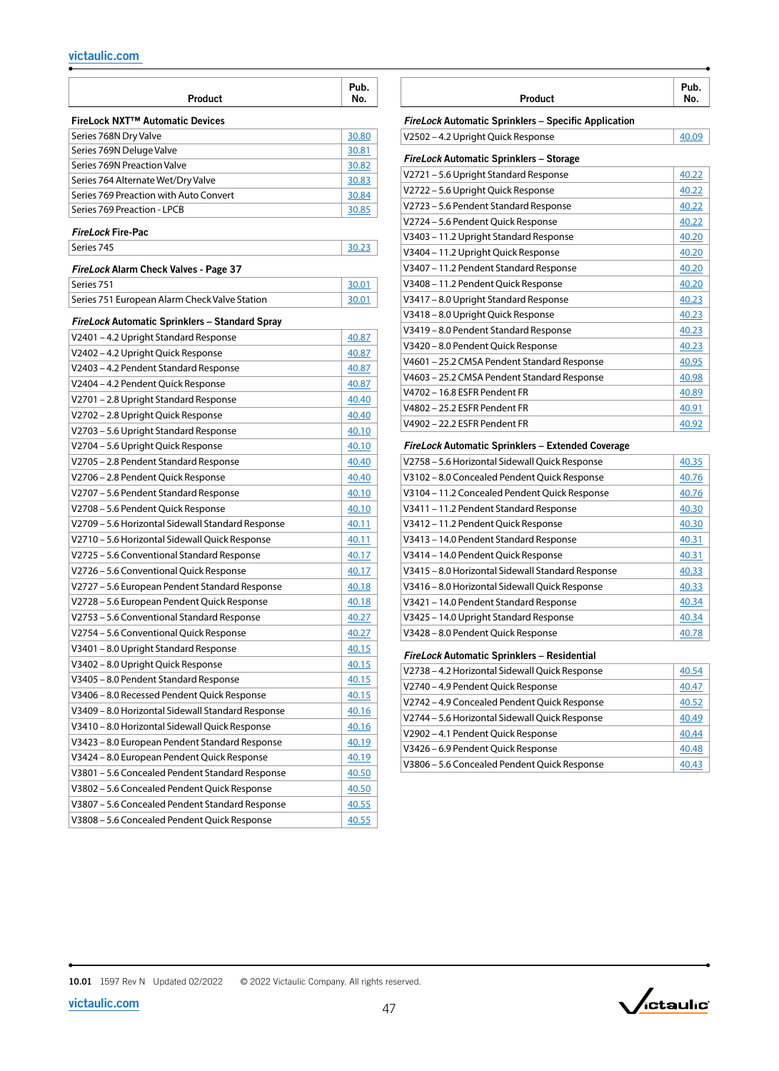| Product | Pub. No. |
|---|---|
| **FireLock NXT™ Automatic Devices** | |
| Series 768N Dry Valve | 30.80 |
| Series 769N Deluge Valve | 30.81 |
| Series 769N Preaction Valve | 30.82 |
| Series 764 Alternate Wet/Dry Valve | 30.83 |
| Series 769 Preaction with Auto Convert | 30.84 |
| Series 769 Preaction - LPCB | 30.85 |
| ***FireLock* Fire-Pac** | |
| Series 745 | 30.23 |
| ***FireLock* Alarm Check Valves - Page 37** | |
| Series 751 | 30.01 |
| Series 751 European Alarm Check Valve Station | 30.01 |
| ***FireLock* Automatic Sprinklers – Standard Spray** | |
| V2401 – 4.2 Upright Standard Response | 40.87 |
| V2402 – 4.2 Upright Quick Response | 40.87 |
| V2403 – 4.2 Pendent Standard Response | 40.87 |
| V2404 – 4.2 Pendent Quick Response | 40.87 |
| V2701 – 2.8 Upright Standard Response | 40.40 |
| V2702 – 2.8 Upright Quick Response | 40.40 |
| V2703 – 5.6 Upright Standard Response | 40.10 |
| V2704 – 5.6 Upright Quick Response | 40.10 |
| V2705 – 2.8 Pendent Standard Response | 40.40 |
| V2706 – 2.8 Pendent Quick Response | 40.40 |
| V2707 – 5.6 Pendent Standard Response | 40.10 |
| V2708 – 5.6 Pendent Quick Response | 40.10 |
| V2709 – 5.6 Horizontal Sidewall Standard Response | 40.11 |
| V2710 – 5.6 Horizontal Sidewall Quick Response | 40.11 |
| V2725 – 5.6 Conventional Standard Response | 40.17 |
| V2726 – 5.6 Conventional Quick Response | 40.17 |
| V2727 – 5.6 European Pendent Standard Response | 40.18 |
| V2728 – 5.6 European Pendent Quick Response | 40.18 |
| V2753 – 5.6 Conventional Standard Response | 40.27 |
| V2754 – 5.6 Conventional Quick Response | 40.27 |
| V3401 – 8.0 Upright Standard Response | 40.15 |
| V3402 – 8.0 Upright Quick Response | 40.15 |
| V3405 – 8.0 Pendent Standard Response | 40.15 |
| V3406 – 8.0 Recessed Pendent Quick Response | 40.15 |
| V3409 – 8.0 Horizontal Sidewall Standard Response | 40.16 |
| V3410 – 8.0 Horizontal Sidewall Quick Response | 40.16 |
| V3423 – 8.0 European Pendent Standard Response | 40.19 |
| V3424 – 8.0 European Pendent Quick Response | 40.19 |
| V3801 – 5.6 Concealed Pendent Standard Response | 40.50 |
| V3802 – 5.6 Concealed Pendent Quick Response | 40.50 |
| V3807 – 5.6 Concealed Pendent Standard Response | 40.55 |
| V3808 – 5.6 Concealed Pendent Quick Response | 40.55 |

| Product | Pub. No. |
|---|---|
| ***FireLock* Automatic Sprinklers – Specific Application** | |
| V2502 – 4.2 Upright Quick Response | 40.09 |
| ***FireLock* Automatic Sprinklers – Storage** | |
| V2721 – 5.6 Upright Standard Response | 40.22 |
| V2722 – 5.6 Upright Quick Response | 40.22 |
| V2723 – 5.6 Pendent Standard Response | 40.22 |
| V2724 – 5.6 Pendent Quick Response | 40.22 |
| V3403 – 11.2 Upright Standard Response | 40.20 |
| V3404 – 11.2 Upright Quick Response | 40.20 |
| V3407 – 11.2 Pendent Standard Response | 40.20 |
| V3408 – 11.2 Pendent Quick Response | 40.20 |
| V3417 – 8.0 Upright Standard Response | 40.23 |
| V3418 – 8.0 Upright Quick Response | 40.23 |
| V3419 – 8.0 Pendent Standard Response | 40.23 |
| V3420 – 8.0 Pendent Quick Response | 40.23 |
| V4601 – 25.2 CMSA Pendent Standard Response | 40.95 |
| V4603 – 25.2 CMSA Pendent Standard Response | 40.98 |
| V4702 – 16.8 ESFR Pendent FR | 40.89 |
| V4802 – 25.2 ESFR Pendent FR | 40.91 |
| V4902 – 22.2 ESFR Pendent FR | 40.92 |
| ***FireLock* Automatic Sprinklers – Extended Coverage** | |
| V2758 – 5.6 Horizontal Sidewall Quick Response | 40.35 |
| V3102 – 8.0 Concealed Pendent Quick Response | 40.76 |
| V3104 – 11.2 Concealed Pendent Quick Response | 40.76 |
| V3411 – 11.2 Pendent Standard Response | 40.30 |
| V3412 – 11.2 Pendent Quick Response | 40.30 |
| V3413 – 14.0 Pendent Standard Response | 40.31 |
| V3414 – 14.0 Pendent Quick Response | 40.31 |
| V3415 – 8.0 Horizontal Sidewall Standard Response | 40.33 |
| V3416 – 8.0 Horizontal Sidewall Quick Response | 40.33 |
| V3421 – 14.0 Pendent Standard Response | 40.34 |
| V3425 – 14.0 Upright Standard Response | 40.34 |
| V3428 – 8.0 Pendent Quick Response | 40.78 |
| ***FireLock* Automatic Sprinklers – Residential** | |
| V2738 – 4.2 Horizontal Sidewall Quick Response | 40.54 |
| V2740 – 4.9 Pendent Quick Response | 40.47 |
| V2742 – 4.9 Concealed Pendent Quick Response | 40.52 |
| V2744 – 5.6 Horizontal Sidewall Quick Response | 40.49 |
| V2902 – 4.1 Pendent Quick Response | 40.44 |
| V3426 – 6.9 Pendent Quick Response | 40.48 |
| V3806 – 5.6 Concealed Pendent Quick Response | 40.43 |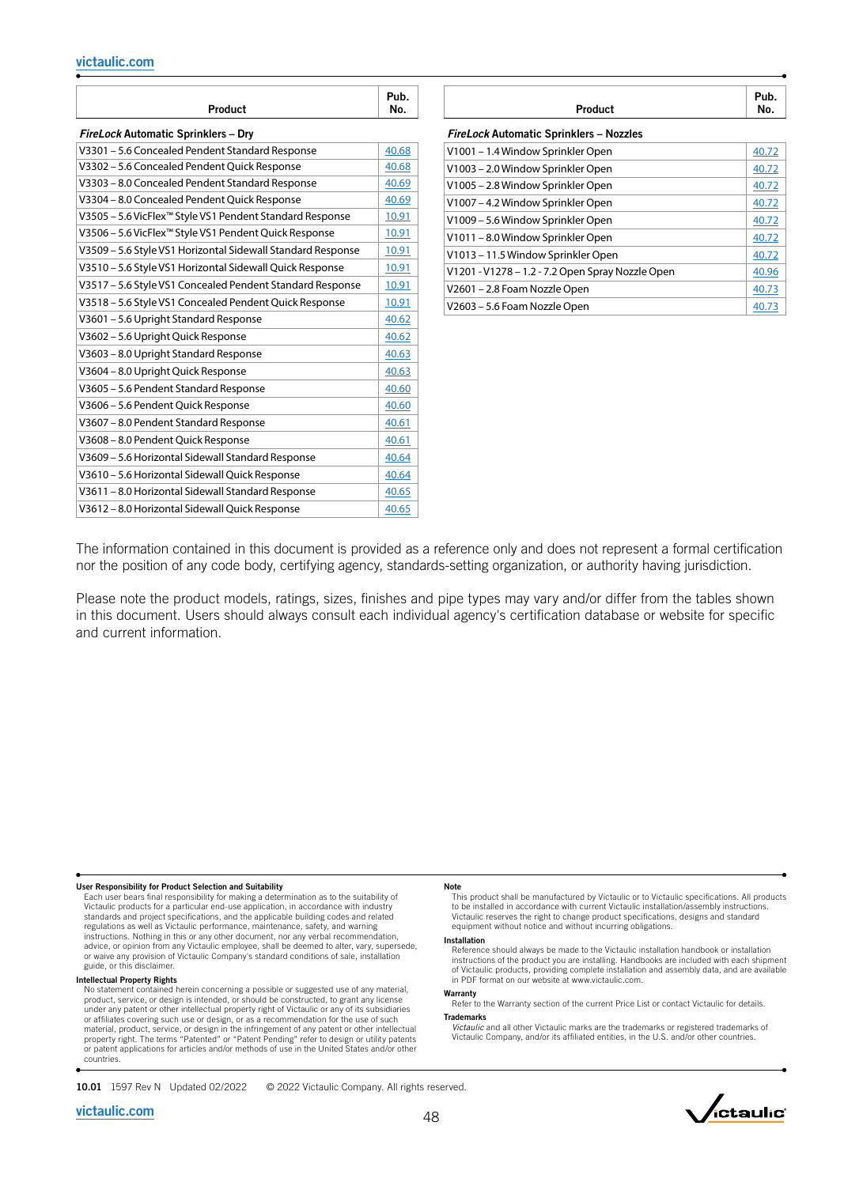| Product | Pub. No. |
|---|---|
| ***FireLock* Automatic Sprinklers – Dry** | |
| V3301 – 5.6 Concealed Pendent Standard Response | 40.68 |
| V3302 – 5.6 Concealed Pendent Quick Response | 40.68 |
| V3303 – 8.0 Concealed Pendent Standard Response | 40.69 |
| V3304 – 8.0 Concealed Pendent Quick Response | 40.69 |
| V3505 – 5.6 VicFlex™ Style VS1 Pendent Standard Response | 10.91 |
| V3506 – 5.6 VicFlex™ Style VS1 Pendent Quick Response | 10.91 |
| V3509 – 5.6 Style VS1 Horizontal Sidewall Standard Response | 10.91 |
| V3510 – 5.6 Style VS1 Horizontal Sidewall Quick Response | 10.91 |
| V3517 – 5.6 Style VS1 Concealed Pendent Standard Response | 10.91 |
| V3518 – 5.6 Style VS1 Concealed Pendent Quick Response | 10.91 |
| V3601 – 5.6 Upright Standard Response | 40.62 |
| V3602 – 5.6 Upright Quick Response | 40.62 |
| V3603 – 8.0 Upright Standard Response | 40.63 |
| V3604 – 8.0 Upright Quick Response | 40.63 |
| V3605 – 5.6 Pendent Standard Response | 40.60 |
| V3606 – 5.6 Pendent Quick Response | 40.60 |
| V3607 – 8.0 Pendent Standard Response | 40.61 |
| V3608 – 8.0 Pendent Quick Response | 40.61 |
| V3609 – 5.6 Horizontal Sidewall Standard Response | 40.64 |
| V3610 – 5.6 Horizontal Sidewall Quick Response | 40.64 |
| V3611 – 8.0 Horizontal Sidewall Standard Response | 40.65 |
| V3612 – 8.0 Horizontal Sidewall Quick Response | 40.65 |

| Product | Pub. No. |
|---|---|
| ***FireLock* Automatic Sprinklers – Nozzles** | |
| V1001 – 1.4 Window Sprinkler Open | 40.72 |
| V1003 – 2.0 Window Sprinkler Open | 40.72 |
| V1005 – 2.8 Window Sprinkler Open | 40.72 |
| V1007 – 4.2 Window Sprinkler Open | 40.72 |
| V1009 – 5.6 Window Sprinkler Open | 40.72 |
| V1011 – 8.0 Window Sprinkler Open | 40.72 |
| V1013 – 11.5 Window Sprinkler Open | 40.72 |
| V1201 - V1278 – 1.2 - 7.2 Open Spray Nozzle Open | 40.96 |
| V2601 – 2.8 Foam Nozzle Open | 40.73 |
| V2603 – 5.6 Foam Nozzle Open | 40.73 |

The information contained in this document is provided as a reference only and does not represent a formal certification nor the position of any code body, certifying agency, standards-setting organization, or authority having jurisdiction.

Please note the product models, ratings, sizes, finishes and pipe types may vary and/or differ from the tables shown in this document. Users should always consult each individual agency's certification database or website for specific and current information.

**User Responsibility for Product Selection and Suitability**

Each user bears final responsibility for making a determination as to the suitability of Victaulic products for a particular end-use application, in accordance with industry standards and project specifications, and the applicable building codes and related regulations as well as Victaulic performance, maintenance, safety, and warning instructions. Nothing in this or any other document, nor any verbal recommendation, advice, or opinion from any Victaulic employee, shall be deemed to alter, vary, supersede, or waive any provision of Victaulic Company's standard conditions of sale, installation guide, or this disclaimer.

**Intellectual Property Rights**

No statement contained herein concerning a possible or suggested use of any material, product, service, or design is intended, or should be constructed, to grant any license under any patent or other intellectual property right of Victaulic or any of its subsidiaries or affiliates covering such use or design, or as a recommendation for the use of such material, product, service, or design in the infringement of any patent or other intellectual property right. The terms "Patented" or "Patent Pending" refer to design or utility patents or patent applications for articles and/or methods of use in the United States and/or other countries.

**Note**

This product shall be manufactured by Victaulic or to Victaulic specifications. All products to be installed in accordance with current Victaulic installation/assembly instructions. Victaulic reserves the right to change product specifications, designs and standard equipment without notice and without incurring obligations.

**Installation**

Reference should always be made to the Victaulic installation handbook or installation instructions of the product you are installing. Handbooks are included with each shipment of Victaulic products, providing complete installation and assembly data, and are available in PDF format on our website at www.victaulic.com.

**Warranty**

Refer to the Warranty section of the current Price List or contact Victaulic for details.

**Trademarks**

*Victaulic* and all other Victaulic marks are the trademarks or registered trademarks of Victaulic Company, and/or its affiliated entities, in the U.S. and/or other countries.

**10.01** 1597 Rev N Updated 02/2022 © 2022 Victaulic Company. All rights reserved.